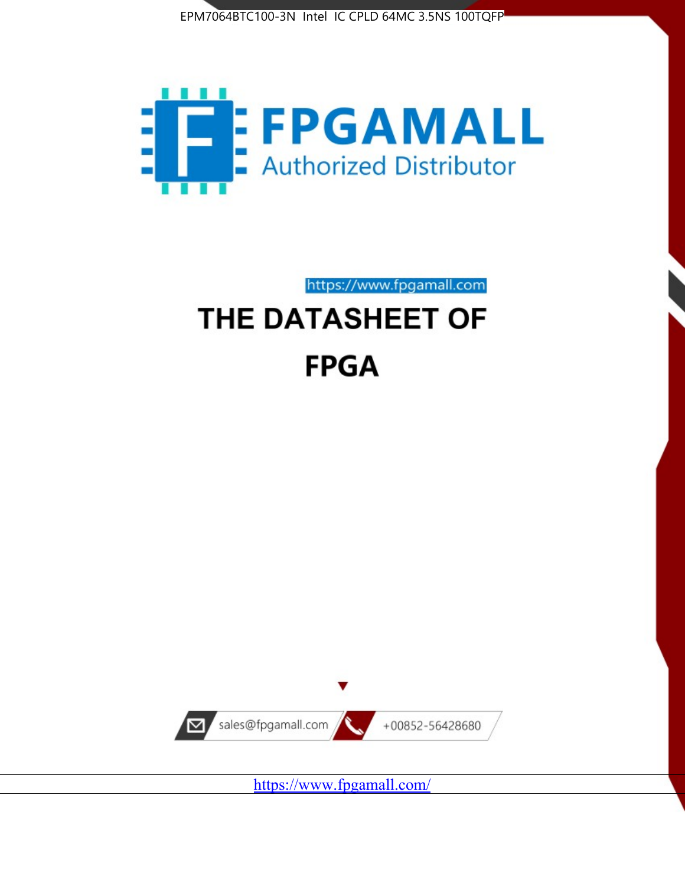EPM7064BTC100-3N Intel IC CPLD 64MC 3.5NS 100TQFP

FPGAMALL

Authorized Distributor

https://www.fpgamall.com

# THE DATASHEET OF

# FPGA

sales@fpgamall.com

+00852-56428680

https://www.fpgamall.com/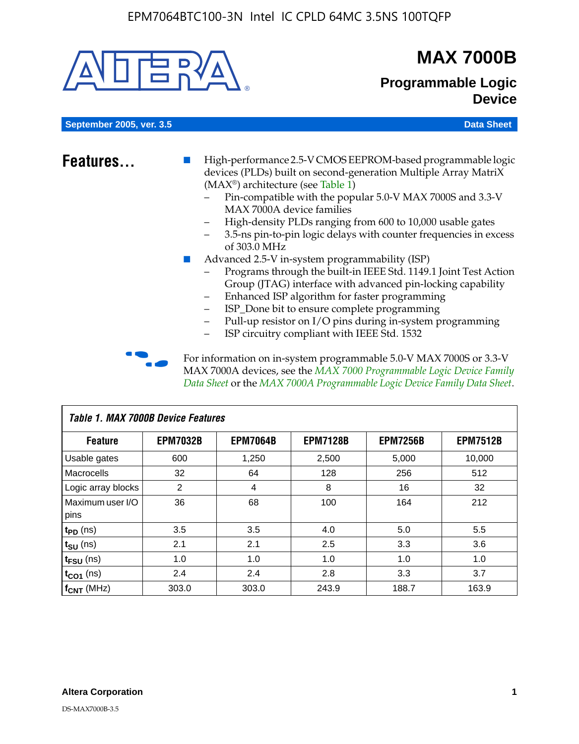# MAX 7000B

## Programmable Logic Device

September 2005, ver. 3.5 — Data Sheet

## Features...

- High-performance 2.5-V CMOS EEPROM-based programmable logic devices (PLDs) built on second-generation Multiple Array MatriX (MAX®) architecture (see Table 1)
  - Pin-compatible with the popular 5.0-V MAX 7000S and 3.3-V MAX 7000A device families
  - High-density PLDs ranging from 600 to 10,000 usable gates
  - 3.5-ns pin-to-pin logic delays with counter frequencies in excess of 303.0 MHz
- Advanced 2.5-V in-system programmability (ISP)
  - Programs through the built-in IEEE Std. 1149.1 Joint Test Action Group (JTAG) interface with advanced pin-locking capability
  - Enhanced ISP algorithm for faster programming
  - ISP_Done bit to ensure complete programming
  - Pull-up resistor on I/O pins during in-system programming
  - ISP circuitry compliant with IEEE Std. 1532

For information on in-system programmable 5.0-V MAX 7000S or 3.3-V MAX 7000A devices, see the *MAX 7000 Programmable Logic Device Family Data Sheet* or the *MAX 7000A Programmable Logic Device Family Data Sheet*.

**Table 1. MAX 7000B Device Features**

| Feature | EPM7032B | EPM7064B | EPM7128B | EPM7256B | EPM7512B |
|---|---|---|---|---|---|
| Usable gates | 600 | 1,250 | 2,500 | 5,000 | 10,000 |
| Macrocells | 32 | 64 | 128 | 256 | 512 |
| Logic array blocks | 2 | 4 | 8 | 16 | 32 |
| Maximum user I/O pins | 36 | 68 | 100 | 164 | 212 |
| $t_{PD}$ (ns) | 3.5 | 3.5 | 4.0 | 5.0 | 5.5 |
| $t_{SU}$ (ns) | 2.1 | 2.1 | 2.5 | 3.3 | 3.6 |
| $t_{FSU}$ (ns) | 1.0 | 1.0 | 1.0 | 1.0 | 1.0 |
| $t_{CO1}$ (ns) | 2.4 | 2.4 | 2.8 | 3.3 | 3.7 |
| $f_{CNT}$ (MHz) | 303.0 | 303.0 | 243.9 | 188.7 | 163.9 |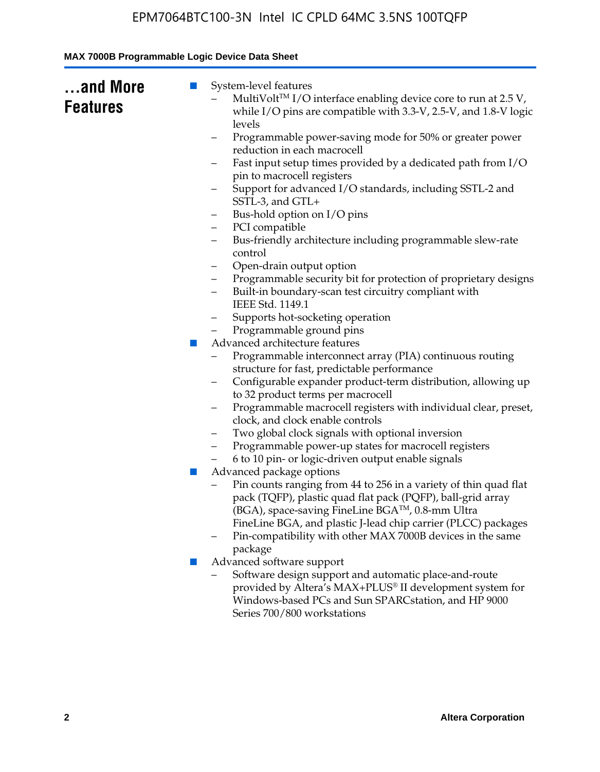## ...and More Features

- System-level features
  - MultiVolt™ I/O interface enabling device core to run at 2.5 V, while I/O pins are compatible with 3.3-V, 2.5-V, and 1.8-V logic levels
  - Programmable power-saving mode for 50% or greater power reduction in each macrocell
  - Fast input setup times provided by a dedicated path from I/O pin to macrocell registers
  - Support for advanced I/O standards, including SSTL-2 and SSTL-3, and GTL+
  - Bus-hold option on I/O pins
  - PCI compatible
  - Bus-friendly architecture including programmable slew-rate control
  - Open-drain output option
  - Programmable security bit for protection of proprietary designs
  - Built-in boundary-scan test circuitry compliant with IEEE Std. 1149.1
  - Supports hot-socketing operation
  - Programmable ground pins
- Advanced architecture features
  - Programmable interconnect array (PIA) continuous routing structure for fast, predictable performance
  - Configurable expander product-term distribution, allowing up to 32 product terms per macrocell
  - Programmable macrocell registers with individual clear, preset, clock, and clock enable controls
  - Two global clock signals with optional inversion
  - Programmable power-up states for macrocell registers
  - 6 to 10 pin- or logic-driven output enable signals
- Advanced package options
  - Pin counts ranging from 44 to 256 in a variety of thin quad flat pack (TQFP), plastic quad flat pack (PQFP), ball-grid array (BGA), space-saving FineLine BGA™, 0.8-mm Ultra FineLine BGA, and plastic J-lead chip carrier (PLCC) packages
  - Pin-compatibility with other MAX 7000B devices in the same package
- Advanced software support
  - Software design support and automatic place-and-route provided by Altera's MAX+PLUS® II development system for Windows-based PCs and Sun SPARCstation, and HP 9000 Series 700/800 workstations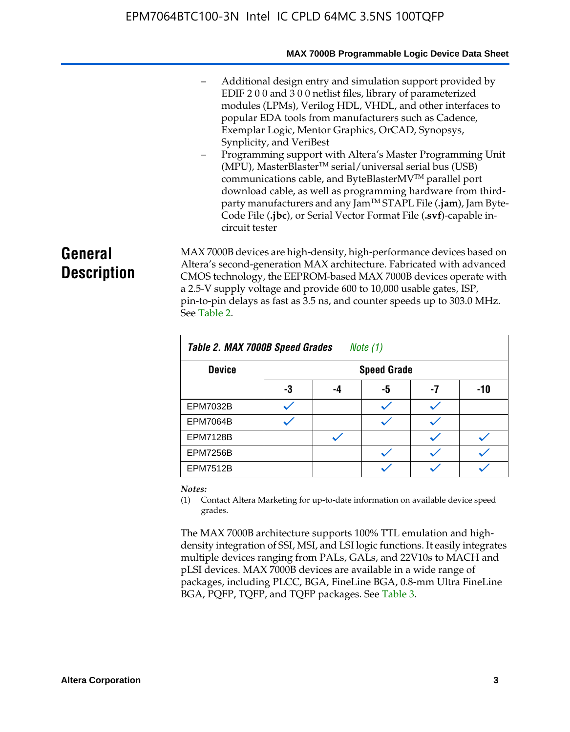- Additional design entry and simulation support provided by EDIF 2 0 0 and 3 0 0 netlist files, library of parameterized modules (LPMs), Verilog HDL, VHDL, and other interfaces to popular EDA tools from manufacturers such as Cadence, Exemplar Logic, Mentor Graphics, OrCAD, Synopsys, Synplicity, and VeriBest
- Programming support with Altera's Master Programming Unit (MPU), MasterBlaster™ serial/universal serial bus (USB) communications cable, and ByteBlasterMV™ parallel port download cable, as well as programming hardware from third-party manufacturers and any Jam™ STAPL File (**.jam**), Jam Byte-Code File (**.jbc**), or Serial Vector Format File (**.svf**)-capable in-circuit tester

# General Description

MAX 7000B devices are high-density, high-performance devices based on Altera's second-generation MAX architecture. Fabricated with advanced CMOS technology, the EEPROM-based MAX 7000B devices operate with a 2.5-V supply voltage and provide 600 to 10,000 usable gates, ISP, pin-to-pin delays as fast as 3.5 ns, and counter speeds up to 303.0 MHz. See Table 2.

**Table 2. MAX 7000B Speed Grades** *Note (1)*

| Device | Speed Grade | | | | |
|---|---|---|---|---|---|
| | -3 | -4 | -5 | -7 | -10 |
| EPM7032B | ✓ | | ✓ | ✓ | |
| EPM7064B | ✓ | | ✓ | ✓ | |
| EPM7128B | | ✓ | | ✓ | ✓ |
| EPM7256B | | | ✓ | ✓ | ✓ |
| EPM7512B | | | ✓ | ✓ | ✓ |

*Notes:*

(1) Contact Altera Marketing for up-to-date information on available device speed grades.

The MAX 7000B architecture supports 100% TTL emulation and high-density integration of SSI, MSI, and LSI logic functions. It easily integrates multiple devices ranging from PALs, GALs, and 22V10s to MACH and pLSI devices. MAX 7000B devices are available in a wide range of packages, including PLCC, BGA, FineLine BGA, 0.8-mm Ultra FineLine BGA, PQFP, TQFP, and TQFP packages. See Table 3.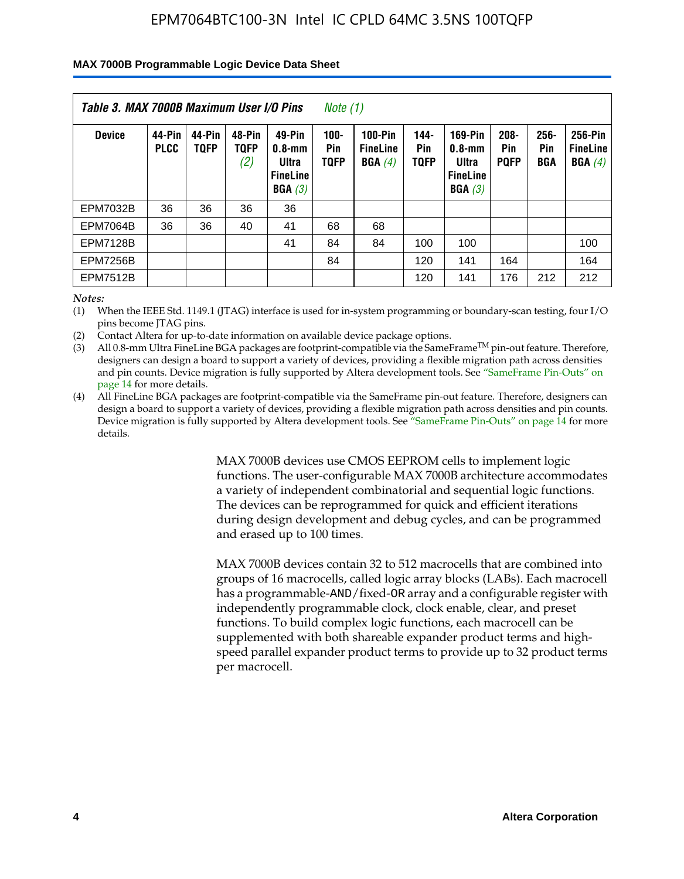Table 3. MAX 7000B Maximum User I/O Pins *Note (1)*

| Device | 44-Pin PLCC | 44-Pin TQFP | 48-Pin TQFP *(2)* | 49-Pin 0.8-mm Ultra FineLine BGA *(3)* | 100-Pin TQFP | 100-Pin FineLine BGA *(4)* | 144-Pin TQFP | 169-Pin 0.8-mm Ultra FineLine BGA *(3)* | 208-Pin PQFP | 256-Pin BGA | 256-Pin FineLine BGA *(4)* |
|---|---|---|---|---|---|---|---|---|---|---|---|
| EPM7032B | 36 | 36 | 36 | 36 | | | | | | | |
| EPM7064B | 36 | 36 | 40 | 41 | 68 | 68 | | | | | |
| EPM7128B | | | | 41 | 84 | 84 | 100 | 100 | | | 100 |
| EPM7256B | | | | | 84 | | 120 | 141 | 164 | | 164 |
| EPM7512B | | | | | | | 120 | 141 | 176 | 212 | 212 |

*Notes:*

(1) When the IEEE Std. 1149.1 (JTAG) interface is used for in-system programming or boundary-scan testing, four I/O pins become JTAG pins.

(2) Contact Altera for up-to-date information on available device package options.

(3) All 0.8-mm Ultra FineLine BGA packages are footprint-compatible via the SameFrame™ pin-out feature. Therefore, designers can design a board to support a variety of devices, providing a flexible migration path across densities and pin counts. Device migration is fully supported by Altera development tools. See "SameFrame Pin-Outs" on page 14 for more details.

(4) All FineLine BGA packages are footprint-compatible via the SameFrame pin-out feature. Therefore, designers can design a board to support a variety of devices, providing a flexible migration path across densities and pin counts. Device migration is fully supported by Altera development tools. See "SameFrame Pin-Outs" on page 14 for more details.

MAX 7000B devices use CMOS EEPROM cells to implement logic functions. The user-configurable MAX 7000B architecture accommodates a variety of independent combinatorial and sequential logic functions. The devices can be reprogrammed for quick and efficient iterations during design development and debug cycles, and can be programmed and erased up to 100 times.

MAX 7000B devices contain 32 to 512 macrocells that are combined into groups of 16 macrocells, called logic array blocks (LABs). Each macrocell has a programmable-AND/fixed-OR array and a configurable register with independently programmable clock, clock enable, clear, and preset functions. To build complex logic functions, each macrocell can be supplemented with both shareable expander product terms and high-speed parallel expander product terms to provide up to 32 product terms per macrocell.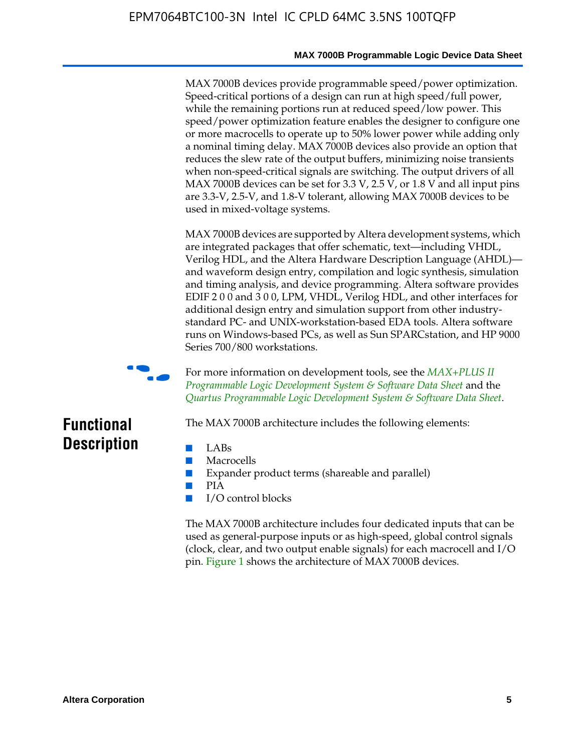MAX 7000B devices provide programmable speed/power optimization. Speed-critical portions of a design can run at high speed/full power, while the remaining portions run at reduced speed/low power. This speed/power optimization feature enables the designer to configure one or more macrocells to operate up to 50% lower power while adding only a nominal timing delay. MAX 7000B devices also provide an option that reduces the slew rate of the output buffers, minimizing noise transients when non-speed-critical signals are switching. The output drivers of all MAX 7000B devices can be set for 3.3 V, 2.5 V, or 1.8 V and all input pins are 3.3-V, 2.5-V, and 1.8-V tolerant, allowing MAX 7000B devices to be used in mixed-voltage systems.

MAX 7000B devices are supported by Altera development systems, which are integrated packages that offer schematic, text—including VHDL, Verilog HDL, and the Altera Hardware Description Language (AHDL)—and waveform design entry, compilation and logic synthesis, simulation and timing analysis, and device programming. Altera software provides EDIF 2 0 0 and 3 0 0, LPM, VHDL, Verilog HDL, and other interfaces for additional design entry and simulation support from other industry-standard PC- and UNIX-workstation-based EDA tools. Altera software runs on Windows-based PCs, as well as Sun SPARCstation, and HP 9000 Series 700/800 workstations.

For more information on development tools, see the *MAX+PLUS II Programmable Logic Development System & Software Data Sheet* and the *Quartus Programmable Logic Development System & Software Data Sheet*.

## Functional Description

The MAX 7000B architecture includes the following elements:

- LABs
- Macrocells
- Expander product terms (shareable and parallel)
- PIA
- I/O control blocks

The MAX 7000B architecture includes four dedicated inputs that can be used as general-purpose inputs or as high-speed, global control signals (clock, clear, and two output enable signals) for each macrocell and I/O pin. Figure 1 shows the architecture of MAX 7000B devices.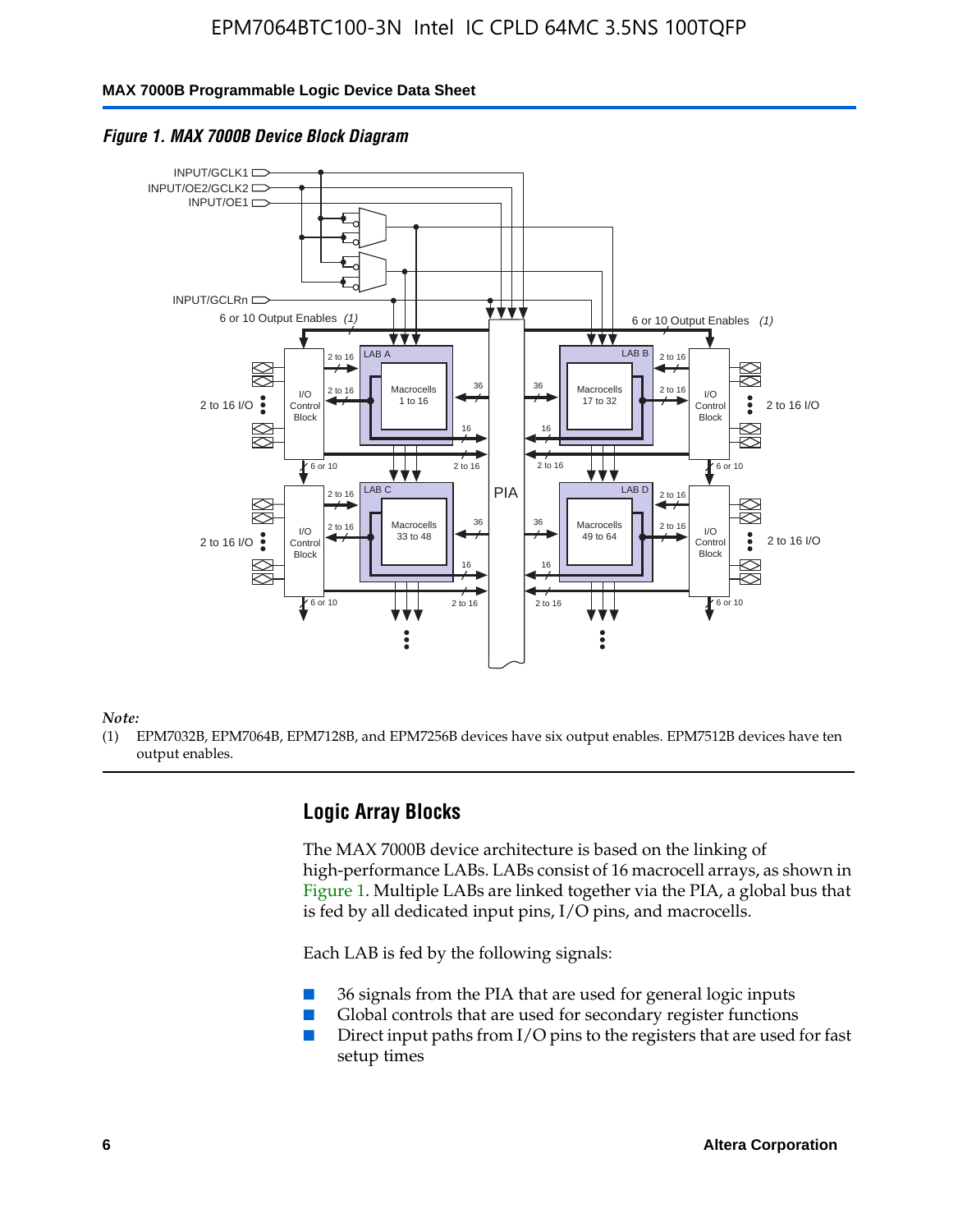*Figure 1. MAX 7000B Device Block Diagram*

*Note:*

(1) EPM7032B, EPM7064B, EPM7128B, and EPM7256B devices have six output enables. EPM7512B devices have ten output enables.

## Logic Array Blocks

The MAX 7000B device architecture is based on the linking of high-performance LABs. LABs consist of 16 macrocell arrays, as shown in Figure 1. Multiple LABs are linked together via the PIA, a global bus that is fed by all dedicated input pins, I/O pins, and macrocells.

Each LAB is fed by the following signals:

- 36 signals from the PIA that are used for general logic inputs
- Global controls that are used for secondary register functions
- Direct input paths from I/O pins to the registers that are used for fast setup times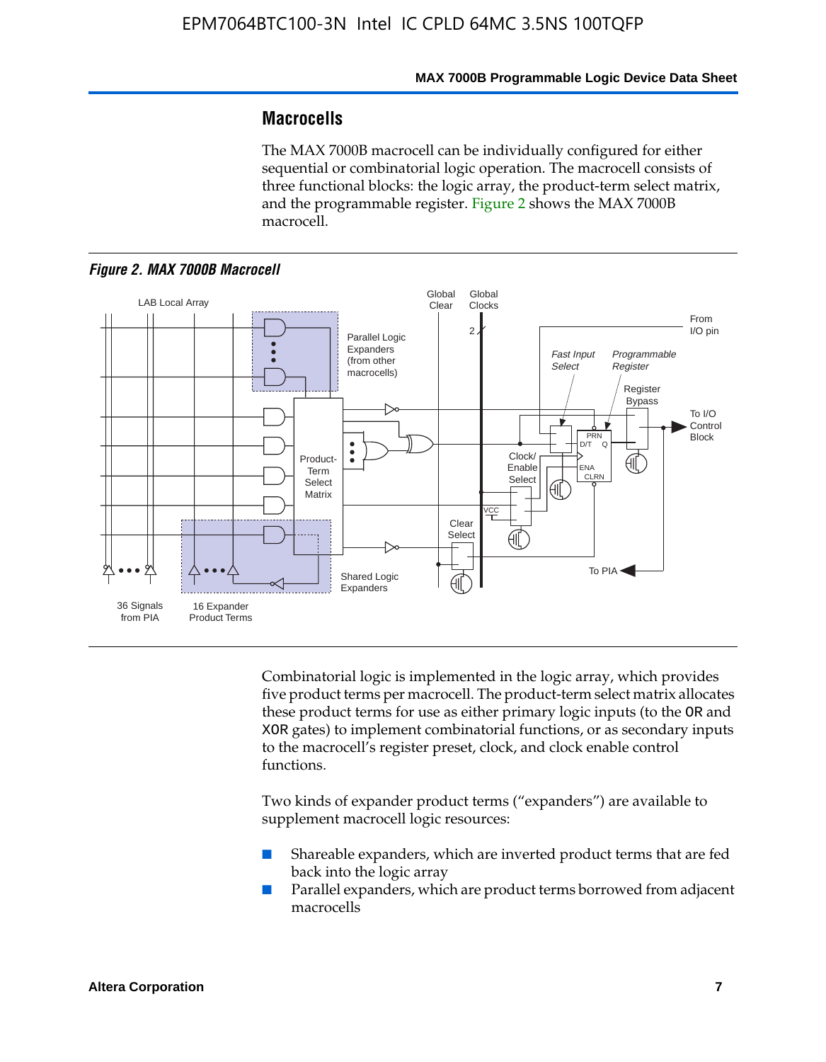## Macrocells

The MAX 7000B macrocell can be individually configured for either sequential or combinatorial logic operation. The macrocell consists of three functional blocks: the logic array, the product-term select matrix, and the programmable register. Figure 2 shows the MAX 7000B macrocell.

*Figure 2. MAX 7000B Macrocell*

Combinatorial logic is implemented in the logic array, which provides five product terms per macrocell. The product-term select matrix allocates these product terms for use as either primary logic inputs (to the OR and XOR gates) to implement combinatorial functions, or as secondary inputs to the macrocell's register preset, clock, and clock enable control functions.

Two kinds of expander product terms ("expanders") are available to supplement macrocell logic resources:

- Shareable expanders, which are inverted product terms that are fed back into the logic array
- Parallel expanders, which are product terms borrowed from adjacent macrocells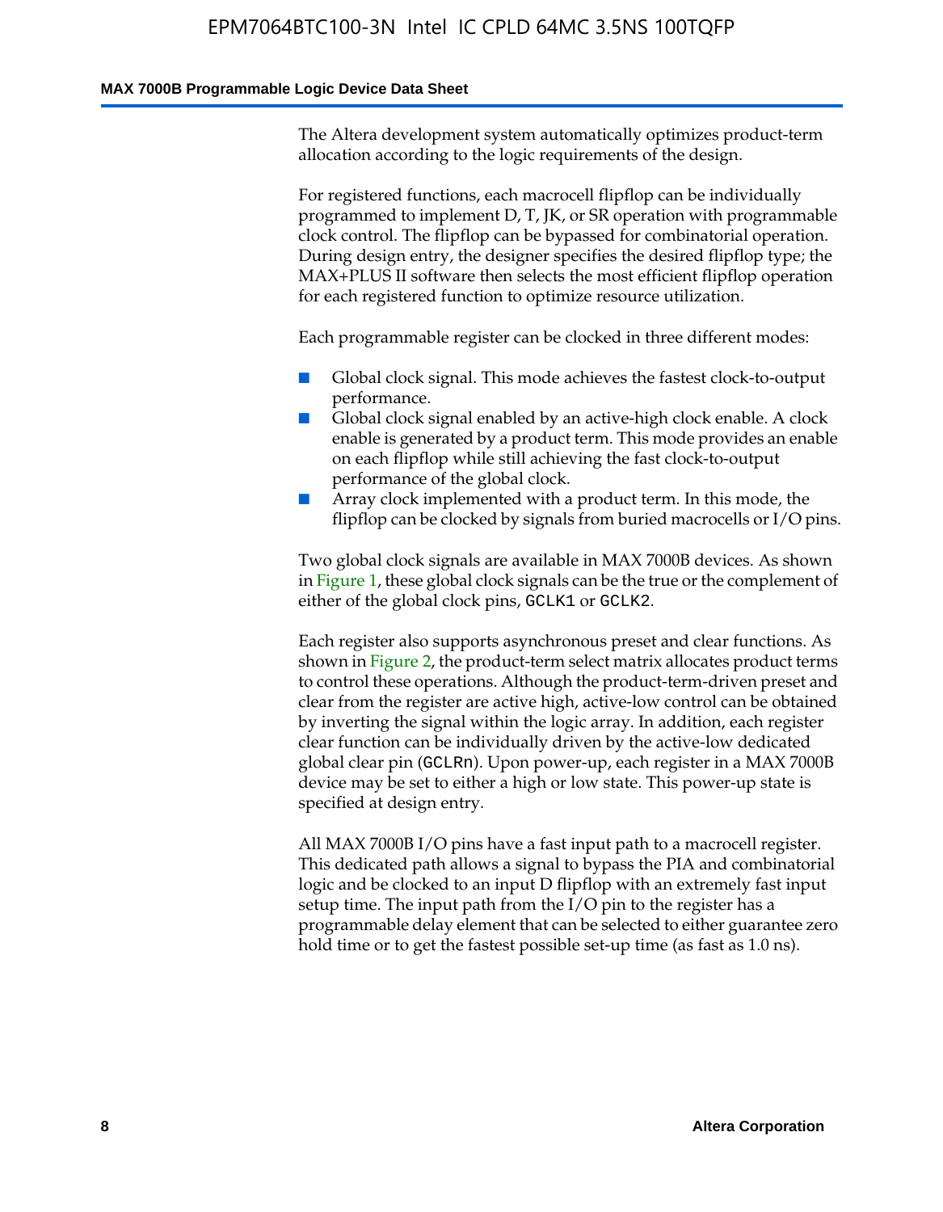The Altera development system automatically optimizes product-term allocation according to the logic requirements of the design.

For registered functions, each macrocell flipflop can be individually programmed to implement D, T, JK, or SR operation with programmable clock control. The flipflop can be bypassed for combinatorial operation. During design entry, the designer specifies the desired flipflop type; the MAX+PLUS II software then selects the most efficient flipflop operation for each registered function to optimize resource utilization.

Each programmable register can be clocked in three different modes:

- Global clock signal. This mode achieves the fastest clock-to-output performance.
- Global clock signal enabled by an active-high clock enable. A clock enable is generated by a product term. This mode provides an enable on each flipflop while still achieving the fast clock-to-output performance of the global clock.
- Array clock implemented with a product term. In this mode, the flipflop can be clocked by signals from buried macrocells or I/O pins.

Two global clock signals are available in MAX 7000B devices. As shown in Figure 1, these global clock signals can be the true or the complement of either of the global clock pins, `GCLK1` or `GCLK2`.

Each register also supports asynchronous preset and clear functions. As shown in Figure 2, the product-term select matrix allocates product terms to control these operations. Although the product-term-driven preset and clear from the register are active high, active-low control can be obtained by inverting the signal within the logic array. In addition, each register clear function can be individually driven by the active-low dedicated global clear pin (`GCLRn`). Upon power-up, each register in a MAX 7000B device may be set to either a high or low state. This power-up state is specified at design entry.

All MAX 7000B I/O pins have a fast input path to a macrocell register. This dedicated path allows a signal to bypass the PIA and combinatorial logic and be clocked to an input D flipflop with an extremely fast input setup time. The input path from the I/O pin to the register has a programmable delay element that can be selected to either guarantee zero hold time or to get the fastest possible set-up time (as fast as 1.0 ns).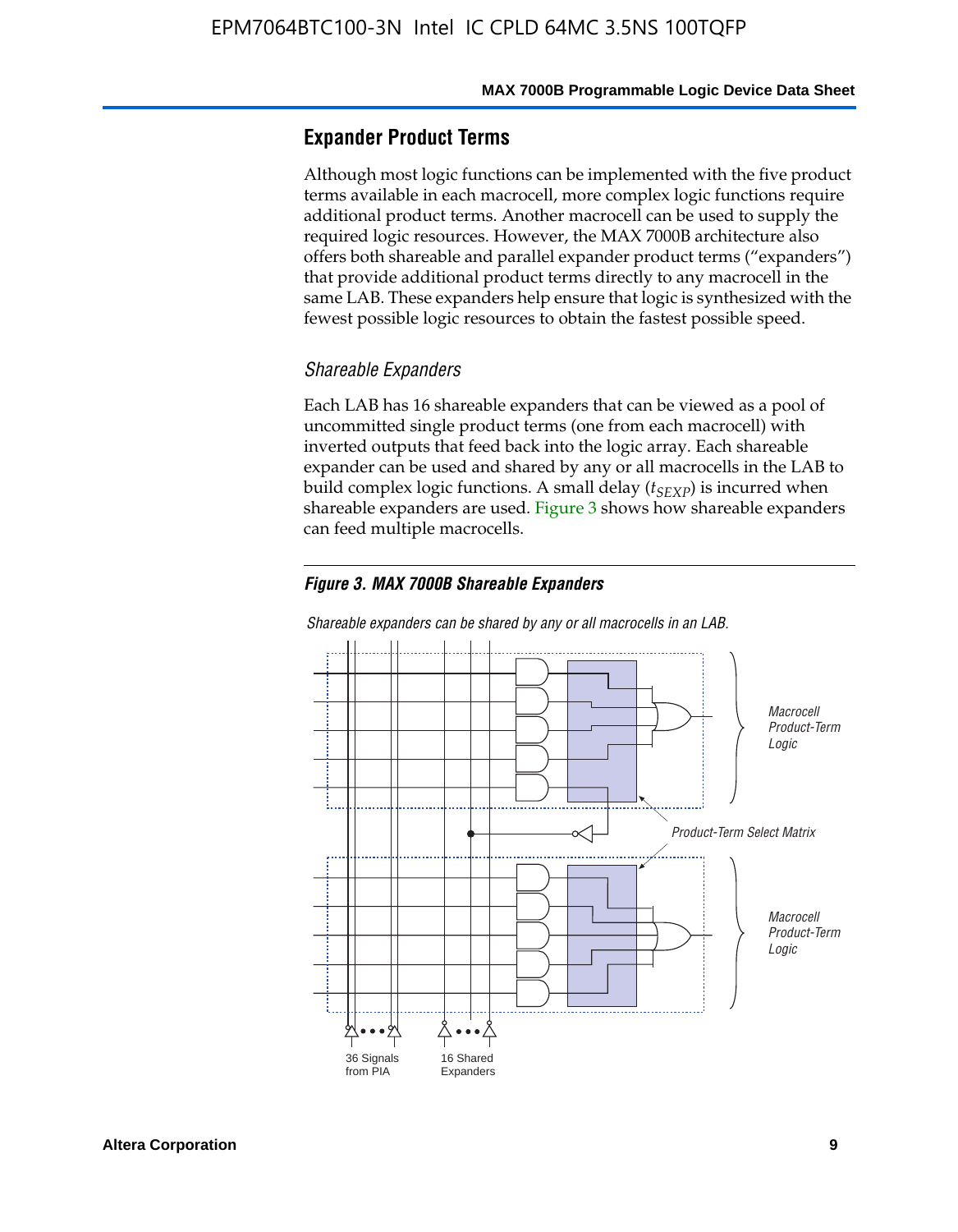## Expander Product Terms

Although most logic functions can be implemented with the five product terms available in each macrocell, more complex logic functions require additional product terms. Another macrocell can be used to supply the required logic resources. However, the MAX 7000B architecture also offers both shareable and parallel expander product terms ("expanders") that provide additional product terms directly to any macrocell in the same LAB. These expanders help ensure that logic is synthesized with the fewest possible logic resources to obtain the fastest possible speed.

### *Shareable Expanders*

Each LAB has 16 shareable expanders that can be viewed as a pool of uncommitted single product terms (one from each macrocell) with inverted outputs that feed back into the logic array. Each shareable expander can be used and shared by any or all macrocells in the LAB to build complex logic functions. A small delay ($t_{SEXP}$) is incurred when shareable expanders are used. Figure 3 shows how shareable expanders can feed multiple macrocells.

***Figure 3. MAX 7000B Shareable Expanders***

*Shareable expanders can be shared by any or all macrocells in an LAB.*

Macrocell Product-Term Logic

Product-Term Select Matrix

Macrocell Product-Term Logic

36 Signals from PIA

16 Shared Expanders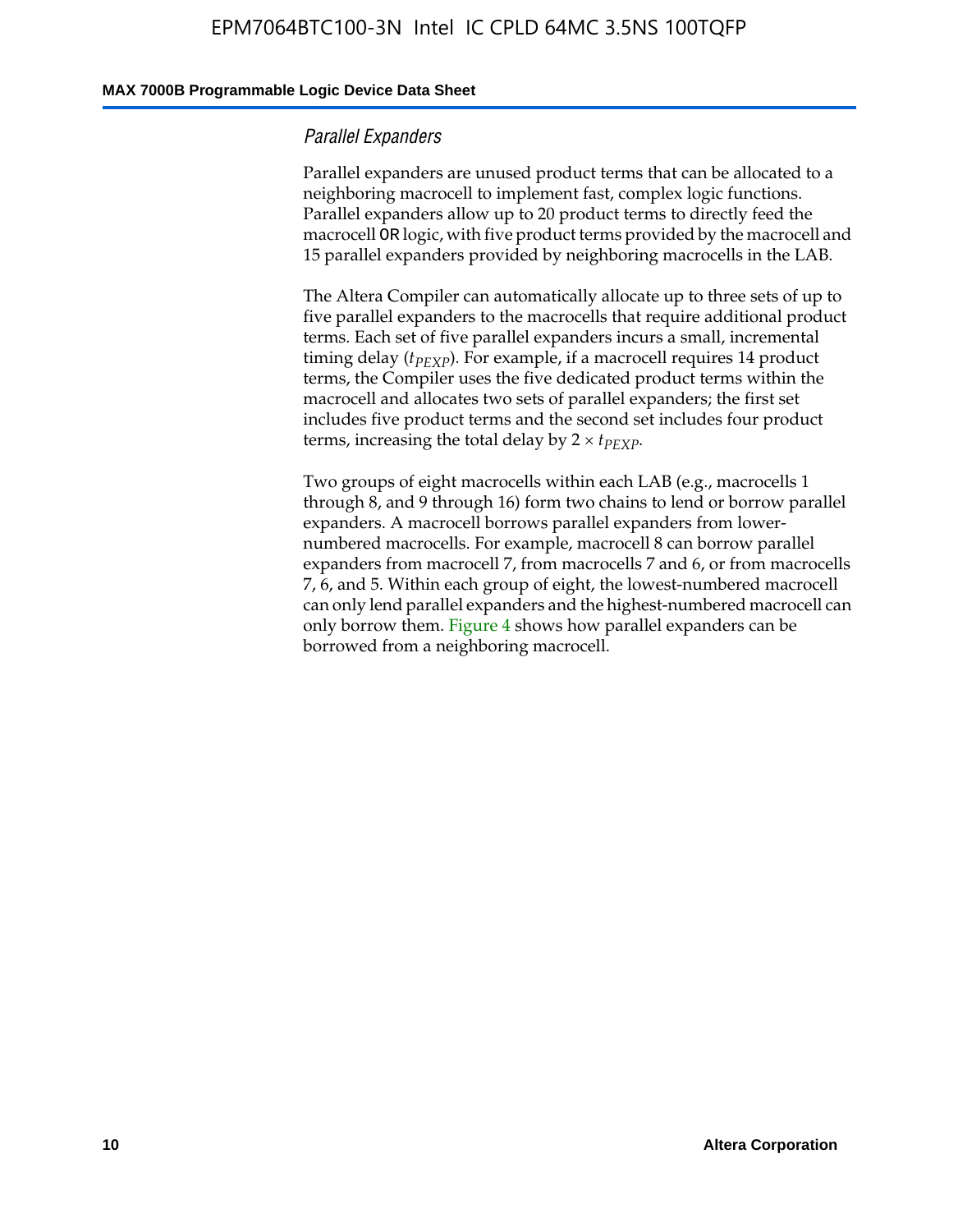### Parallel Expanders

Parallel expanders are unused product terms that can be allocated to a neighboring macrocell to implement fast, complex logic functions. Parallel expanders allow up to 20 product terms to directly feed the macrocell OR logic, with five product terms provided by the macrocell and 15 parallel expanders provided by neighboring macrocells in the LAB.

The Altera Compiler can automatically allocate up to three sets of up to five parallel expanders to the macrocells that require additional product terms. Each set of five parallel expanders incurs a small, incremental timing delay ($t_{PEXP}$). For example, if a macrocell requires 14 product terms, the Compiler uses the five dedicated product terms within the macrocell and allocates two sets of parallel expanders; the first set includes five product terms and the second set includes four product terms, increasing the total delay by $2 \times t_{PEXP}$.

Two groups of eight macrocells within each LAB (e.g., macrocells 1 through 8, and 9 through 16) form two chains to lend or borrow parallel expanders. A macrocell borrows parallel expanders from lower-numbered macrocells. For example, macrocell 8 can borrow parallel expanders from macrocell 7, from macrocells 7 and 6, or from macrocells 7, 6, and 5. Within each group of eight, the lowest-numbered macrocell can only lend parallel expanders and the highest-numbered macrocell can only borrow them. Figure 4 shows how parallel expanders can be borrowed from a neighboring macrocell.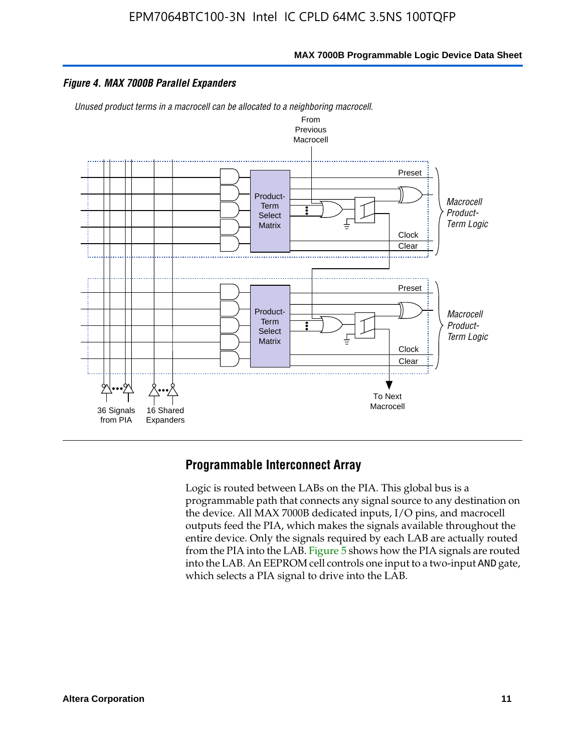*Figure 4. MAX 7000B Parallel Expanders*

*Unused product terms in a macrocell can be allocated to a neighboring macrocell.*

From Previous Macrocell

Preset

Product-Term Select Matrix

Clock

Clear

*Macrocell Product-Term Logic*

Preset

Product-Term Select Matrix

Clock

Clear

*Macrocell Product-Term Logic*

36 Signals from PIA

16 Shared Expanders

To Next Macrocell

## Programmable Interconnect Array

Logic is routed between LABs on the PIA. This global bus is a programmable path that connects any signal source to any destination on the device. All MAX 7000B dedicated inputs, I/O pins, and macrocell outputs feed the PIA, which makes the signals available throughout the entire device. Only the signals required by each LAB are actually routed from the PIA into the LAB. Figure 5 shows how the PIA signals are routed into the LAB. An EEPROM cell controls one input to a two-input AND gate, which selects a PIA signal to drive into the LAB.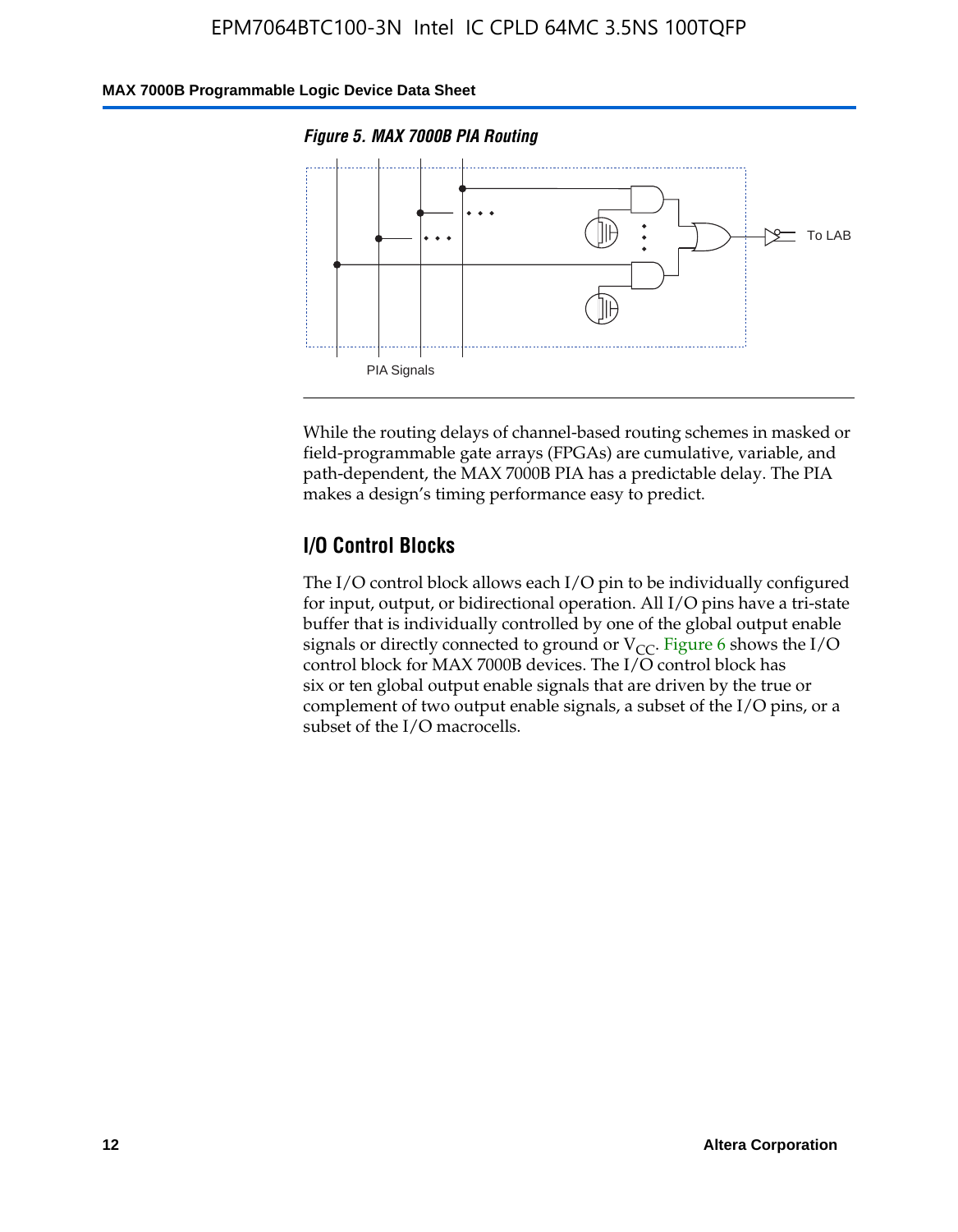*Figure 5. MAX 7000B PIA Routing*

To LAB

PIA Signals

While the routing delays of channel-based routing schemes in masked or field-programmable gate arrays (FPGAs) are cumulative, variable, and path-dependent, the MAX 7000B PIA has a predictable delay. The PIA makes a design's timing performance easy to predict.

## I/O Control Blocks

The I/O control block allows each I/O pin to be individually configured for input, output, or bidirectional operation. All I/O pins have a tri-state buffer that is individually controlled by one of the global output enable signals or directly connected to ground or $V_{CC}$. Figure 6 shows the I/O control block for MAX 7000B devices. The I/O control block has six or ten global output enable signals that are driven by the true or complement of two output enable signals, a subset of the I/O pins, or a subset of the I/O macrocells.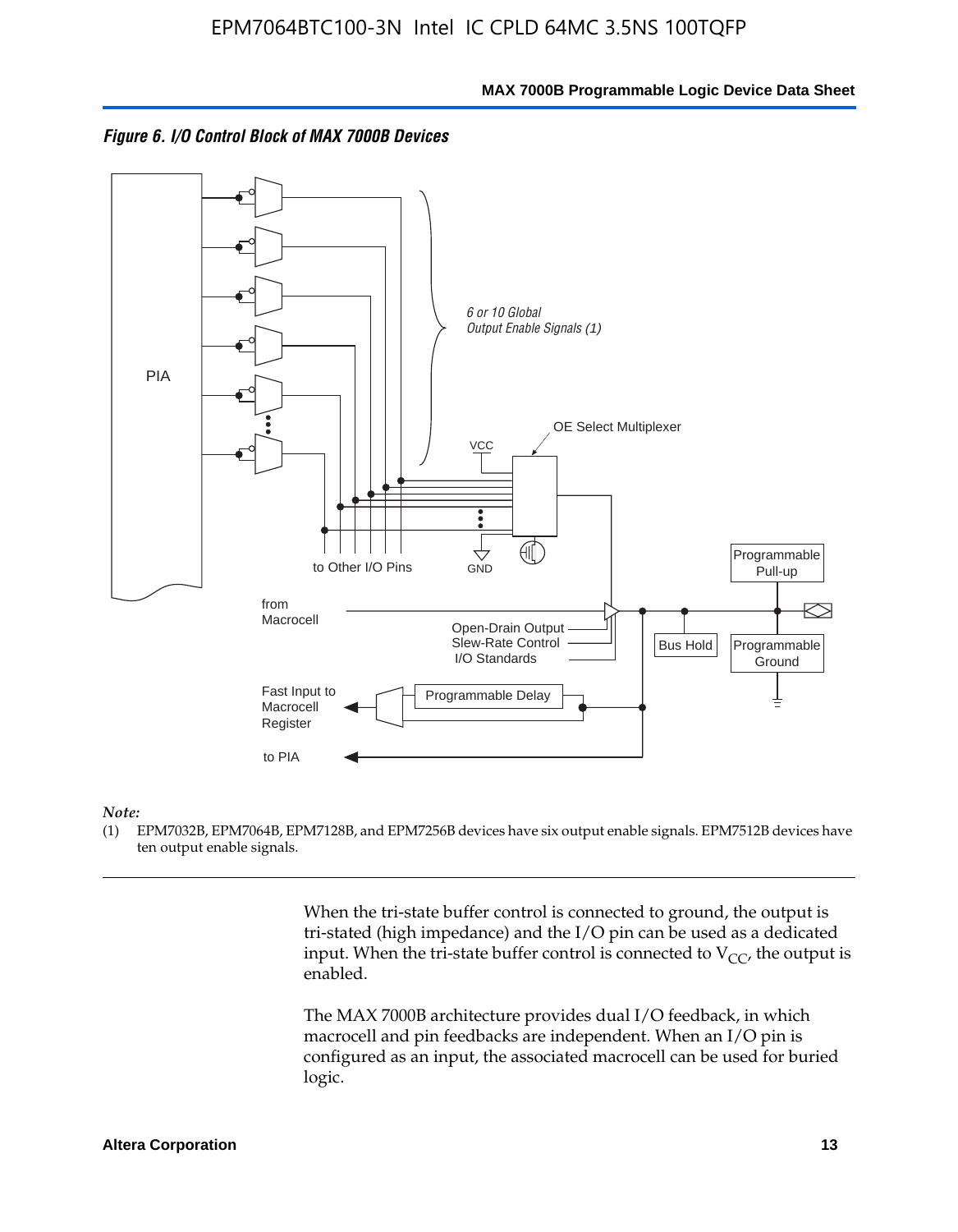*Figure 6. I/O Control Block of MAX 7000B Devices*

*Note:*

(1) EPM7032B, EPM7064B, EPM7128B, and EPM7256B devices have six output enable signals. EPM7512B devices have ten output enable signals.

When the tri-state buffer control is connected to ground, the output is tri-stated (high impedance) and the I/O pin can be used as a dedicated input. When the tri-state buffer control is connected to $V_{CC}$, the output is enabled.

The MAX 7000B architecture provides dual I/O feedback, in which macrocell and pin feedbacks are independent. When an I/O pin is configured as an input, the associated macrocell can be used for buried logic.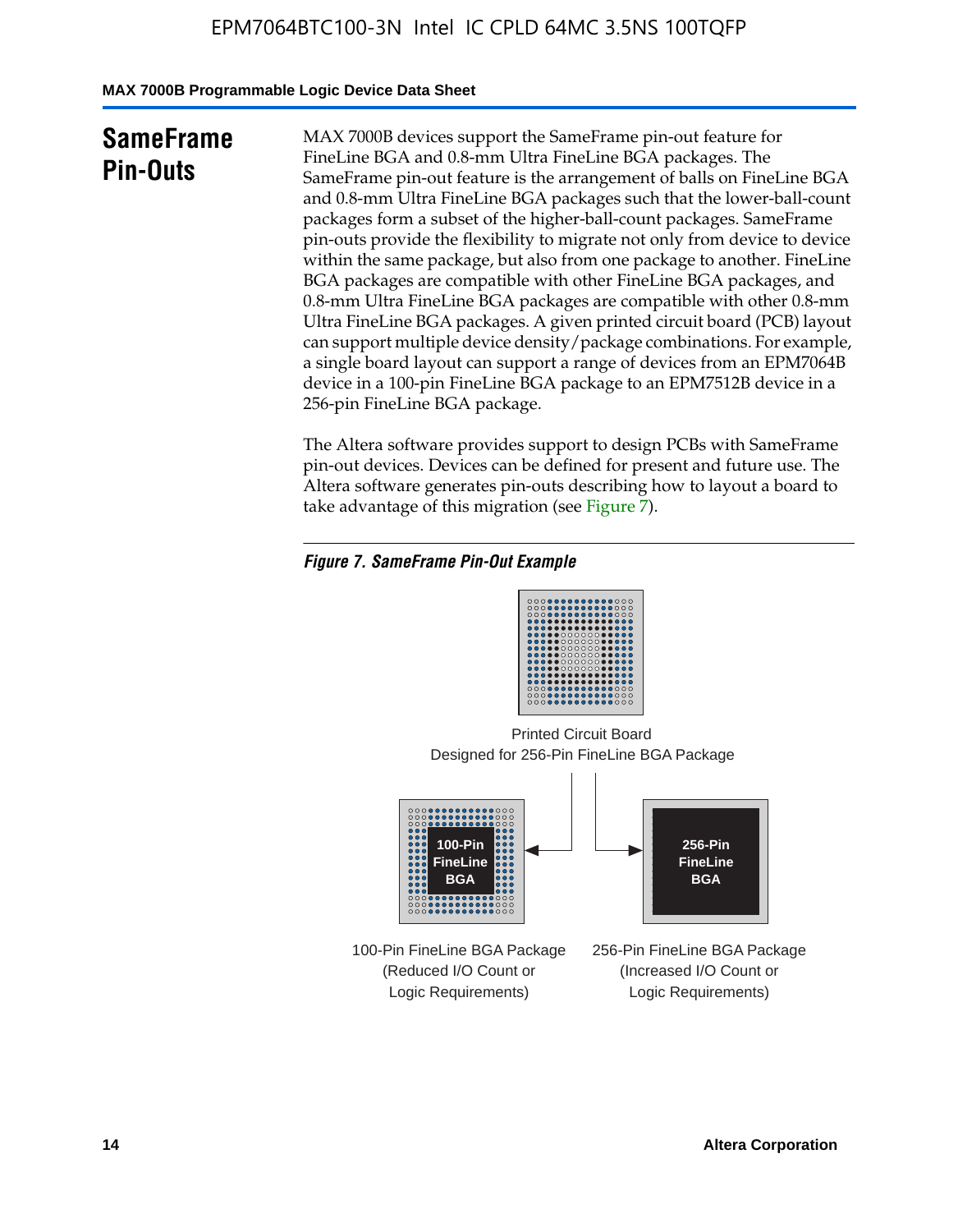## SameFrame Pin-Outs

MAX 7000B devices support the SameFrame pin-out feature for FineLine BGA and 0.8-mm Ultra FineLine BGA packages. The SameFrame pin-out feature is the arrangement of balls on FineLine BGA and 0.8-mm Ultra FineLine BGA packages such that the lower-ball-count packages form a subset of the higher-ball-count packages. SameFrame pin-outs provide the flexibility to migrate not only from device to device within the same package, but also from one package to another. FineLine BGA packages are compatible with other FineLine BGA packages, and 0.8-mm Ultra FineLine BGA packages are compatible with other 0.8-mm Ultra FineLine BGA packages. A given printed circuit board (PCB) layout can support multiple device density/package combinations. For example, a single board layout can support a range of devices from an EPM7064B device in a 100-pin FineLine BGA package to an EPM7512B device in a 256-pin FineLine BGA package.

The Altera software provides support to design PCBs with SameFrame pin-out devices. Devices can be defined for present and future use. The Altera software generates pin-outs describing how to layout a board to take advantage of this migration (see Figure 7).

*Figure 7. SameFrame Pin-Out Example*

Printed Circuit Board
Designed for 256-Pin FineLine BGA Package

100-Pin FineLine BGA

256-Pin FineLine BGA

100-Pin FineLine BGA Package (Reduced I/O Count or Logic Requirements)

256-Pin FineLine BGA Package (Increased I/O Count or Logic Requirements)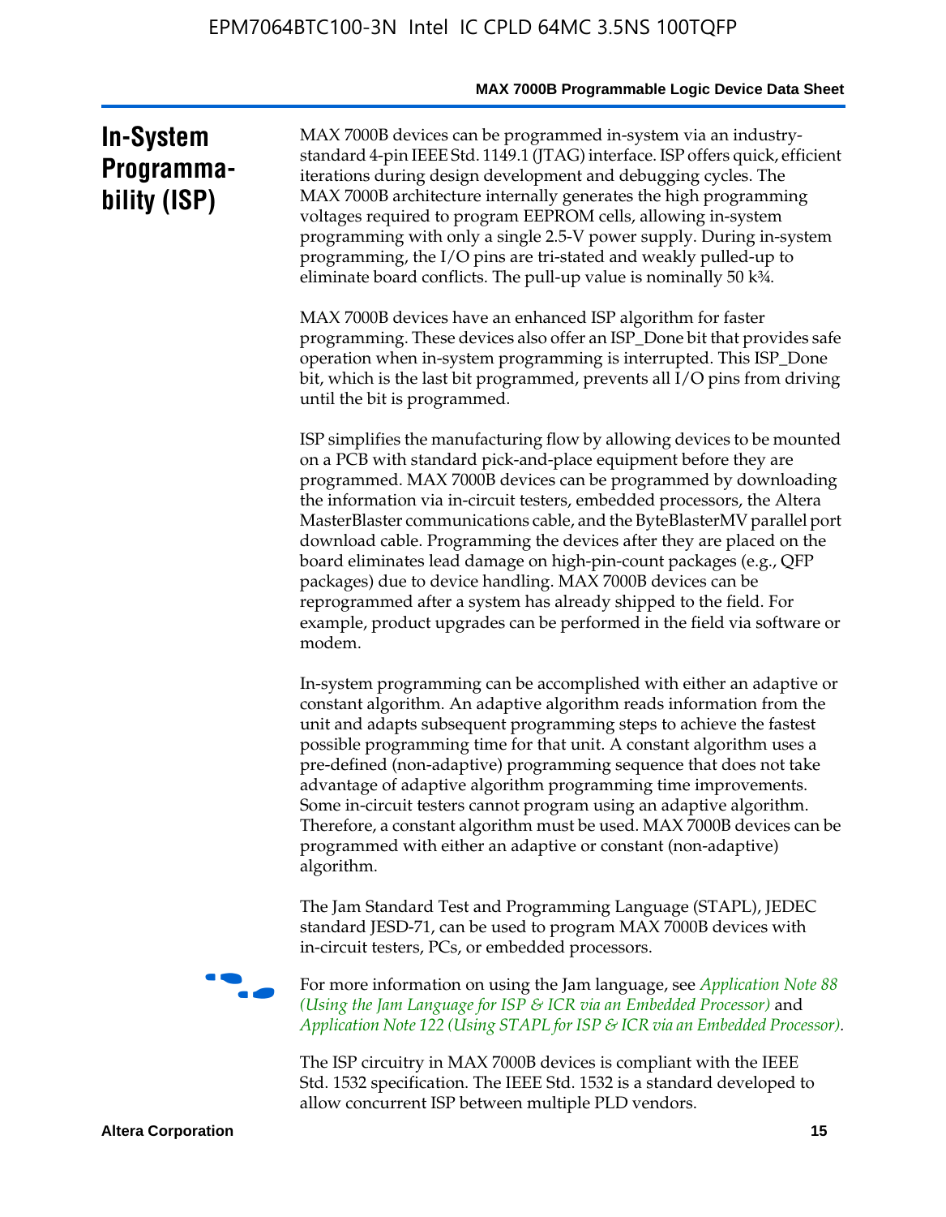## In-System Programmability (ISP)

MAX 7000B devices can be programmed in-system via an industry-standard 4-pin IEEE Std. 1149.1 (JTAG) interface. ISP offers quick, efficient iterations during design development and debugging cycles. The MAX 7000B architecture internally generates the high programming voltages required to program EEPROM cells, allowing in-system programming with only a single 2.5-V power supply. During in-system programming, the I/O pins are tri-stated and weakly pulled-up to eliminate board conflicts. The pull-up value is nominally 50 k¾.

MAX 7000B devices have an enhanced ISP algorithm for faster programming. These devices also offer an ISP_Done bit that provides safe operation when in-system programming is interrupted. This ISP_Done bit, which is the last bit programmed, prevents all I/O pins from driving until the bit is programmed.

ISP simplifies the manufacturing flow by allowing devices to be mounted on a PCB with standard pick-and-place equipment before they are programmed. MAX 7000B devices can be programmed by downloading the information via in-circuit testers, embedded processors, the Altera MasterBlaster communications cable, and the ByteBlasterMV parallel port download cable. Programming the devices after they are placed on the board eliminates lead damage on high-pin-count packages (e.g., QFP packages) due to device handling. MAX 7000B devices can be reprogrammed after a system has already shipped to the field. For example, product upgrades can be performed in the field via software or modem.

In-system programming can be accomplished with either an adaptive or constant algorithm. An adaptive algorithm reads information from the unit and adapts subsequent programming steps to achieve the fastest possible programming time for that unit. A constant algorithm uses a pre-defined (non-adaptive) programming sequence that does not take advantage of adaptive algorithm programming time improvements. Some in-circuit testers cannot program using an adaptive algorithm. Therefore, a constant algorithm must be used. MAX 7000B devices can be programmed with either an adaptive or constant (non-adaptive) algorithm.

The Jam Standard Test and Programming Language (STAPL), JEDEC standard JESD-71, can be used to program MAX 7000B devices with in-circuit testers, PCs, or embedded processors.

For more information on using the Jam language, see *Application Note 88 (Using the Jam Language for ISP & ICR via an Embedded Processor)* and *Application Note 122 (Using STAPL for ISP & ICR via an Embedded Processor)*.

The ISP circuitry in MAX 7000B devices is compliant with the IEEE Std. 1532 specification. The IEEE Std. 1532 is a standard developed to allow concurrent ISP between multiple PLD vendors.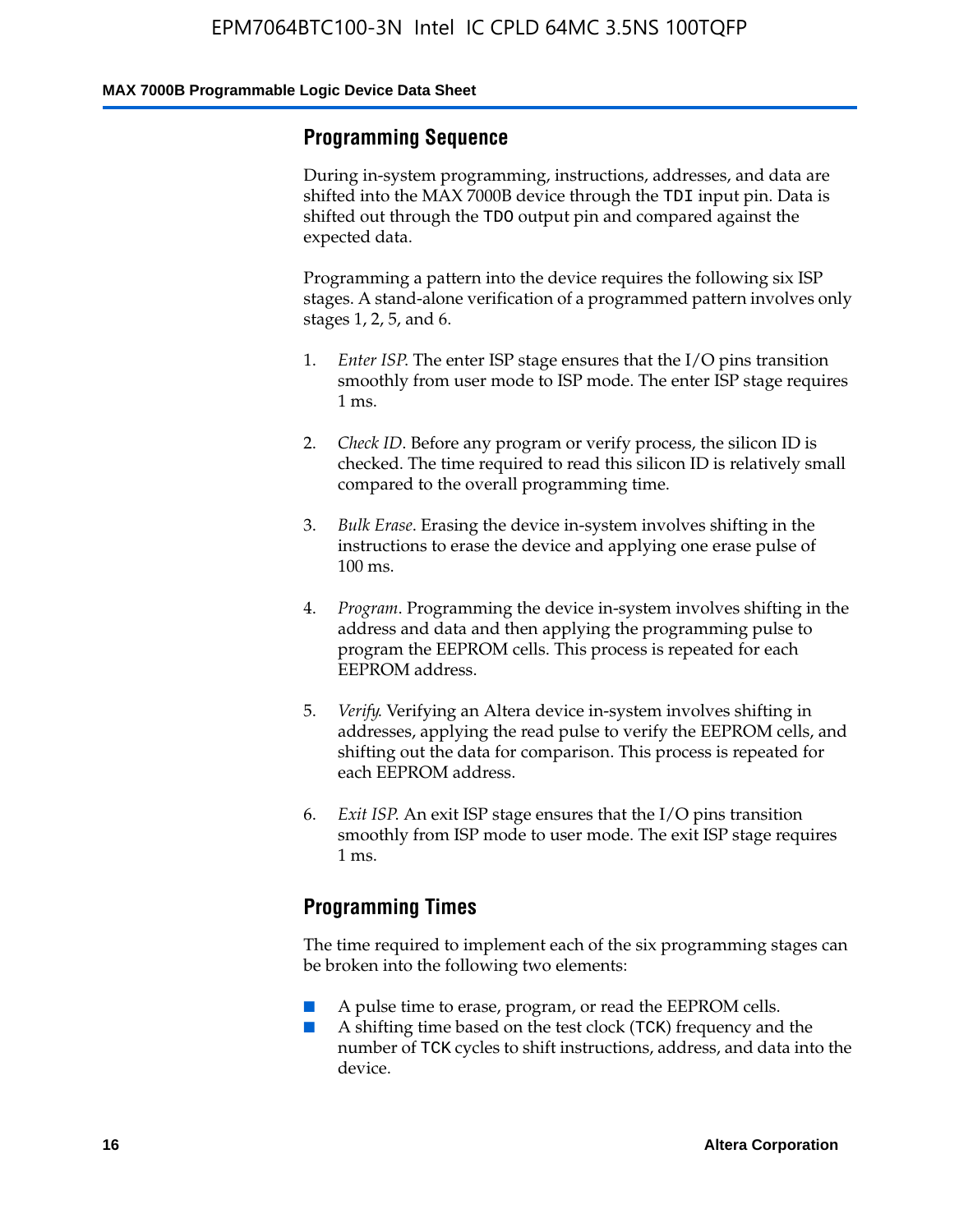## Programming Sequence

During in-system programming, instructions, addresses, and data are shifted into the MAX 7000B device through the TDI input pin. Data is shifted out through the TDO output pin and compared against the expected data.

Programming a pattern into the device requires the following six ISP stages. A stand-alone verification of a programmed pattern involves only stages 1, 2, 5, and 6.

1. *Enter ISP*. The enter ISP stage ensures that the I/O pins transition smoothly from user mode to ISP mode. The enter ISP stage requires 1 ms.
2. *Check ID*. Before any program or verify process, the silicon ID is checked. The time required to read this silicon ID is relatively small compared to the overall programming time.
3. *Bulk Erase*. Erasing the device in-system involves shifting in the instructions to erase the device and applying one erase pulse of 100 ms.
4. *Program*. Programming the device in-system involves shifting in the address and data and then applying the programming pulse to program the EEPROM cells. This process is repeated for each EEPROM address.
5. *Verify*. Verifying an Altera device in-system involves shifting in addresses, applying the read pulse to verify the EEPROM cells, and shifting out the data for comparison. This process is repeated for each EEPROM address.
6. *Exit ISP*. An exit ISP stage ensures that the I/O pins transition smoothly from ISP mode to user mode. The exit ISP stage requires 1 ms.

## Programming Times

The time required to implement each of the six programming stages can be broken into the following two elements:

- A pulse time to erase, program, or read the EEPROM cells.
- A shifting time based on the test clock (TCK) frequency and the number of TCK cycles to shift instructions, address, and data into the device.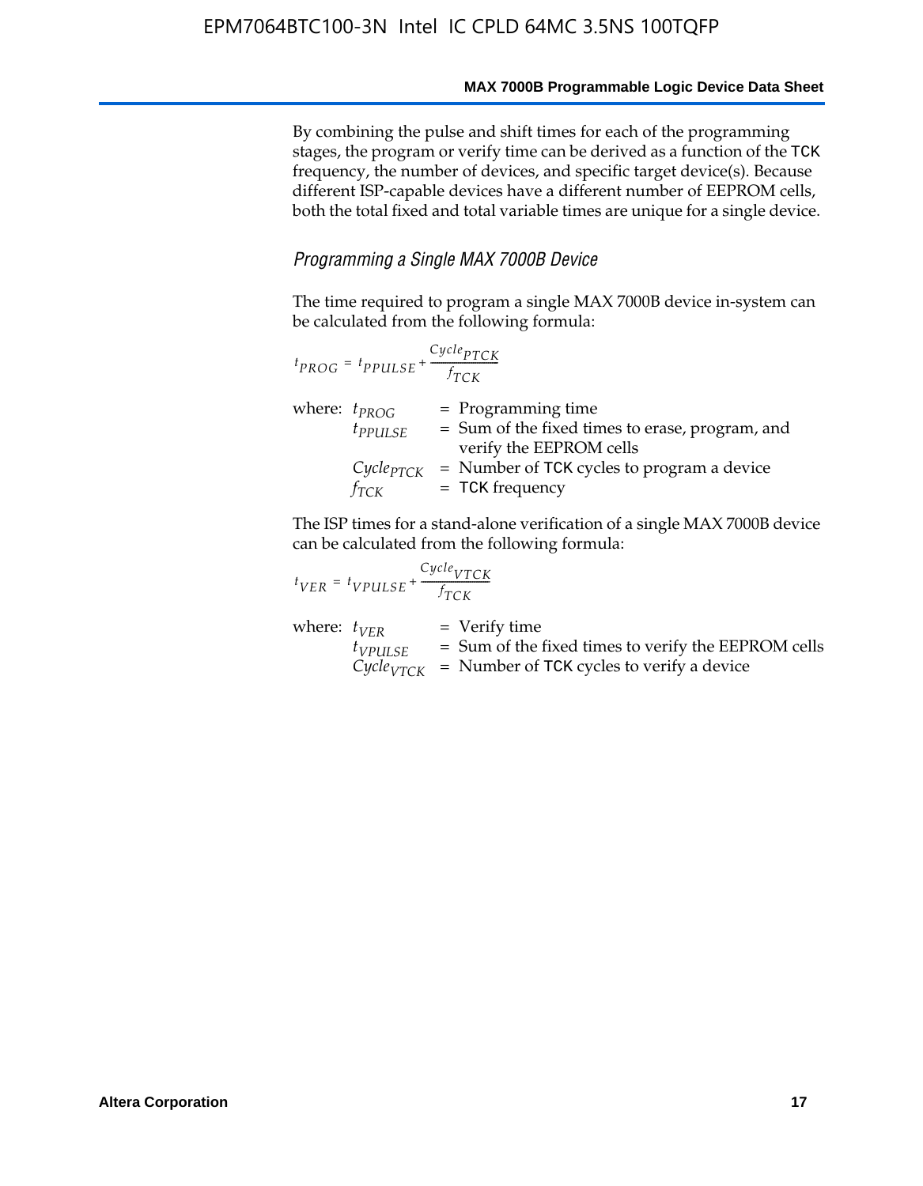By combining the pulse and shift times for each of the programming stages, the program or verify time can be derived as a function of the TCK frequency, the number of devices, and specific target device(s). Because different ISP-capable devices have a different number of EEPROM cells, both the total fixed and total variable times are unique for a single device.

### *Programming a Single MAX 7000B Device*

The time required to program a single MAX 7000B device in-system can be calculated from the following formula:

$$t_{PROG} = t_{PPULSE} + \frac{Cycle_{PTCK}}{f_{TCK}}$$

where:
- $t_{PROG}$ = Programming time
- $t_{PPULSE}$ = Sum of the fixed times to erase, program, and verify the EEPROM cells
- $Cycle_{PTCK}$ = Number of TCK cycles to program a device
- $f_{TCK}$ = TCK frequency

The ISP times for a stand-alone verification of a single MAX 7000B device can be calculated from the following formula:

$$t_{VER} = t_{VPULSE} + \frac{Cycle_{VTCK}}{f_{TCK}}$$

where:
- $t_{VER}$ = Verify time
- $t_{VPULSE}$ = Sum of the fixed times to verify the EEPROM cells
- $Cycle_{VTCK}$ = Number of TCK cycles to verify a device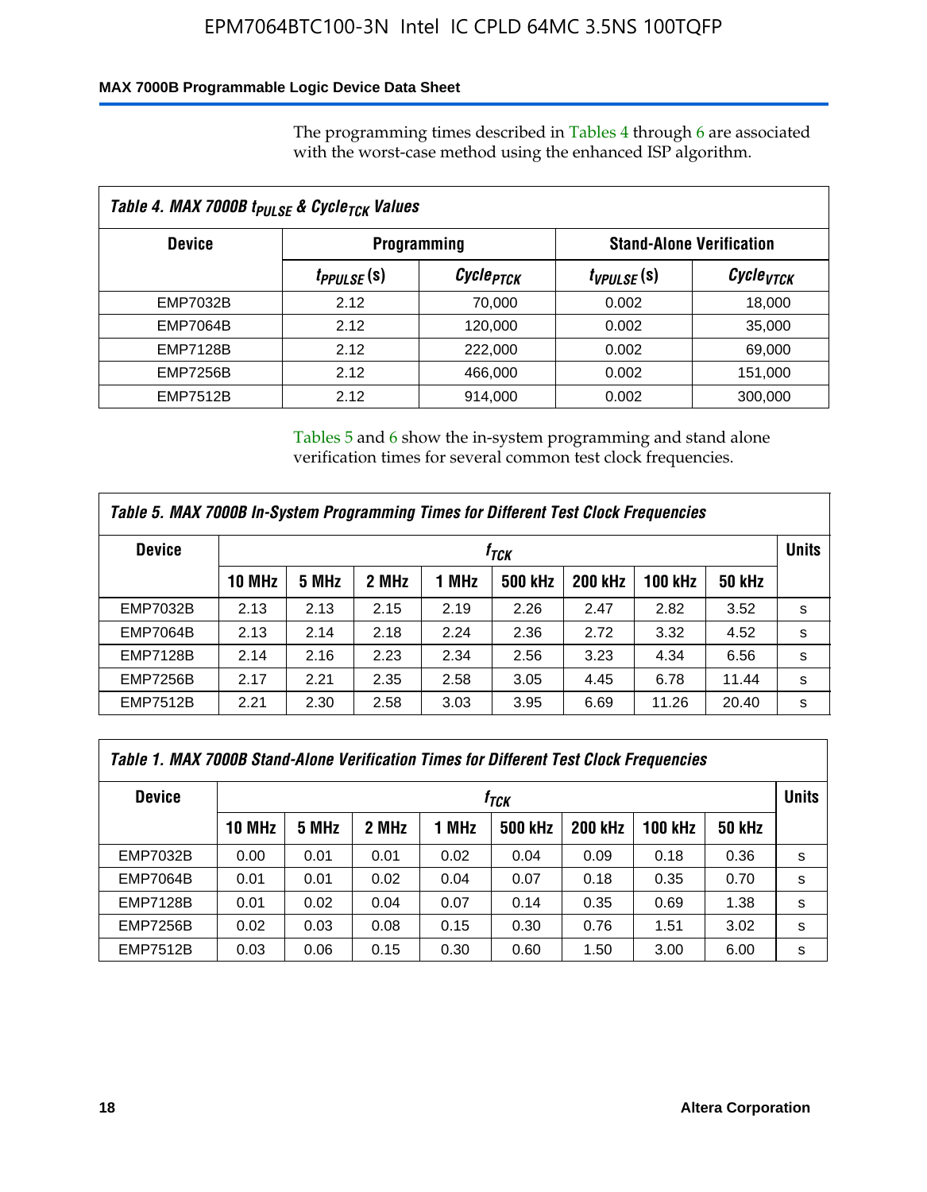The programming times described in Tables 4 through 6 are associated with the worst-case method using the enhanced ISP algorithm.

**Table 4. MAX 7000B $t_{PULSE}$ & $Cycle_{TCK}$ Values**

| Device | Programming | | Stand-Alone Verification | |
|---|---|---|---|---|
| | $t_{PPULSE}$ (s) | $Cycle_{PTCK}$ | $t_{VPULSE}$ (s) | $Cycle_{VTCK}$ |
| EMP7032B | 2.12 | 70,000 | 0.002 | 18,000 |
| EMP7064B | 2.12 | 120,000 | 0.002 | 35,000 |
| EMP7128B | 2.12 | 222,000 | 0.002 | 69,000 |
| EMP7256B | 2.12 | 466,000 | 0.002 | 151,000 |
| EMP7512B | 2.12 | 914,000 | 0.002 | 300,000 |

Tables 5 and 6 show the in-system programming and stand alone verification times for several common test clock frequencies.

**Table 5. MAX 7000B In-System Programming Times for Different Test Clock Frequencies**

| Device | $f_{TCK}$ | | | | | | | | Units |
|---|---|---|---|---|---|---|---|---|---|
| | 10 MHz | 5 MHz | 2 MHz | 1 MHz | 500 kHz | 200 kHz | 100 kHz | 50 kHz | |
| EMP7032B | 2.13 | 2.13 | 2.15 | 2.19 | 2.26 | 2.47 | 2.82 | 3.52 | s |
| EMP7064B | 2.13 | 2.14 | 2.18 | 2.24 | 2.36 | 2.72 | 3.32 | 4.52 | s |
| EMP7128B | 2.14 | 2.16 | 2.23 | 2.34 | 2.56 | 3.23 | 4.34 | 6.56 | s |
| EMP7256B | 2.17 | 2.21 | 2.35 | 2.58 | 3.05 | 4.45 | 6.78 | 11.44 | s |
| EMP7512B | 2.21 | 2.30 | 2.58 | 3.03 | 3.95 | 6.69 | 11.26 | 20.40 | s |

**Table 1. MAX 7000B Stand-Alone Verification Times for Different Test Clock Frequencies**

| Device | $f_{TCK}$ | | | | | | | | Units |
|---|---|---|---|---|---|---|---|---|---|
| | 10 MHz | 5 MHz | 2 MHz | 1 MHz | 500 kHz | 200 kHz | 100 kHz | 50 kHz | |
| EMP7032B | 0.00 | 0.01 | 0.01 | 0.02 | 0.04 | 0.09 | 0.18 | 0.36 | s |
| EMP7064B | 0.01 | 0.01 | 0.02 | 0.04 | 0.07 | 0.18 | 0.35 | 0.70 | s |
| EMP7128B | 0.01 | 0.02 | 0.04 | 0.07 | 0.14 | 0.35 | 0.69 | 1.38 | s |
| EMP7256B | 0.02 | 0.03 | 0.08 | 0.15 | 0.30 | 0.76 | 1.51 | 3.02 | s |
| EMP7512B | 0.03 | 0.06 | 0.15 | 0.30 | 0.60 | 1.50 | 3.00 | 6.00 | s |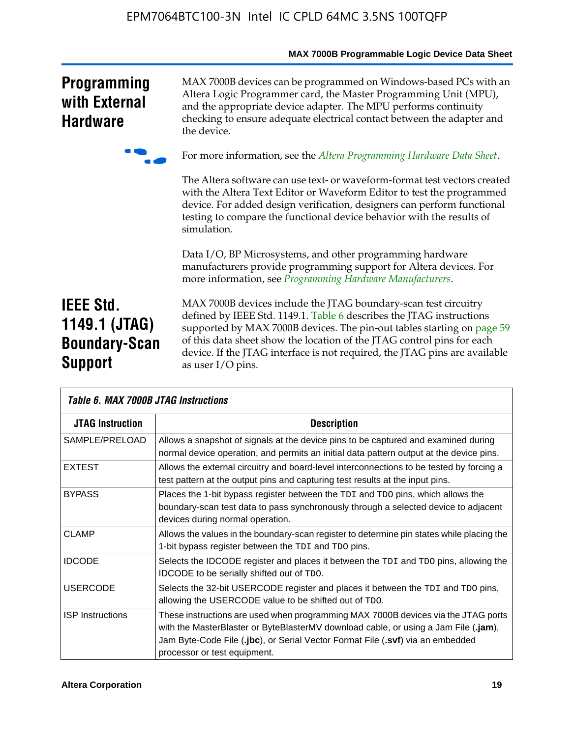## Programming with External Hardware

MAX 7000B devices can be programmed on Windows-based PCs with an Altera Logic Programmer card, the Master Programming Unit (MPU), and the appropriate device adapter. The MPU performs continuity checking to ensure adequate electrical contact between the adapter and the device.

For more information, see the *Altera Programming Hardware Data Sheet*.

The Altera software can use text- or waveform-format test vectors created with the Altera Text Editor or Waveform Editor to test the programmed device. For added design verification, designers can perform functional testing to compare the functional device behavior with the results of simulation.

Data I/O, BP Microsystems, and other programming hardware manufacturers provide programming support for Altera devices. For more information, see *Programming Hardware Manufacturers*.

## IEEE Std. 1149.1 (JTAG) Boundary-Scan Support

MAX 7000B devices include the JTAG boundary-scan test circuitry defined by IEEE Std. 1149.1. Table 6 describes the JTAG instructions supported by MAX 7000B devices. The pin-out tables starting on page 59 of this data sheet show the location of the JTAG control pins for each device. If the JTAG interface is not required, the JTAG pins are available as user I/O pins.

**Table 6. MAX 7000B JTAG Instructions**

| JTAG Instruction | Description |
|---|---|
| SAMPLE/PRELOAD | Allows a snapshot of signals at the device pins to be captured and examined during normal device operation, and permits an initial data pattern output at the device pins. |
| EXTEST | Allows the external circuitry and board-level interconnections to be tested by forcing a test pattern at the output pins and capturing test results at the input pins. |
| BYPASS | Places the 1-bit bypass register between the `TDI` and `TDO` pins, which allows the boundary-scan test data to pass synchronously through a selected device to adjacent devices during normal operation. |
| CLAMP | Allows the values in the boundary-scan register to determine pin states while placing the 1-bit bypass register between the `TDI` and `TDO` pins. |
| IDCODE | Selects the IDCODE register and places it between the `TDI` and `TDO` pins, allowing the IDCODE to be serially shifted out of `TDO`. |
| USERCODE | Selects the 32-bit USERCODE register and places it between the `TDI` and `TDO` pins, allowing the USERCODE value to be shifted out of `TDO`. |
| ISP Instructions | These instructions are used when programming MAX 7000B devices via the JTAG ports with the MasterBlaster or ByteBlasterMV download cable, or using a Jam File (**.jam**), Jam Byte-Code File (**.jbc**), or Serial Vector Format File (**.svf**) via an embedded processor or test equipment. |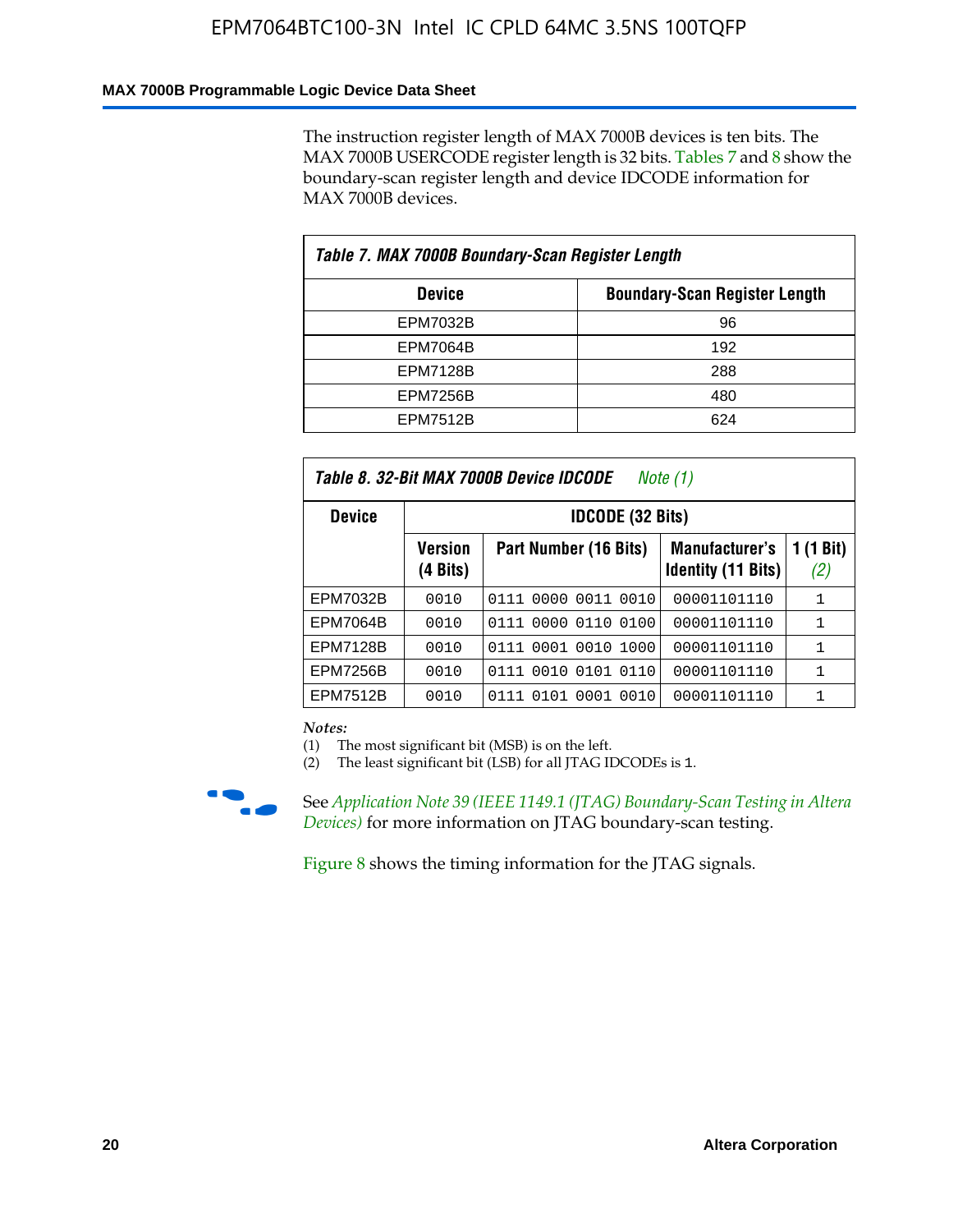The instruction register length of MAX 7000B devices is ten bits. The MAX 7000B USERCODE register length is 32 bits. Tables 7 and 8 show the boundary-scan register length and device IDCODE information for MAX 7000B devices.

**Table 7. MAX 7000B Boundary-Scan Register Length**

| Device | Boundary-Scan Register Length |
|---|---|
| EPM7032B | 96 |
| EPM7064B | 192 |
| EPM7128B | 288 |
| EPM7256B | 480 |
| EPM7512B | 624 |

**Table 8. 32-Bit MAX 7000B Device IDCODE** *Note (1)*

| Device | IDCODE (32 Bits) | | | |
|---|---|---|---|---|
| | Version (4 Bits) | Part Number (16 Bits) | Manufacturer's Identity (11 Bits) | 1 (1 Bit) *(2)* |
| EPM7032B | 0010 | 0111 0000 0011 0010 | 00001101110 | 1 |
| EPM7064B | 0010 | 0111 0000 0110 0100 | 00001101110 | 1 |
| EPM7128B | 0010 | 0111 0001 0010 1000 | 00001101110 | 1 |
| EPM7256B | 0010 | 0111 0010 0101 0110 | 00001101110 | 1 |
| EPM7512B | 0010 | 0111 0101 0001 0010 | 00001101110 | 1 |

*Notes:*

(1) The most significant bit (MSB) is on the left.

(2) The least significant bit (LSB) for all JTAG IDCODEs is 1.

See *Application Note 39 (IEEE 1149.1 (JTAG) Boundary-Scan Testing in Altera Devices)* for more information on JTAG boundary-scan testing.

Figure 8 shows the timing information for the JTAG signals.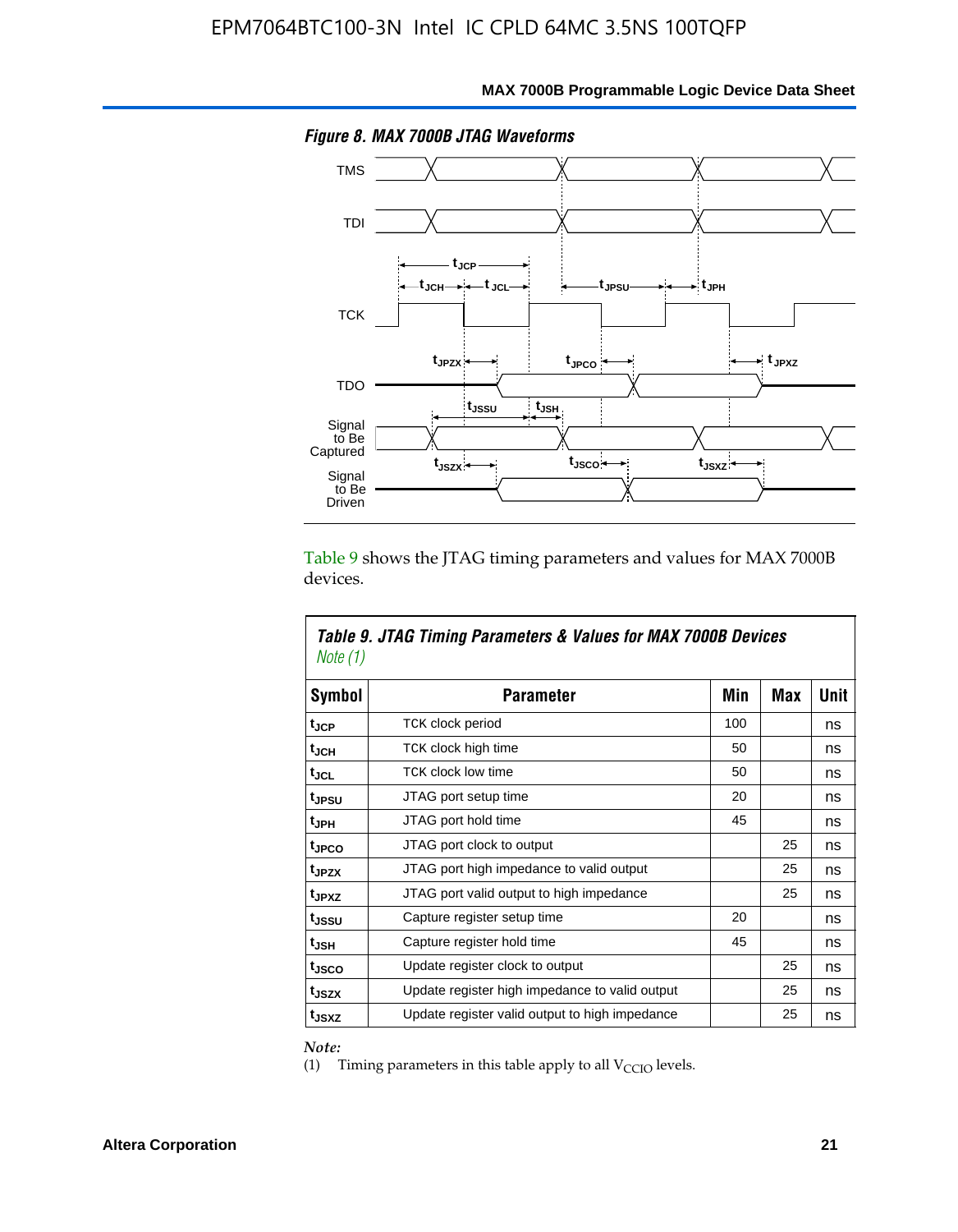*Figure 8. MAX 7000B JTAG Waveforms*

Table 9 shows the JTAG timing parameters and values for MAX 7000B devices.

**Table 9. JTAG Timing Parameters & Values for MAX 7000B Devices** *Note (1)*

| Symbol | Parameter | Min | Max | Unit |
|---|---|---|---|---|
| $t_{JCP}$ | TCK clock period | 100 | | ns |
| $t_{JCH}$ | TCK clock high time | 50 | | ns |
| $t_{JCL}$ | TCK clock low time | 50 | | ns |
| $t_{JPSU}$ | JTAG port setup time | 20 | | ns |
| $t_{JPH}$ | JTAG port hold time | 45 | | ns |
| $t_{JPCO}$ | JTAG port clock to output | | 25 | ns |
| $t_{JPZX}$ | JTAG port high impedance to valid output | | 25 | ns |
| $t_{JPXZ}$ | JTAG port valid output to high impedance | | 25 | ns |
| $t_{JSSU}$ | Capture register setup time | 20 | | ns |
| $t_{JSH}$ | Capture register hold time | 45 | | ns |
| $t_{JSCO}$ | Update register clock to output | | 25 | ns |
| $t_{JSZX}$ | Update register high impedance to valid output | | 25 | ns |
| $t_{JSXZ}$ | Update register valid output to high impedance | | 25 | ns |

*Note:*

(1) Timing parameters in this table apply to all $V_{CCIO}$ levels.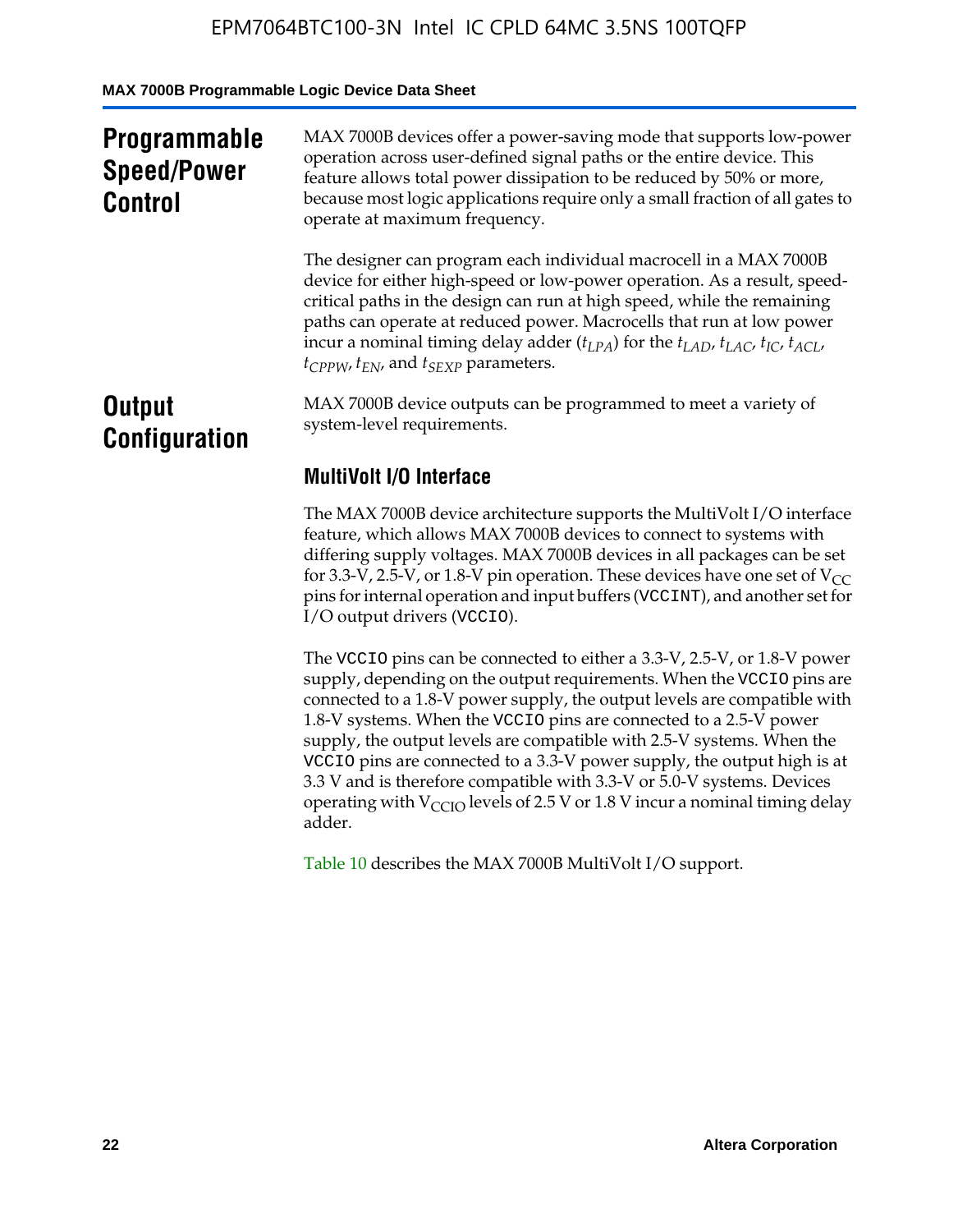## Programmable Speed/Power Control

MAX 7000B devices offer a power-saving mode that supports low-power operation across user-defined signal paths or the entire device. This feature allows total power dissipation to be reduced by 50% or more, because most logic applications require only a small fraction of all gates to operate at maximum frequency.

The designer can program each individual macrocell in a MAX 7000B device for either high-speed or low-power operation. As a result, speed-critical paths in the design can run at high speed, while the remaining paths can operate at reduced power. Macrocells that run at low power incur a nominal timing delay adder ($t_{LPA}$) for the $t_{LAD}$, $t_{LAC}$, $t_{IC}$, $t_{ACL}$, $t_{CPPW}$, $t_{EN}$, and $t_{SEXP}$ parameters.

## Output Configuration

MAX 7000B device outputs can be programmed to meet a variety of system-level requirements.

### MultiVolt I/O Interface

The MAX 7000B device architecture supports the MultiVolt I/O interface feature, which allows MAX 7000B devices to connect to systems with differing supply voltages. MAX 7000B devices in all packages can be set for 3.3-V, 2.5-V, or 1.8-V pin operation. These devices have one set of $V_{CC}$ pins for internal operation and input buffers (`VCCINT`), and another set for I/O output drivers (`VCCIO`).

The `VCCIO` pins can be connected to either a 3.3-V, 2.5-V, or 1.8-V power supply, depending on the output requirements. When the `VCCIO` pins are connected to a 1.8-V power supply, the output levels are compatible with 1.8-V systems. When the `VCCIO` pins are connected to a 2.5-V power supply, the output levels are compatible with 2.5-V systems. When the `VCCIO` pins are connected to a 3.3-V power supply, the output high is at 3.3 V and is therefore compatible with 3.3-V or 5.0-V systems. Devices operating with $V_{CCIO}$ levels of 2.5 V or 1.8 V incur a nominal timing delay adder.

Table 10 describes the MAX 7000B MultiVolt I/O support.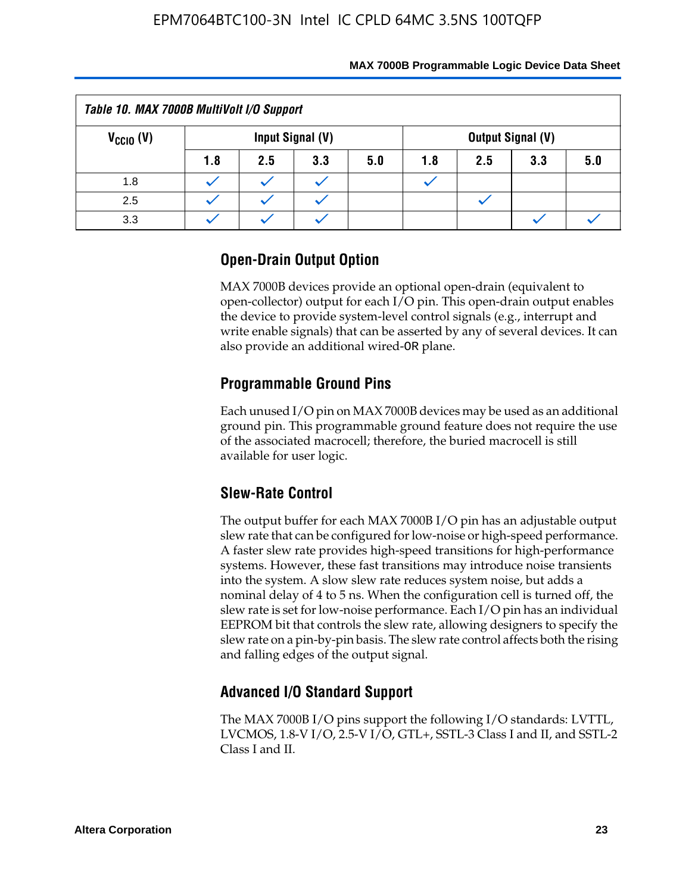*Table 10. MAX 7000B MultiVolt I/O Support*

| $V_{CCIO}$ (V) | Input Signal (V) | | | | Output Signal (V) | | | |
|---|---|---|---|---|---|---|---|---|
| | 1.8 | 2.5 | 3.3 | 5.0 | 1.8 | 2.5 | 3.3 | 5.0 |
| 1.8 | ✓ | ✓ | ✓ | | ✓ | | | |
| 2.5 | ✓ | ✓ | ✓ | | | ✓ | | |
| 3.3 | ✓ | ✓ | ✓ | | | | ✓ | ✓ |

## Open-Drain Output Option

MAX 7000B devices provide an optional open-drain (equivalent to open-collector) output for each I/O pin. This open-drain output enables the device to provide system-level control signals (e.g., interrupt and write enable signals) that can be asserted by any of several devices. It can also provide an additional wired-OR plane.

## Programmable Ground Pins

Each unused I/O pin on MAX 7000B devices may be used as an additional ground pin. This programmable ground feature does not require the use of the associated macrocell; therefore, the buried macrocell is still available for user logic.

## Slew-Rate Control

The output buffer for each MAX 7000B I/O pin has an adjustable output slew rate that can be configured for low-noise or high-speed performance. A faster slew rate provides high-speed transitions for high-performance systems. However, these fast transitions may introduce noise transients into the system. A slow slew rate reduces system noise, but adds a nominal delay of 4 to 5 ns. When the configuration cell is turned off, the slew rate is set for low-noise performance. Each I/O pin has an individual EEPROM bit that controls the slew rate, allowing designers to specify the slew rate on a pin-by-pin basis. The slew rate control affects both the rising and falling edges of the output signal.

## Advanced I/O Standard Support

The MAX 7000B I/O pins support the following I/O standards: LVTTL, LVCMOS, 1.8-V I/O, 2.5-V I/O, GTL+, SSTL-3 Class I and II, and SSTL-2 Class I and II.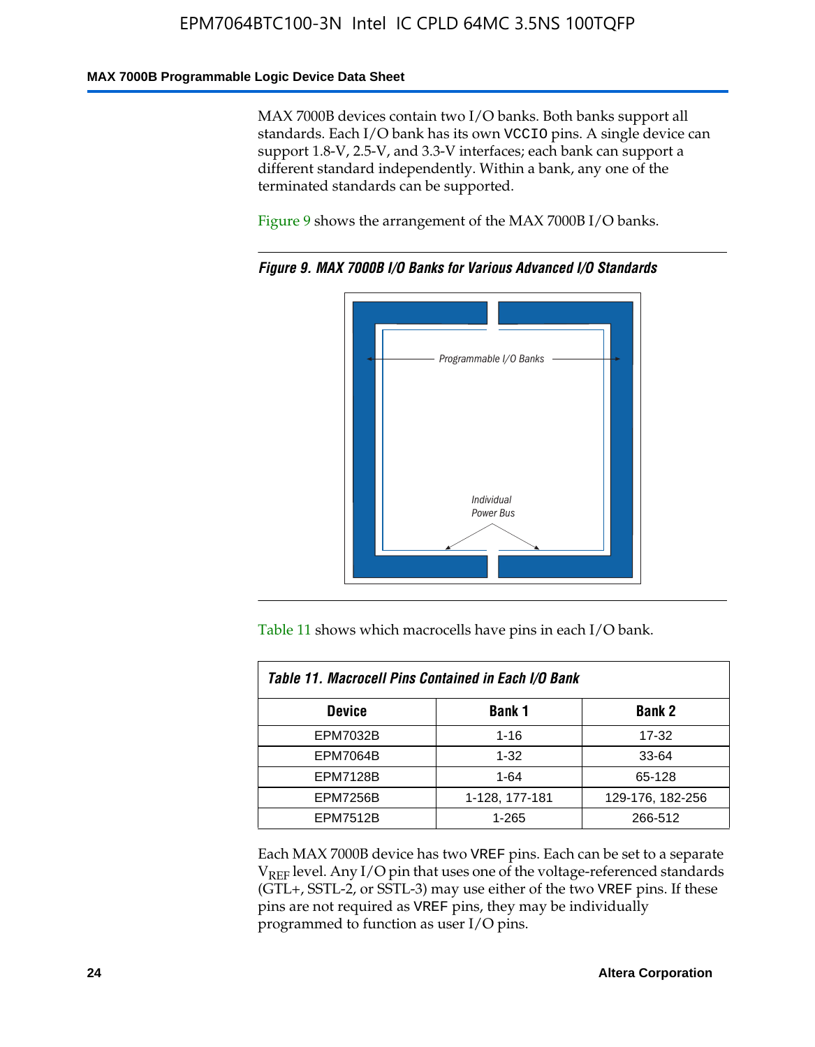MAX 7000B devices contain two I/O banks. Both banks support all standards. Each I/O bank has its own VCCIO pins. A single device can support 1.8-V, 2.5-V, and 3.3-V interfaces; each bank can support a different standard independently. Within a bank, any one of the terminated standards can be supported.

Figure 9 shows the arrangement of the MAX 7000B I/O banks.

*Figure 9. MAX 7000B I/O Banks for Various Advanced I/O Standards*

Programmable I/O Banks

Individual Power Bus

Table 11 shows which macrocells have pins in each I/O bank.

**Table 11. Macrocell Pins Contained in Each I/O Bank**

| Device | Bank 1 | Bank 2 |
|---|---|---|
| EPM7032B | 1-16 | 17-32 |
| EPM7064B | 1-32 | 33-64 |
| EPM7128B | 1-64 | 65-128 |
| EPM7256B | 1-128, 177-181 | 129-176, 182-256 |
| EPM7512B | 1-265 | 266-512 |

Each MAX 7000B device has two VREF pins. Each can be set to a separate $V_{REF}$ level. Any I/O pin that uses one of the voltage-referenced standards (GTL+, SSTL-2, or SSTL-3) may use either of the two VREF pins. If these pins are not required as VREF pins, they may be individually programmed to function as user I/O pins.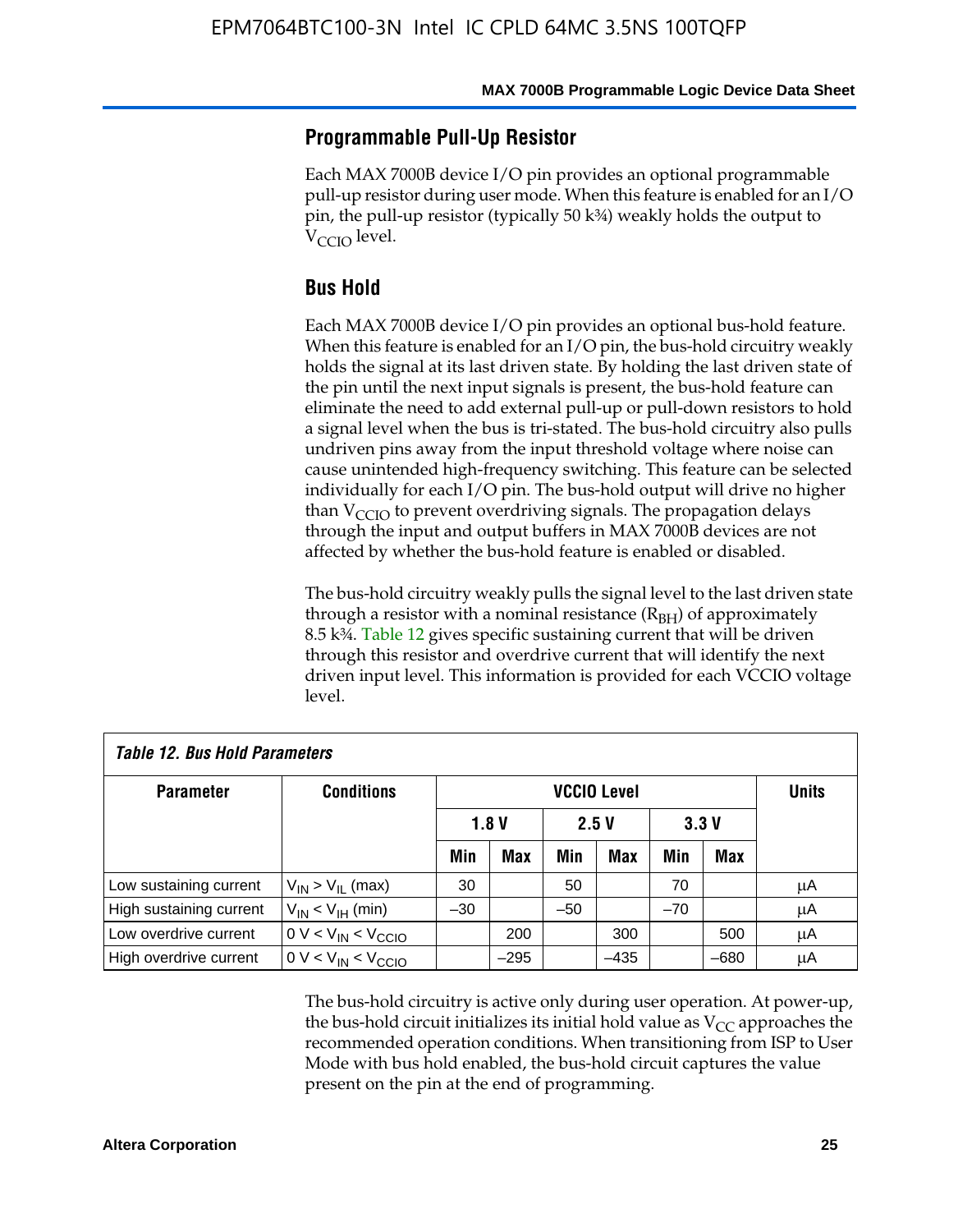## Programmable Pull-Up Resistor

Each MAX 7000B device I/O pin provides an optional programmable pull-up resistor during user mode. When this feature is enabled for an I/O pin, the pull-up resistor (typically 50 k¾) weakly holds the output to $V_{CCIO}$ level.

## Bus Hold

Each MAX 7000B device I/O pin provides an optional bus-hold feature. When this feature is enabled for an I/O pin, the bus-hold circuitry weakly holds the signal at its last driven state. By holding the last driven state of the pin until the next input signals is present, the bus-hold feature can eliminate the need to add external pull-up or pull-down resistors to hold a signal level when the bus is tri-stated. The bus-hold circuitry also pulls undriven pins away from the input threshold voltage where noise can cause unintended high-frequency switching. This feature can be selected individually for each I/O pin. The bus-hold output will drive no higher than $V_{CCIO}$ to prevent overdriving signals. The propagation delays through the input and output buffers in MAX 7000B devices are not affected by whether the bus-hold feature is enabled or disabled.

The bus-hold circuitry weakly pulls the signal level to the last driven state through a resistor with a nominal resistance ($R_{BH}$) of approximately 8.5 k¾. Table 12 gives specific sustaining current that will be driven through this resistor and overdrive current that will identify the next driven input level. This information is provided for each VCCIO voltage level.

*Table 12. Bus Hold Parameters*

| Parameter | Conditions | VCCIO Level | | | | | | Units |
|---|---|---|---|---|---|---|---|---|
| | | 1.8 V | | 2.5 V | | 3.3 V | | |
| | | Min | Max | Min | Max | Min | Max | |
| Low sustaining current | $V_{IN} > V_{IL}$ (max) | 30 | | 50 | | 70 | | μA |
| High sustaining current | $V_{IN} < V_{IH}$ (min) | –30 | | –50 | | –70 | | μA |
| Low overdrive current | $0 V < V_{IN} < V_{CCIO}$ | | 200 | | 300 | | 500 | μA |
| High overdrive current | $0 V < V_{IN} < V_{CCIO}$ | | –295 | | –435 | | –680 | μA |

The bus-hold circuitry is active only during user operation. At power-up, the bus-hold circuit initializes its initial hold value as $V_{CC}$ approaches the recommended operation conditions. When transitioning from ISP to User Mode with bus hold enabled, the bus-hold circuit captures the value present on the pin at the end of programming.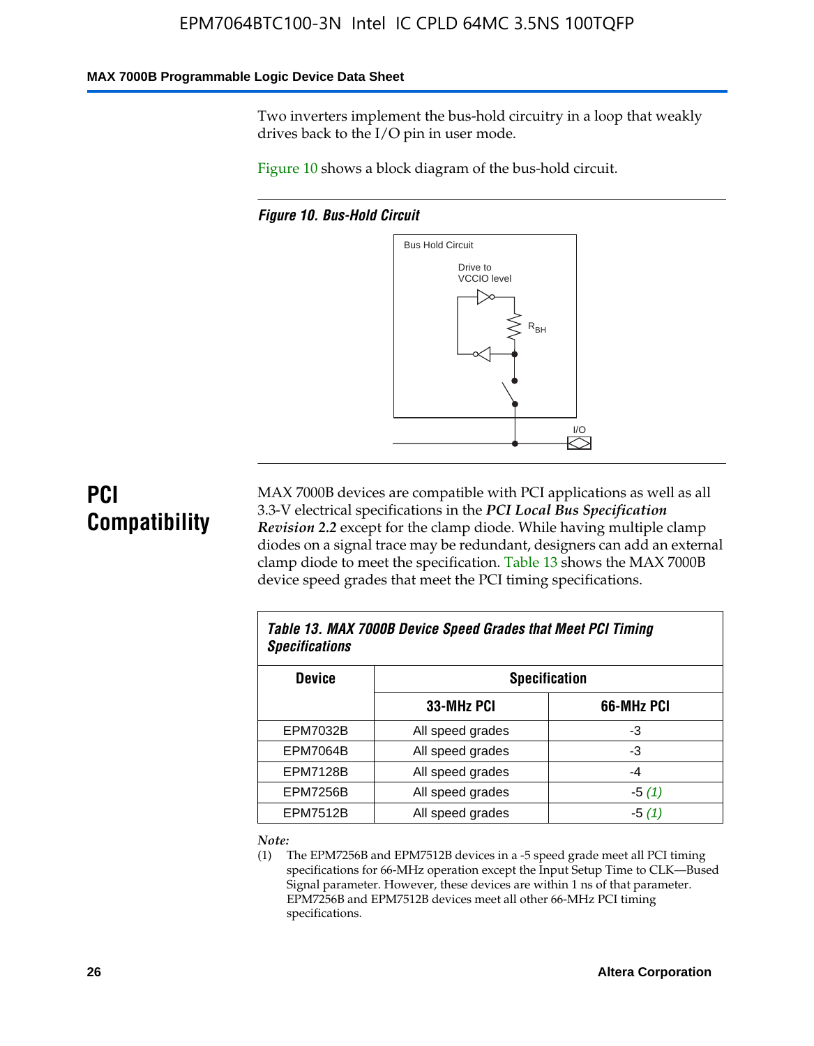Two inverters implement the bus-hold circuitry in a loop that weakly drives back to the I/O pin in user mode.

Figure 10 shows a block diagram of the bus-hold circuit.

*Figure 10. Bus-Hold Circuit*

Bus Hold Circuit

Drive to VCCIO level

$R_{BH}$

I/O

## PCI Compatibility

MAX 7000B devices are compatible with PCI applications as well as all 3.3-V electrical specifications in the ***PCI Local Bus Specification Revision 2.2*** except for the clamp diode. While having multiple clamp diodes on a signal trace may be redundant, designers can add an external clamp diode to meet the specification. Table 13 shows the MAX 7000B device speed grades that meet the PCI timing specifications.

*Table 13. MAX 7000B Device Speed Grades that Meet PCI Timing Specifications*

| Device | Specification | |
|---|---|---|
| | 33-MHz PCI | 66-MHz PCI |
| EPM7032B | All speed grades | -3 |
| EPM7064B | All speed grades | -3 |
| EPM7128B | All speed grades | -4 |
| EPM7256B | All speed grades | -5 *(1)* |
| EPM7512B | All speed grades | -5 *(1)* |

*Note:*

(1) The EPM7256B and EPM7512B devices in a -5 speed grade meet all PCI timing specifications for 66-MHz operation except the Input Setup Time to CLK—Bused Signal parameter. However, these devices are within 1 ns of that parameter. EPM7256B and EPM7512B devices meet all other 66-MHz PCI timing specifications.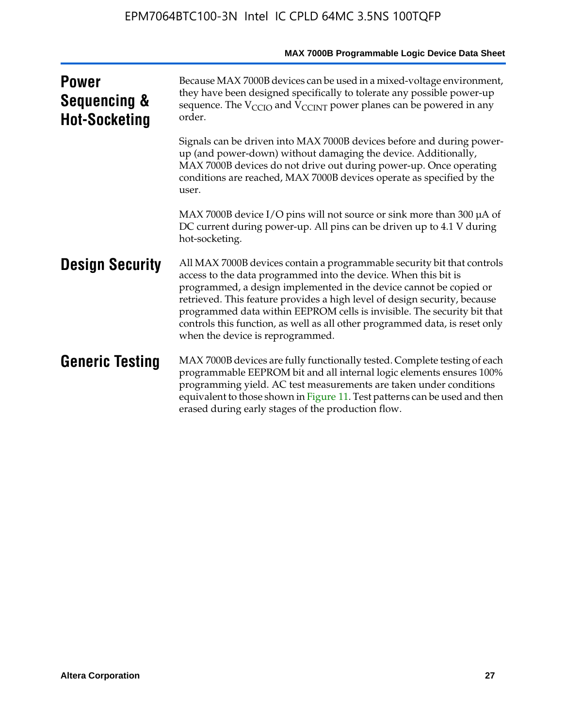## Power Sequencing & Hot-Socketing

Because MAX 7000B devices can be used in a mixed-voltage environment, they have been designed specifically to tolerate any possible power-up sequence. The $V_{CCIO}$ and $V_{CCINT}$ power planes can be powered in any order.

Signals can be driven into MAX 7000B devices before and during power-up (and power-down) without damaging the device. Additionally, MAX 7000B devices do not drive out during power-up. Once operating conditions are reached, MAX 7000B devices operate as specified by the user.

MAX 7000B device I/O pins will not source or sink more than 300 µA of DC current during power-up. All pins can be driven up to 4.1 V during hot-socketing.

## Design Security

All MAX 7000B devices contain a programmable security bit that controls access to the data programmed into the device. When this bit is programmed, a design implemented in the device cannot be copied or retrieved. This feature provides a high level of design security, because programmed data within EEPROM cells is invisible. The security bit that controls this function, as well as all other programmed data, is reset only when the device is reprogrammed.

## Generic Testing

MAX 7000B devices are fully functionally tested. Complete testing of each programmable EEPROM bit and all internal logic elements ensures 100% programming yield. AC test measurements are taken under conditions equivalent to those shown in Figure 11. Test patterns can be used and then erased during early stages of the production flow.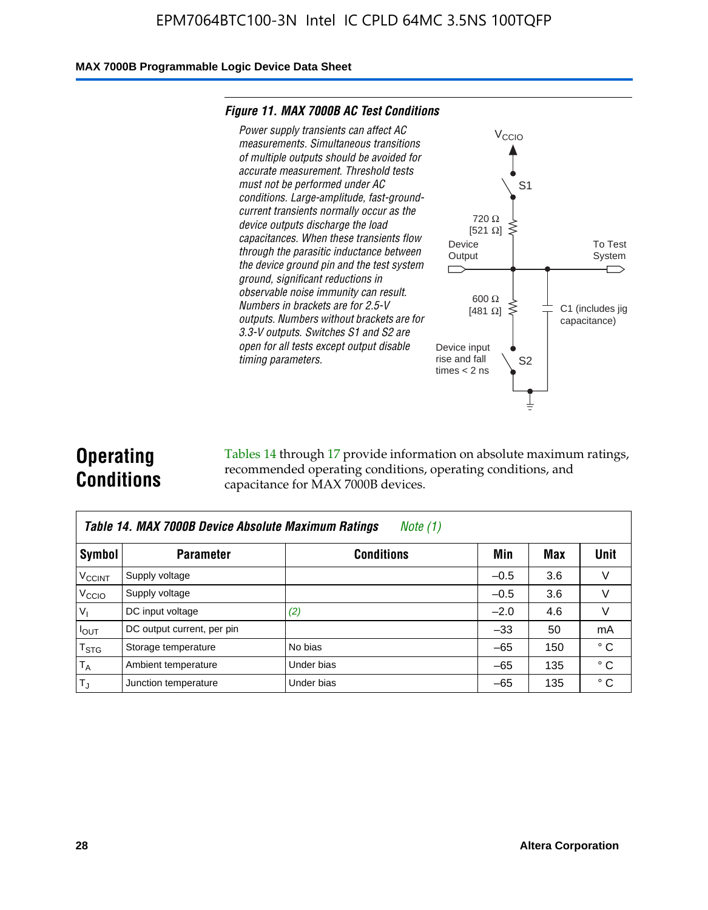**Figure 11. MAX 7000B AC Test Conditions**

*Power supply transients can affect AC measurements. Simultaneous transitions of multiple outputs should be avoided for accurate measurement. Threshold tests must not be performed under AC conditions. Large-amplitude, fast-ground-current transients normally occur as the device outputs discharge the load capacitances. When these transients flow through the parasitic inductance between the device ground pin and the test system ground, significant reductions in observable noise immunity can result. Numbers in brackets are for 2.5-V outputs. Numbers without brackets are for 3.3-V outputs. Switches S1 and S2 are open for all tests except output disable timing parameters.*

$V_{CCIO}$

S1

720 Ω
[521 Ω]

Device Output

To Test System

600 Ω
[481 Ω]

C1 (includes jig capacitance)

Device input rise and fall times < 2 ns

S2

## Operating Conditions

Tables 14 through 17 provide information on absolute maximum ratings, recommended operating conditions, operating conditions, and capacitance for MAX 7000B devices.

**Table 14. MAX 7000B Device Absolute Maximum Ratings** *Note (1)*

| Symbol | Parameter | Conditions | Min | Max | Unit |
|---|---|---|---|---|---|
| $V_{CCINT}$ | Supply voltage | | –0.5 | 3.6 | V |
| $V_{CCIO}$ | Supply voltage | | –0.5 | 3.6 | V |
| $V_I$ | DC input voltage | *(2)* | –2.0 | 4.6 | V |
| $I_{OUT}$ | DC output current, per pin | | –33 | 50 | mA |
| $T_{STG}$ | Storage temperature | No bias | –65 | 150 | ° C |
| $T_A$ | Ambient temperature | Under bias | –65 | 135 | ° C |
| $T_J$ | Junction temperature | Under bias | –65 | 135 | ° C |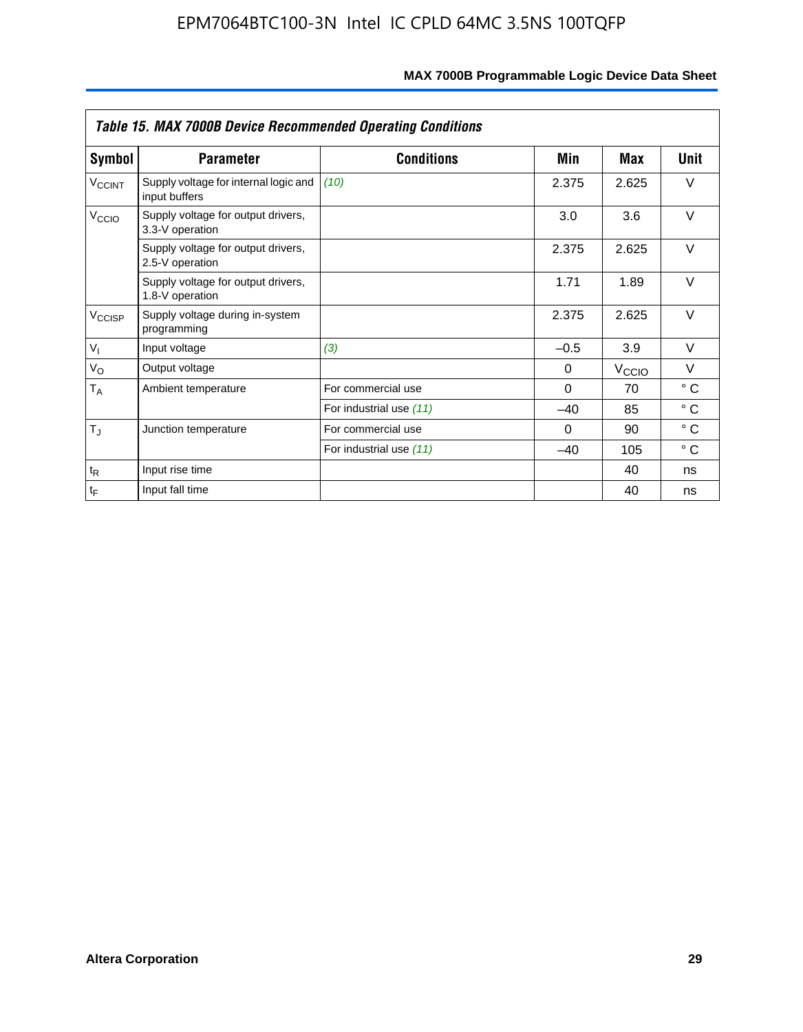| *Table 15. MAX 7000B Device Recommended Operating Conditions* | | | | | |
|---|---|---|---|---|---|
| **Symbol** | **Parameter** | **Conditions** | **Min** | **Max** | **Unit** |
| $V_{CCINT}$ | Supply voltage for internal logic and input buffers | *(10)* | 2.375 | 2.625 | V |
| $V_{CCIO}$ | Supply voltage for output drivers, 3.3-V operation | | 3.0 | 3.6 | V |
| | Supply voltage for output drivers, 2.5-V operation | | 2.375 | 2.625 | V |
| | Supply voltage for output drivers, 1.8-V operation | | 1.71 | 1.89 | V |
| $V_{CCISP}$ | Supply voltage during in-system programming | | 2.375 | 2.625 | V |
| $V_I$ | Input voltage | *(3)* | –0.5 | 3.9 | V |
| $V_O$ | Output voltage | | 0 | $V_{CCIO}$ | V |
| $T_A$ | Ambient temperature | For commercial use | 0 | 70 | ° C |
| | | For industrial use *(11)* | –40 | 85 | ° C |
| $T_J$ | Junction temperature | For commercial use | 0 | 90 | ° C |
| | | For industrial use *(11)* | –40 | 105 | ° C |
| $t_R$ | Input rise time | | | 40 | ns |
| $t_F$ | Input fall time | | | 40 | ns |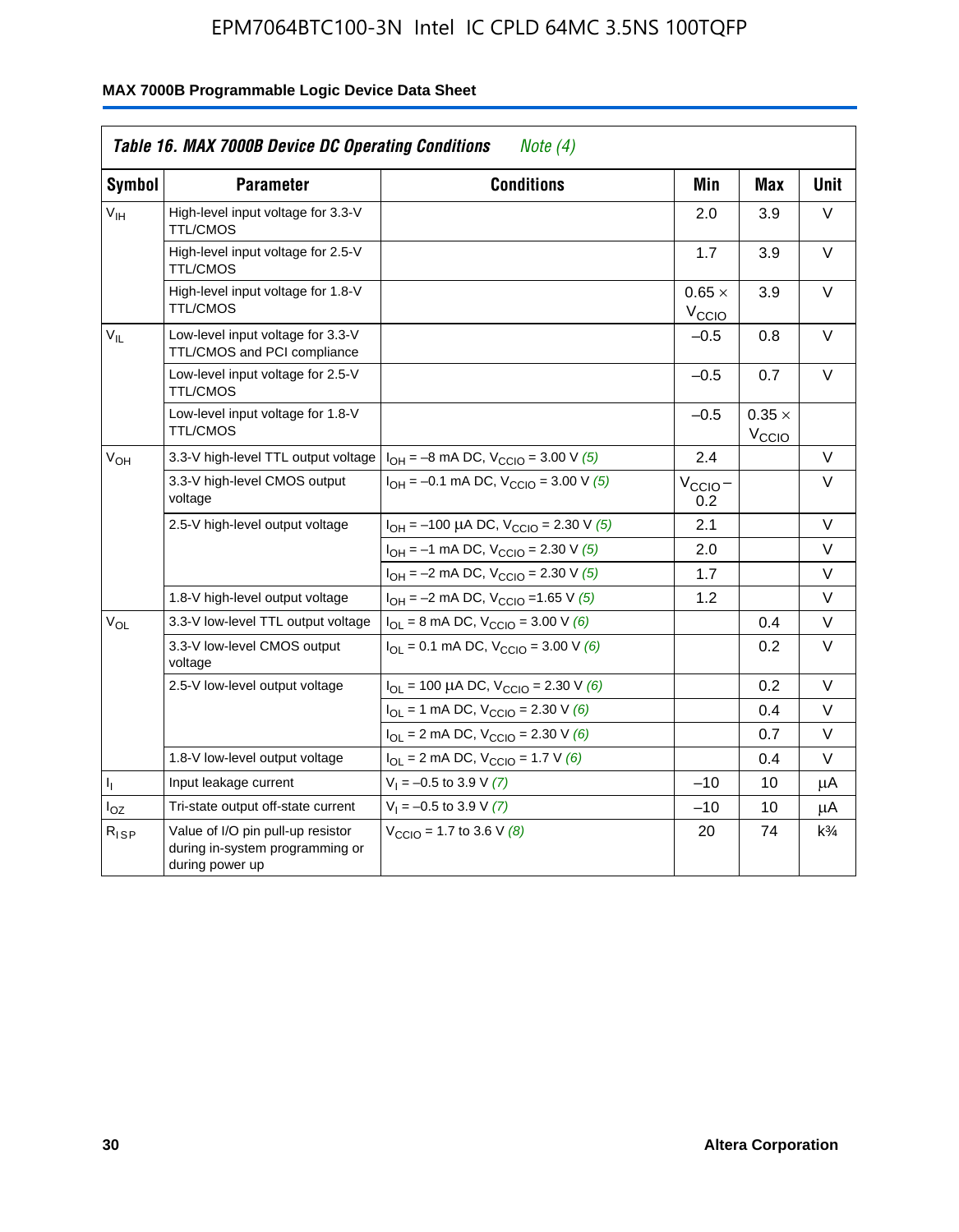**Table 16. MAX 7000B Device DC Operating Conditions** *Note (4)*

| Symbol | Parameter | Conditions | Min | Max | Unit |
|---|---|---|---|---|---|
| $V_{IH}$ | High-level input voltage for 3.3-V TTL/CMOS | | 2.0 | 3.9 | V |
| | High-level input voltage for 2.5-V TTL/CMOS | | 1.7 | 3.9 | V |
| | High-level input voltage for 1.8-V TTL/CMOS | | $0.65 \times V_{CCIO}$ | 3.9 | V |
| $V_{IL}$ | Low-level input voltage for 3.3-V TTL/CMOS and PCI compliance | | –0.5 | 0.8 | V |
| | Low-level input voltage for 2.5-V TTL/CMOS | | –0.5 | 0.7 | V |
| | Low-level input voltage for 1.8-V TTL/CMOS | | –0.5 | $0.35 \times V_{CCIO}$ | |
| $V_{OH}$ | 3.3-V high-level TTL output voltage | $I_{OH}$ = –8 mA DC, $V_{CCIO}$ = 3.00 V *(5)* | 2.4 | | V |
| | 3.3-V high-level CMOS output voltage | $I_{OH}$ = –0.1 mA DC, $V_{CCIO}$ = 3.00 V *(5)* | $V_{CCIO}$ – 0.2 | | V |
| | 2.5-V high-level output voltage | $I_{OH}$ = –100 µA DC, $V_{CCIO}$ = 2.30 V *(5)* | 2.1 | | V |
| | | $I_{OH}$ = –1 mA DC, $V_{CCIO}$ = 2.30 V *(5)* | 2.0 | | V |
| | | $I_{OH}$ = –2 mA DC, $V_{CCIO}$ = 2.30 V *(5)* | 1.7 | | V |
| | 1.8-V high-level output voltage | $I_{OH}$ = –2 mA DC, $V_{CCIO}$ =1.65 V *(5)* | 1.2 | | V |
| $V_{OL}$ | 3.3-V low-level TTL output voltage | $I_{OL}$ = 8 mA DC, $V_{CCIO}$ = 3.00 V *(6)* | | 0.4 | V |
| | 3.3-V low-level CMOS output voltage | $I_{OL}$ = 0.1 mA DC, $V_{CCIO}$ = 3.00 V *(6)* | | 0.2 | V |
| | 2.5-V low-level output voltage | $I_{OL}$ = 100 µA DC, $V_{CCIO}$ = 2.30 V *(6)* | | 0.2 | V |
| | | $I_{OL}$ = 1 mA DC, $V_{CCIO}$ = 2.30 V *(6)* | | 0.4 | V |
| | | $I_{OL}$ = 2 mA DC, $V_{CCIO}$ = 2.30 V *(6)* | | 0.7 | V |
| | 1.8-V low-level output voltage | $I_{OL}$ = 2 mA DC, $V_{CCIO}$ = 1.7 V *(6)* | | 0.4 | V |
| $I_I$ | Input leakage current | $V_I$ = –0.5 to 3.9 V *(7)* | –10 | 10 | µA |
| $I_{OZ}$ | Tri-state output off-state current | $V_I$ = –0.5 to 3.9 V *(7)* | –10 | 10 | µA |
| $R_{ISP}$ | Value of I/O pin pull-up resistor during in-system programming or during power up | $V_{CCIO}$ = 1.7 to 3.6 V *(8)* | 20 | 74 | k¾ |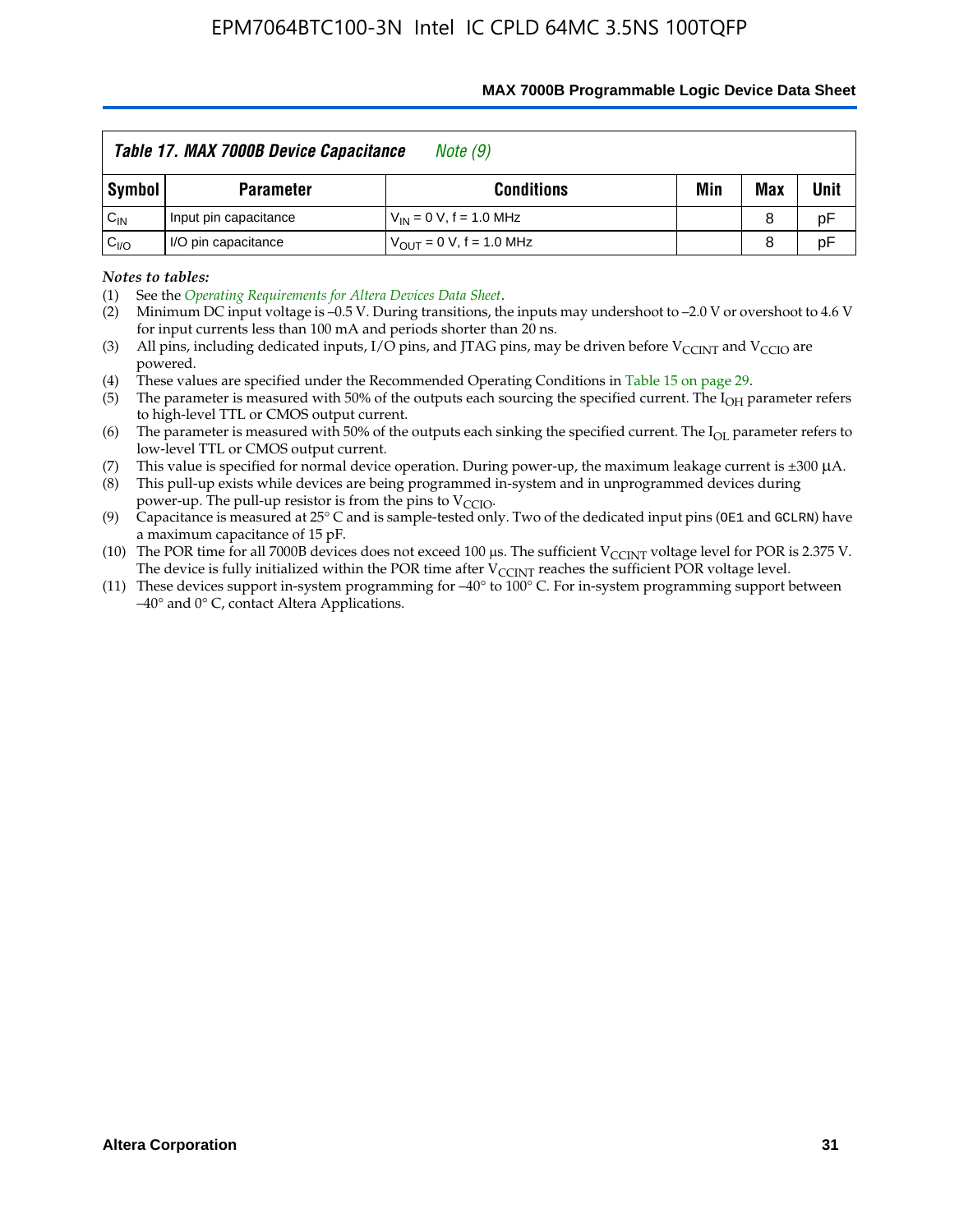| *Table 17. MAX 7000B Device Capacitance* *Note (9)* | | | | | |
|---|---|---|---|---|---|
| **Symbol** | **Parameter** | **Conditions** | **Min** | **Max** | **Unit** |
| $C_{IN}$ | Input pin capacitance | $V_{IN}$ = 0 V, f = 1.0 MHz | | 8 | pF |
| $C_{I/O}$ | I/O pin capacitance | $V_{OUT}$ = 0 V, f = 1.0 MHz | | 8 | pF |

*Notes to tables:*

(1) See the *Operating Requirements for Altera Devices Data Sheet*.

(2) Minimum DC input voltage is –0.5 V. During transitions, the inputs may undershoot to –2.0 V or overshoot to 4.6 V for input currents less than 100 mA and periods shorter than 20 ns.

(3) All pins, including dedicated inputs, I/O pins, and JTAG pins, may be driven before $V_{CCINT}$ and $V_{CCIO}$ are powered.

(4) These values are specified under the Recommended Operating Conditions in Table 15 on page 29.

(5) The parameter is measured with 50% of the outputs each sourcing the specified current. The $I_{OH}$ parameter refers to high-level TTL or CMOS output current.

(6) The parameter is measured with 50% of the outputs each sinking the specified current. The $I_{OL}$ parameter refers to low-level TTL or CMOS output current.

(7) This value is specified for normal device operation. During power-up, the maximum leakage current is ±300 μA.

(8) This pull-up exists while devices are being programmed in-system and in unprogrammed devices during power-up. The pull-up resistor is from the pins to $V_{CCIO}$.

(9) Capacitance is measured at 25° C and is sample-tested only. Two of the dedicated input pins (`OE1` and `GCLRN`) have a maximum capacitance of 15 pF.

(10) The POR time for all 7000B devices does not exceed 100 μs. The sufficient $V_{CCINT}$ voltage level for POR is 2.375 V. The device is fully initialized within the POR time after $V_{CCINT}$ reaches the sufficient POR voltage level.

(11) These devices support in-system programming for –40° to 100° C. For in-system programming support between –40° and 0° C, contact Altera Applications.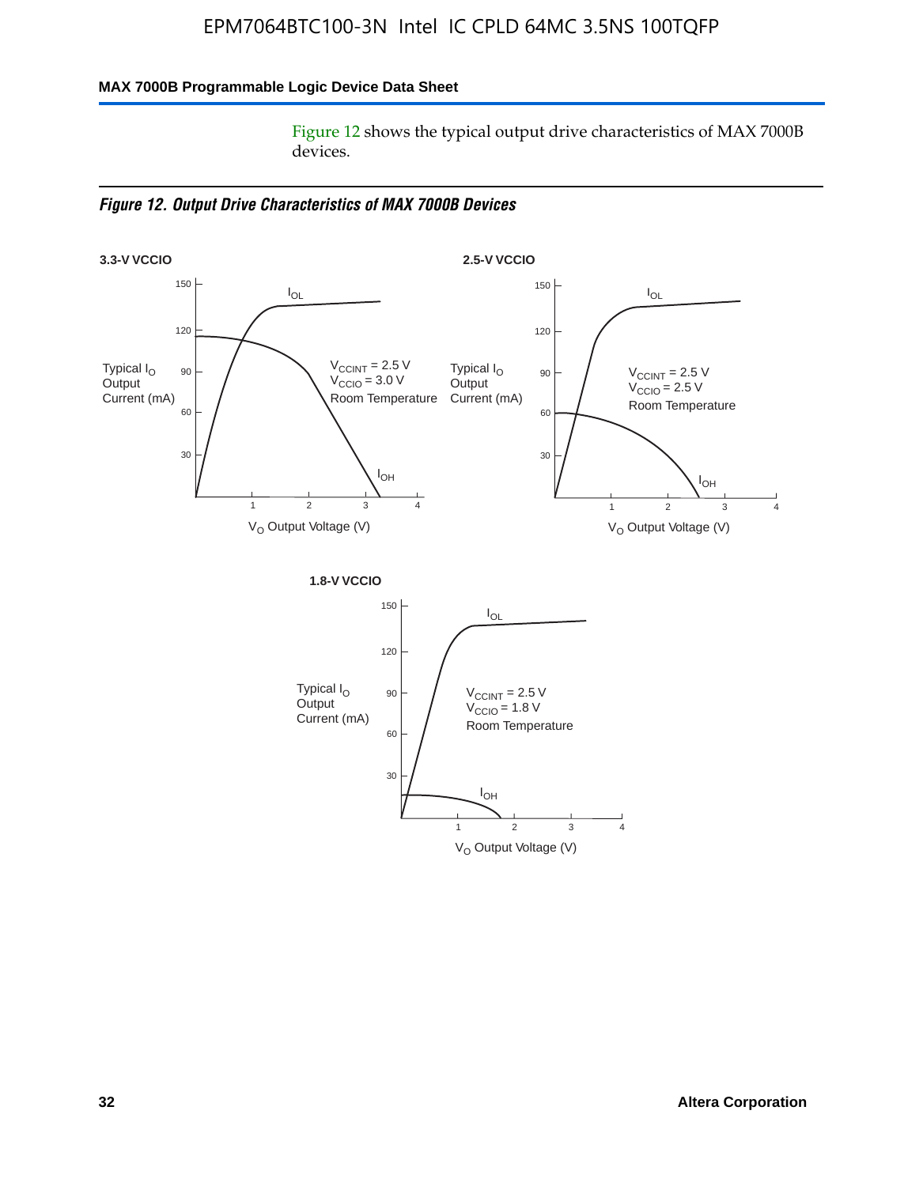Figure 12 shows the typical output drive characteristics of MAX 7000B devices.

*Figure 12. Output Drive Characteristics of MAX 7000B Devices*

**3.3-V VCCIO**

Typical $I_O$ Output Current (mA)

$V_{CCINT}$ = 2.5 V
$V_{CCIO}$ = 3.0 V
Room Temperature

$I_{OL}$

$I_{OH}$

$V_O$ Output Voltage (V)

**2.5-V VCCIO**

Typical $I_O$ Output Current (mA)

$V_{CCINT}$ = 2.5 V
$V_{CCIO}$ = 2.5 V
Room Temperature

$I_{OL}$

$I_{OH}$

$V_O$ Output Voltage (V)

**1.8-V VCCIO**

Typical $I_O$ Output Current (mA)

$V_{CCINT}$ = 2.5 V
$V_{CCIO}$ = 1.8 V
Room Temperature

$I_{OL}$

$I_{OH}$

$V_O$ Output Voltage (V)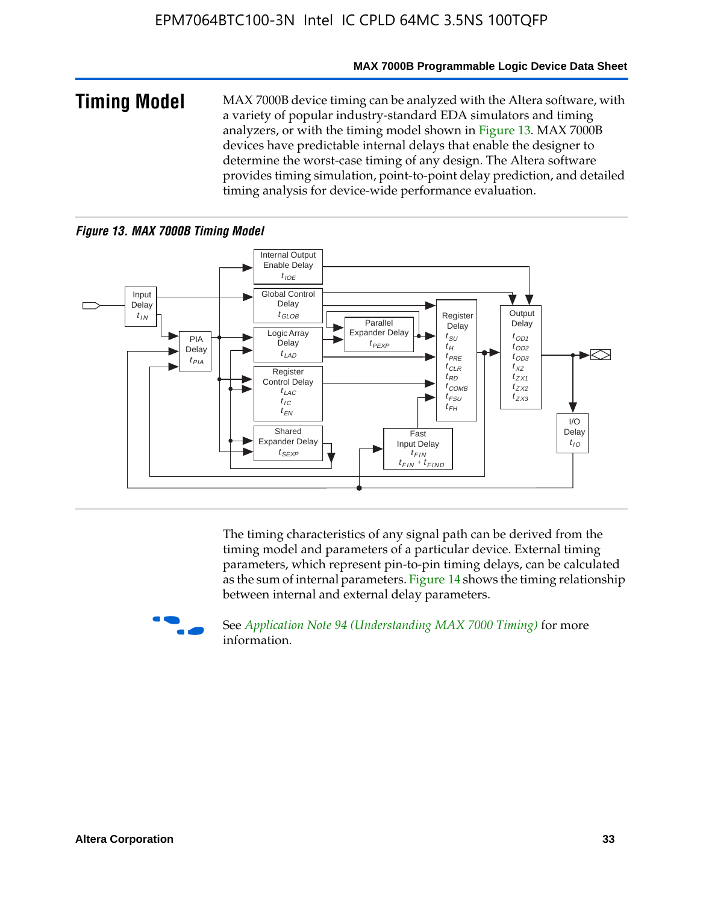## Timing Model

MAX 7000B device timing can be analyzed with the Altera software, with a variety of popular industry-standard EDA simulators and timing analyzers, or with the timing model shown in Figure 13. MAX 7000B devices have predictable internal delays that enable the designer to determine the worst-case timing of any design. The Altera software provides timing simulation, point-to-point delay prediction, and detailed timing analysis for device-wide performance evaluation.

*Figure 13. MAX 7000B Timing Model*

The timing characteristics of any signal path can be derived from the timing model and parameters of a particular device. External timing parameters, which represent pin-to-pin timing delays, can be calculated as the sum of internal parameters. Figure 14 shows the timing relationship between internal and external delay parameters.

See *Application Note 94 (Understanding MAX 7000 Timing)* for more information.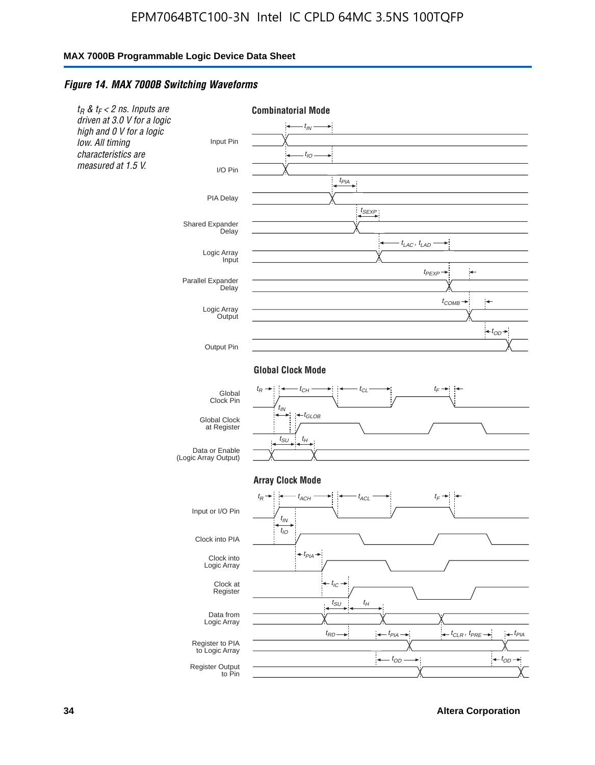*Figure 14. MAX 7000B Switching Waveforms*

*$t_R$ & $t_F$ < 2 ns. Inputs are driven at 3.0 V for a logic high and 0 V for a logic low. All timing characteristics are measured at 1.5 V.*

**Combinatorial Mode**

Input Pin — $t_{IN}$
I/O Pin — $t_{IO}$
PIA Delay — $t_{PIA}$
Shared Expander Delay — $t_{SEXP}$
Logic Array Input — $t_{LAC}$, $t_{LAD}$
Parallel Expander Delay — $t_{PEXP}$
Logic Array Output — $t_{COMB}$
Output Pin — $t_{OD}$

**Global Clock Mode**

Global Clock Pin — $t_R$, $t_{CH}$, $t_{CL}$, $t_F$
Global Clock at Register — $t_{IN}$, $t_{GLOB}$
Data or Enable (Logic Array Output) — $t_{SU}$, $t_H$

**Array Clock Mode**

Input or I/O Pin — $t_R$, $t_{ACH}$, $t_{ACL}$, $t_F$
Clock into PIA — $t_{IN}$, $t_{IO}$
Clock into Logic Array — $t_{PIA}$
Clock at Register — $t_{IC}$
Data from Logic Array — $t_{SU}$, $t_H$
Register to PIA to Logic Array — $t_{RD}$, $t_{PIA}$, $t_{CLR}$, $t_{PRE}$, $t_{PIA}$
Register Output to Pin — $t_{OD}$, $t_{OD}$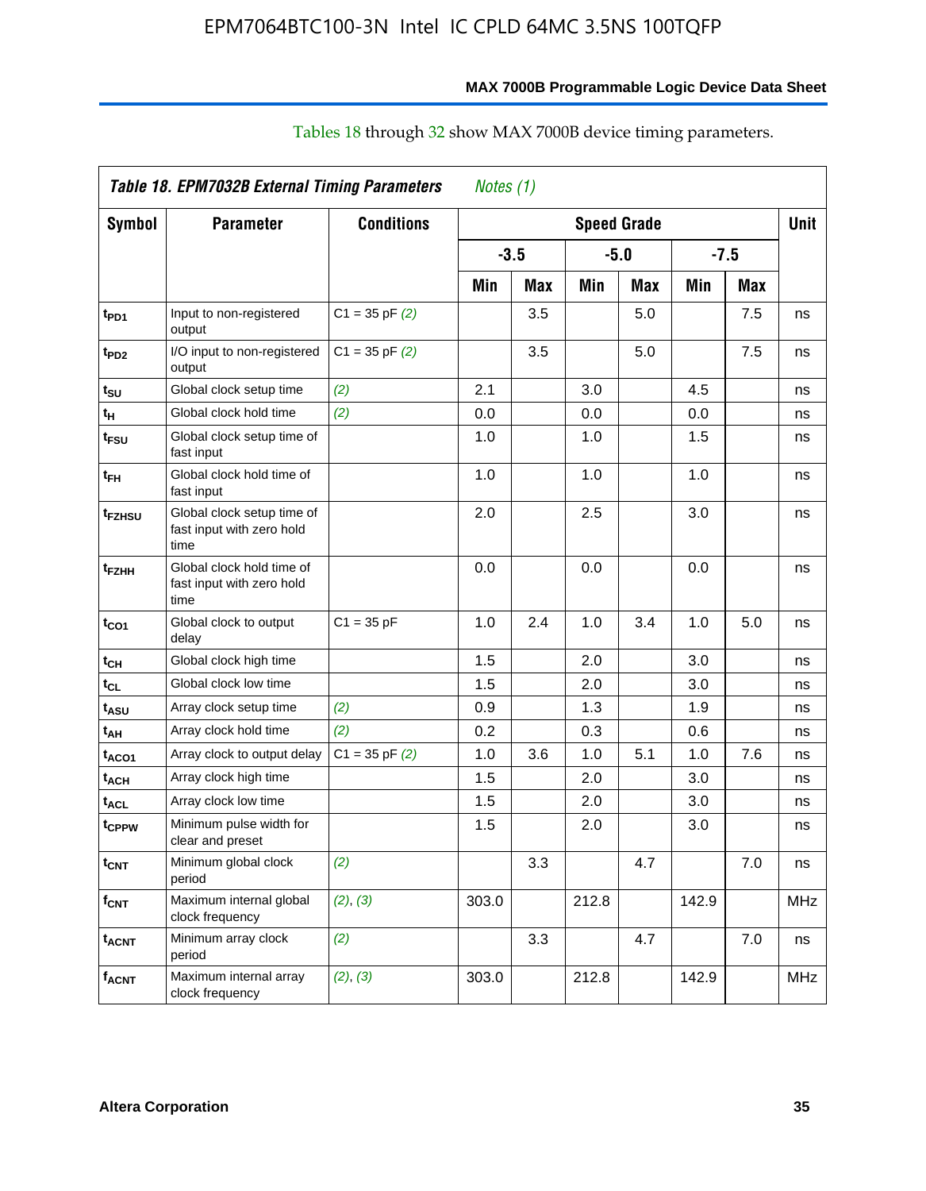Tables 18 through 32 show MAX 7000B device timing parameters.

**Table 18. EPM7032B External Timing Parameters** *Notes (1)*

| Symbol | Parameter | Conditions | Speed Grade | | | | | | Unit |
|---|---|---|---|---|---|---|---|---|---|
| | | | -3.5 | | -5.0 | | -7.5 | | |
| | | | Min | Max | Min | Max | Min | Max | |
| $t_{PD1}$ | Input to non-registered output | C1 = 35 pF *(2)* | | 3.5 | | 5.0 | | 7.5 | ns |
| $t_{PD2}$ | I/O input to non-registered output | C1 = 35 pF *(2)* | | 3.5 | | 5.0 | | 7.5 | ns |
| $t_{SU}$ | Global clock setup time | *(2)* | 2.1 | | 3.0 | | 4.5 | | ns |
| $t_{H}$ | Global clock hold time | *(2)* | 0.0 | | 0.0 | | 0.0 | | ns |
| $t_{FSU}$ | Global clock setup time of fast input | | 1.0 | | 1.0 | | 1.5 | | ns |
| $t_{FH}$ | Global clock hold time of fast input | | 1.0 | | 1.0 | | 1.0 | | ns |
| $t_{FZHSU}$ | Global clock setup time of fast input with zero hold time | | 2.0 | | 2.5 | | 3.0 | | ns |
| $t_{FZHH}$ | Global clock hold time of fast input with zero hold time | | 0.0 | | 0.0 | | 0.0 | | ns |
| $t_{CO1}$ | Global clock to output delay | C1 = 35 pF | 1.0 | 2.4 | 1.0 | 3.4 | 1.0 | 5.0 | ns |
| $t_{CH}$ | Global clock high time | | 1.5 | | 2.0 | | 3.0 | | ns |
| $t_{CL}$ | Global clock low time | | 1.5 | | 2.0 | | 3.0 | | ns |
| $t_{ASU}$ | Array clock setup time | *(2)* | 0.9 | | 1.3 | | 1.9 | | ns |
| $t_{AH}$ | Array clock hold time | *(2)* | 0.2 | | 0.3 | | 0.6 | | ns |
| $t_{ACO1}$ | Array clock to output delay | C1 = 35 pF *(2)* | 1.0 | 3.6 | 1.0 | 5.1 | 1.0 | 7.6 | ns |
| $t_{ACH}$ | Array clock high time | | 1.5 | | 2.0 | | 3.0 | | ns |
| $t_{ACL}$ | Array clock low time | | 1.5 | | 2.0 | | 3.0 | | ns |
| $t_{CPPW}$ | Minimum pulse width for clear and preset | | 1.5 | | 2.0 | | 3.0 | | ns |
| $t_{CNT}$ | Minimum global clock period | *(2)* | | 3.3 | | 4.7 | | 7.0 | ns |
| $f_{CNT}$ | Maximum internal global clock frequency | *(2)*, *(3)* | 303.0 | | 212.8 | | 142.9 | | MHz |
| $t_{ACNT}$ | Minimum array clock period | *(2)* | | 3.3 | | 4.7 | | 7.0 | ns |
| $f_{ACNT}$ | Maximum internal array clock frequency | *(2)*, *(3)* | 303.0 | | 212.8 | | 142.9 | | MHz |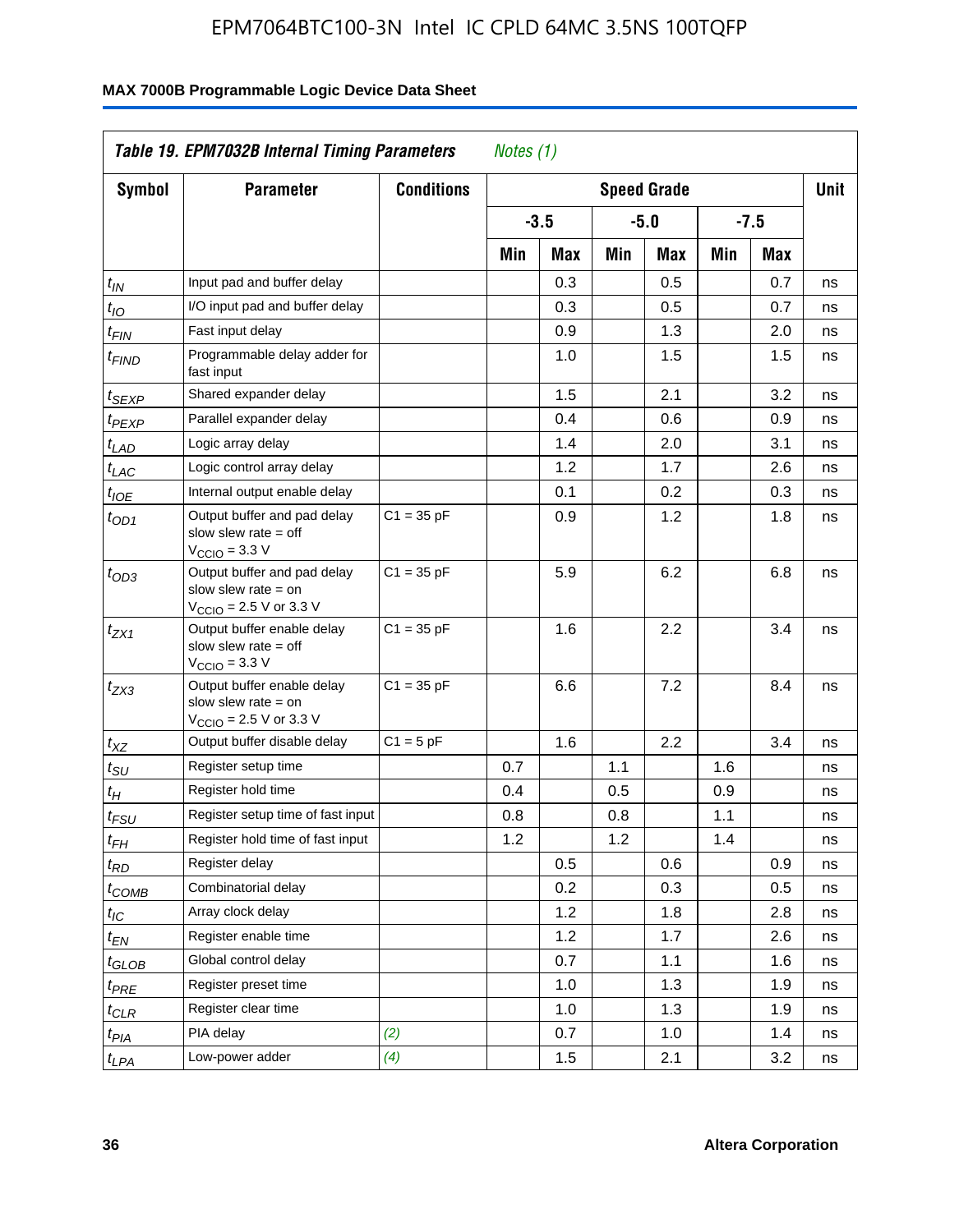| Table 19. EPM7032B Internal Timing Parameters *Notes (1)* | | | | | | | | | |
|---|---|---|---|---|---|---|---|---|---|
| **Symbol** | **Parameter** | **Conditions** | **Speed Grade** | | | | | | **Unit** |
| | | | **-3.5** | | **-5.0** | | **-7.5** | | |
| | | | **Min** | **Max** | **Min** | **Max** | **Min** | **Max** | |
| $t_{IN}$ | Input pad and buffer delay | | | 0.3 | | 0.5 | | 0.7 | ns |
| $t_{IO}$ | I/O input pad and buffer delay | | | 0.3 | | 0.5 | | 0.7 | ns |
| $t_{FIN}$ | Fast input delay | | | 0.9 | | 1.3 | | 2.0 | ns |
| $t_{FIND}$ | Programmable delay adder for fast input | | | 1.0 | | 1.5 | | 1.5 | ns |
| $t_{SEXP}$ | Shared expander delay | | | 1.5 | | 2.1 | | 3.2 | ns |
| $t_{PEXP}$ | Parallel expander delay | | | 0.4 | | 0.6 | | 0.9 | ns |
| $t_{LAD}$ | Logic array delay | | | 1.4 | | 2.0 | | 3.1 | ns |
| $t_{LAC}$ | Logic control array delay | | | 1.2 | | 1.7 | | 2.6 | ns |
| $t_{IOE}$ | Internal output enable delay | | | 0.1 | | 0.2 | | 0.3 | ns |
| $t_{OD1}$ | Output buffer and pad delay slow slew rate = off $V_{CCIO}$ = 3.3 V | C1 = 35 pF | | 0.9 | | 1.2 | | 1.8 | ns |
| $t_{OD3}$ | Output buffer and pad delay slow slew rate = on $V_{CCIO}$ = 2.5 V or 3.3 V | C1 = 35 pF | | 5.9 | | 6.2 | | 6.8 | ns |
| $t_{ZX1}$ | Output buffer enable delay slow slew rate = off $V_{CCIO}$ = 3.3 V | C1 = 35 pF | | 1.6 | | 2.2 | | 3.4 | ns |
| $t_{ZX3}$ | Output buffer enable delay slow slew rate = on $V_{CCIO}$ = 2.5 V or 3.3 V | C1 = 35 pF | | 6.6 | | 7.2 | | 8.4 | ns |
| $t_{XZ}$ | Output buffer disable delay | C1 = 5 pF | | 1.6 | | 2.2 | | 3.4 | ns |
| $t_{SU}$ | Register setup time | | 0.7 | | 1.1 | | 1.6 | | ns |
| $t_{H}$ | Register hold time | | 0.4 | | 0.5 | | 0.9 | | ns |
| $t_{FSU}$ | Register setup time of fast input | | 0.8 | | 0.8 | | 1.1 | | ns |
| $t_{FH}$ | Register hold time of fast input | | 1.2 | | 1.2 | | 1.4 | | ns |
| $t_{RD}$ | Register delay | | | 0.5 | | 0.6 | | 0.9 | ns |
| $t_{COMB}$ | Combinatorial delay | | | 0.2 | | 0.3 | | 0.5 | ns |
| $t_{IC}$ | Array clock delay | | | 1.2 | | 1.8 | | 2.8 | ns |
| $t_{EN}$ | Register enable time | | | 1.2 | | 1.7 | | 2.6 | ns |
| $t_{GLOB}$ | Global control delay | | | 0.7 | | 1.1 | | 1.6 | ns |
| $t_{PRE}$ | Register preset time | | | 1.0 | | 1.3 | | 1.9 | ns |
| $t_{CLR}$ | Register clear time | | | 1.0 | | 1.3 | | 1.9 | ns |
| $t_{PIA}$ | PIA delay | *(2)* | | 0.7 | | 1.0 | | 1.4 | ns |
| $t_{LPA}$ | Low-power adder | *(4)* | | 1.5 | | 2.1 | | 3.2 | ns |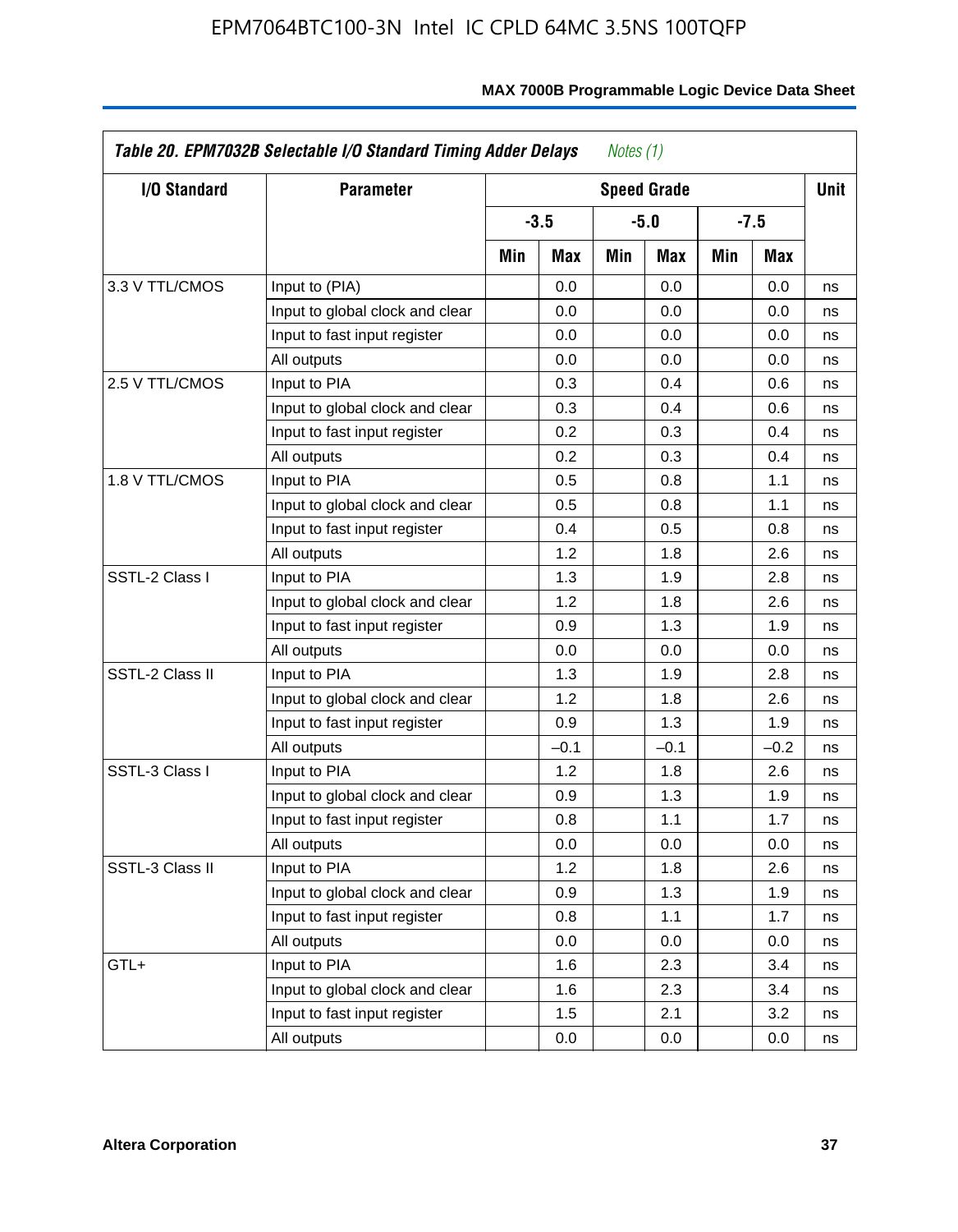**Table 20. EPM7032B Selectable I/O Standard Timing Adder Delays** *Notes (1)*

| I/O Standard | Parameter | Speed Grade | | | | | | Unit |
|---|---|---|---|---|---|---|---|---|
| | | -3.5 | | -5.0 | | -7.5 | | |
| | | Min | Max | Min | Max | Min | Max | |
| 3.3 V TTL/CMOS | Input to (PIA) | | 0.0 | | 0.0 | | 0.0 | ns |
| | Input to global clock and clear | | 0.0 | | 0.0 | | 0.0 | ns |
| | Input to fast input register | | 0.0 | | 0.0 | | 0.0 | ns |
| | All outputs | | 0.0 | | 0.0 | | 0.0 | ns |
| 2.5 V TTL/CMOS | Input to PIA | | 0.3 | | 0.4 | | 0.6 | ns |
| | Input to global clock and clear | | 0.3 | | 0.4 | | 0.6 | ns |
| | Input to fast input register | | 0.2 | | 0.3 | | 0.4 | ns |
| | All outputs | | 0.2 | | 0.3 | | 0.4 | ns |
| 1.8 V TTL/CMOS | Input to PIA | | 0.5 | | 0.8 | | 1.1 | ns |
| | Input to global clock and clear | | 0.5 | | 0.8 | | 1.1 | ns |
| | Input to fast input register | | 0.4 | | 0.5 | | 0.8 | ns |
| | All outputs | | 1.2 | | 1.8 | | 2.6 | ns |
| SSTL-2 Class I | Input to PIA | | 1.3 | | 1.9 | | 2.8 | ns |
| | Input to global clock and clear | | 1.2 | | 1.8 | | 2.6 | ns |
| | Input to fast input register | | 0.9 | | 1.3 | | 1.9 | ns |
| | All outputs | | 0.0 | | 0.0 | | 0.0 | ns |
| SSTL-2 Class II | Input to PIA | | 1.3 | | 1.9 | | 2.8 | ns |
| | Input to global clock and clear | | 1.2 | | 1.8 | | 2.6 | ns |
| | Input to fast input register | | 0.9 | | 1.3 | | 1.9 | ns |
| | All outputs | | –0.1 | | –0.1 | | –0.2 | ns |
| SSTL-3 Class I | Input to PIA | | 1.2 | | 1.8 | | 2.6 | ns |
| | Input to global clock and clear | | 0.9 | | 1.3 | | 1.9 | ns |
| | Input to fast input register | | 0.8 | | 1.1 | | 1.7 | ns |
| | All outputs | | 0.0 | | 0.0 | | 0.0 | ns |
| SSTL-3 Class II | Input to PIA | | 1.2 | | 1.8 | | 2.6 | ns |
| | Input to global clock and clear | | 0.9 | | 1.3 | | 1.9 | ns |
| | Input to fast input register | | 0.8 | | 1.1 | | 1.7 | ns |
| | All outputs | | 0.0 | | 0.0 | | 0.0 | ns |
| GTL+ | Input to PIA | | 1.6 | | 2.3 | | 3.4 | ns |
| | Input to global clock and clear | | 1.6 | | 2.3 | | 3.4 | ns |
| | Input to fast input register | | 1.5 | | 2.1 | | 3.2 | ns |
| | All outputs | | 0.0 | | 0.0 | | 0.0 | ns |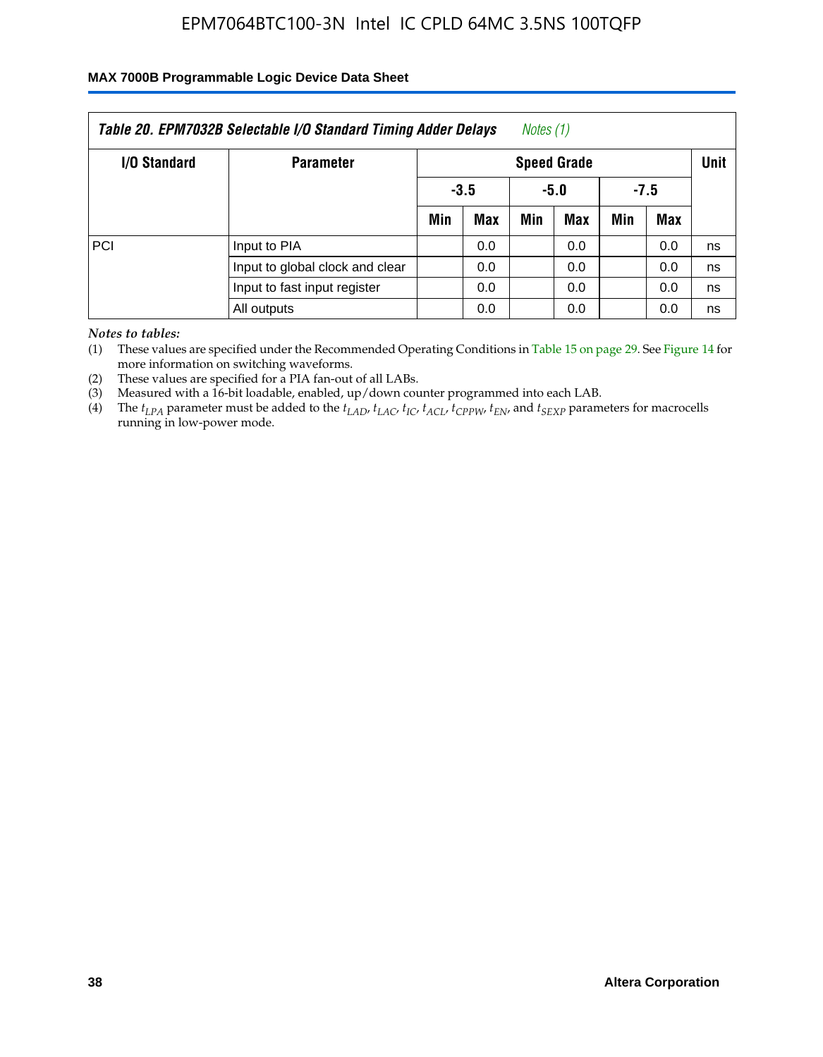| Table 20. EPM7032B Selectable I/O Standard Timing Adder Delays *Notes (1)* | | | | | | | | |
|---|---|---|---|---|---|---|---|---|
| I/O Standard | Parameter | Speed Grade | | | | | | Unit |
| | | -3.5 | | -5.0 | | -7.5 | | |
| | | Min | Max | Min | Max | Min | Max | |
| PCI | Input to PIA | | 0.0 | | 0.0 | | 0.0 | ns |
| | Input to global clock and clear | | 0.0 | | 0.0 | | 0.0 | ns |
| | Input to fast input register | | 0.0 | | 0.0 | | 0.0 | ns |
| | All outputs | | 0.0 | | 0.0 | | 0.0 | ns |

*Notes to tables:*

(1) These values are specified under the Recommended Operating Conditions in Table 15 on page 29. See Figure 14 for more information on switching waveforms.

(2) These values are specified for a PIA fan-out of all LABs.

(3) Measured with a 16-bit loadable, enabled, up/down counter programmed into each LAB.

(4) The $t_{LPA}$ parameter must be added to the $t_{LAD}$, $t_{LAC}$, $t_{IC}$, $t_{ACL}$, $t_{CPPW}$, $t_{EN}$, and $t_{SEXP}$ parameters for macrocells running in low-power mode.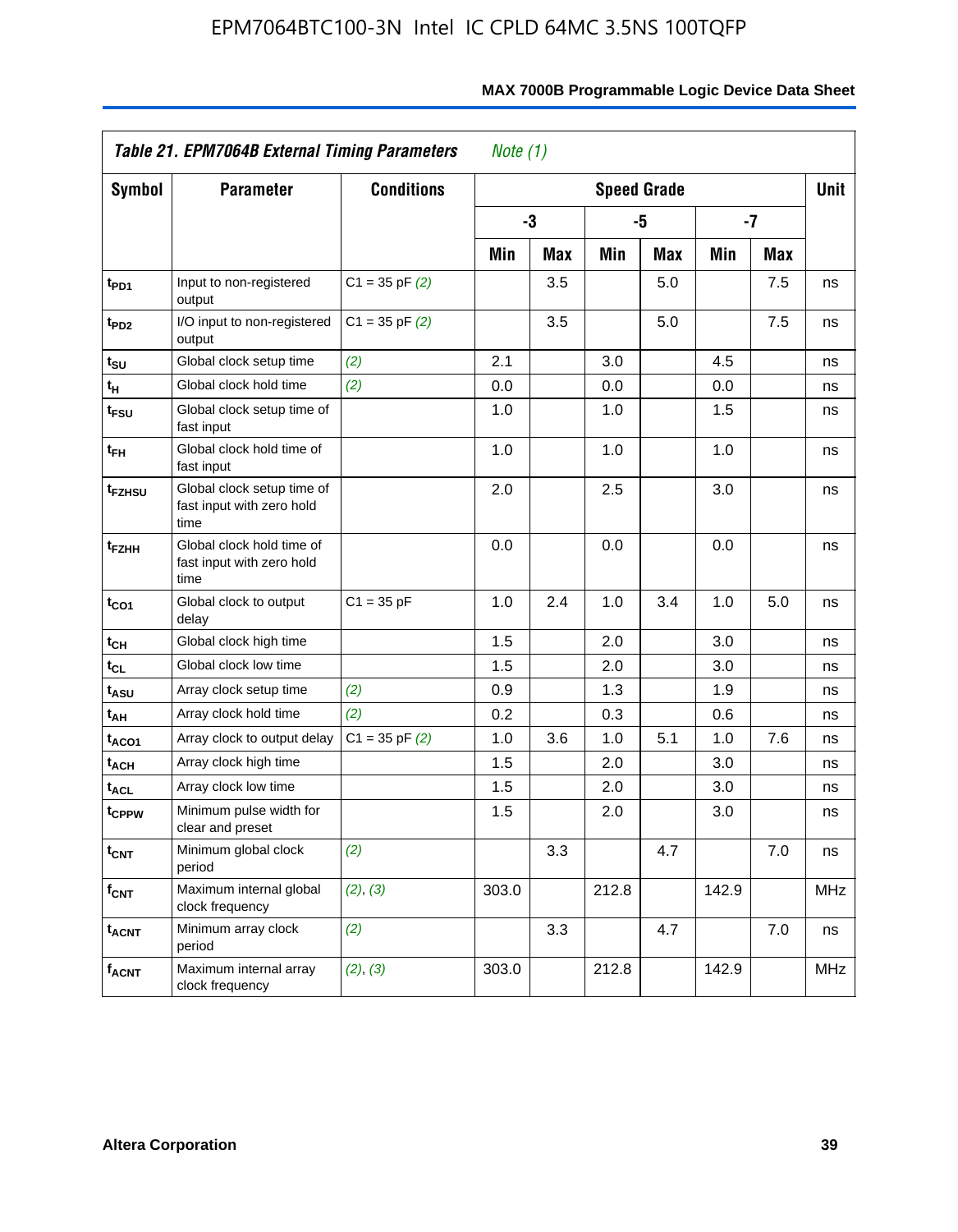| Table 21. EPM7064B External Timing Parameters *Note (1)* | | | | | | | | | |
|---|---|---|---|---|---|---|---|---|---|
| Symbol | Parameter | Conditions | Speed Grade | | | | | | Unit |
| | | | -3 | | -5 | | -7 | | |
| | | | Min | Max | Min | Max | Min | Max | |
| $t_{PD1}$ | Input to non-registered output | C1 = 35 pF *(2)* | | 3.5 | | 5.0 | | 7.5 | ns |
| $t_{PD2}$ | I/O input to non-registered output | C1 = 35 pF *(2)* | | 3.5 | | 5.0 | | 7.5 | ns |
| $t_{SU}$ | Global clock setup time | *(2)* | 2.1 | | 3.0 | | 4.5 | | ns |
| $t_{H}$ | Global clock hold time | *(2)* | 0.0 | | 0.0 | | 0.0 | | ns |
| $t_{FSU}$ | Global clock setup time of fast input | | 1.0 | | 1.0 | | 1.5 | | ns |
| $t_{FH}$ | Global clock hold time of fast input | | 1.0 | | 1.0 | | 1.0 | | ns |
| $t_{FZHSU}$ | Global clock setup time of fast input with zero hold time | | 2.0 | | 2.5 | | 3.0 | | ns |
| $t_{FZHH}$ | Global clock hold time of fast input with zero hold time | | 0.0 | | 0.0 | | 0.0 | | ns |
| $t_{CO1}$ | Global clock to output delay | C1 = 35 pF | 1.0 | 2.4 | 1.0 | 3.4 | 1.0 | 5.0 | ns |
| $t_{CH}$ | Global clock high time | | 1.5 | | 2.0 | | 3.0 | | ns |
| $t_{CL}$ | Global clock low time | | 1.5 | | 2.0 | | 3.0 | | ns |
| $t_{ASU}$ | Array clock setup time | *(2)* | 0.9 | | 1.3 | | 1.9 | | ns |
| $t_{AH}$ | Array clock hold time | *(2)* | 0.2 | | 0.3 | | 0.6 | | ns |
| $t_{ACO1}$ | Array clock to output delay | C1 = 35 pF *(2)* | 1.0 | 3.6 | 1.0 | 5.1 | 1.0 | 7.6 | ns |
| $t_{ACH}$ | Array clock high time | | 1.5 | | 2.0 | | 3.0 | | ns |
| $t_{ACL}$ | Array clock low time | | 1.5 | | 2.0 | | 3.0 | | ns |
| $t_{CPPW}$ | Minimum pulse width for clear and preset | | 1.5 | | 2.0 | | 3.0 | | ns |
| $t_{CNT}$ | Minimum global clock period | *(2)* | | 3.3 | | 4.7 | | 7.0 | ns |
| $f_{CNT}$ | Maximum internal global clock frequency | *(2)*, *(3)* | 303.0 | | 212.8 | | 142.9 | | MHz |
| $t_{ACNT}$ | Minimum array clock period | *(2)* | | 3.3 | | 4.7 | | 7.0 | ns |
| $f_{ACNT}$ | Maximum internal array clock frequency | *(2)*, *(3)* | 303.0 | | 212.8 | | 142.9 | | MHz |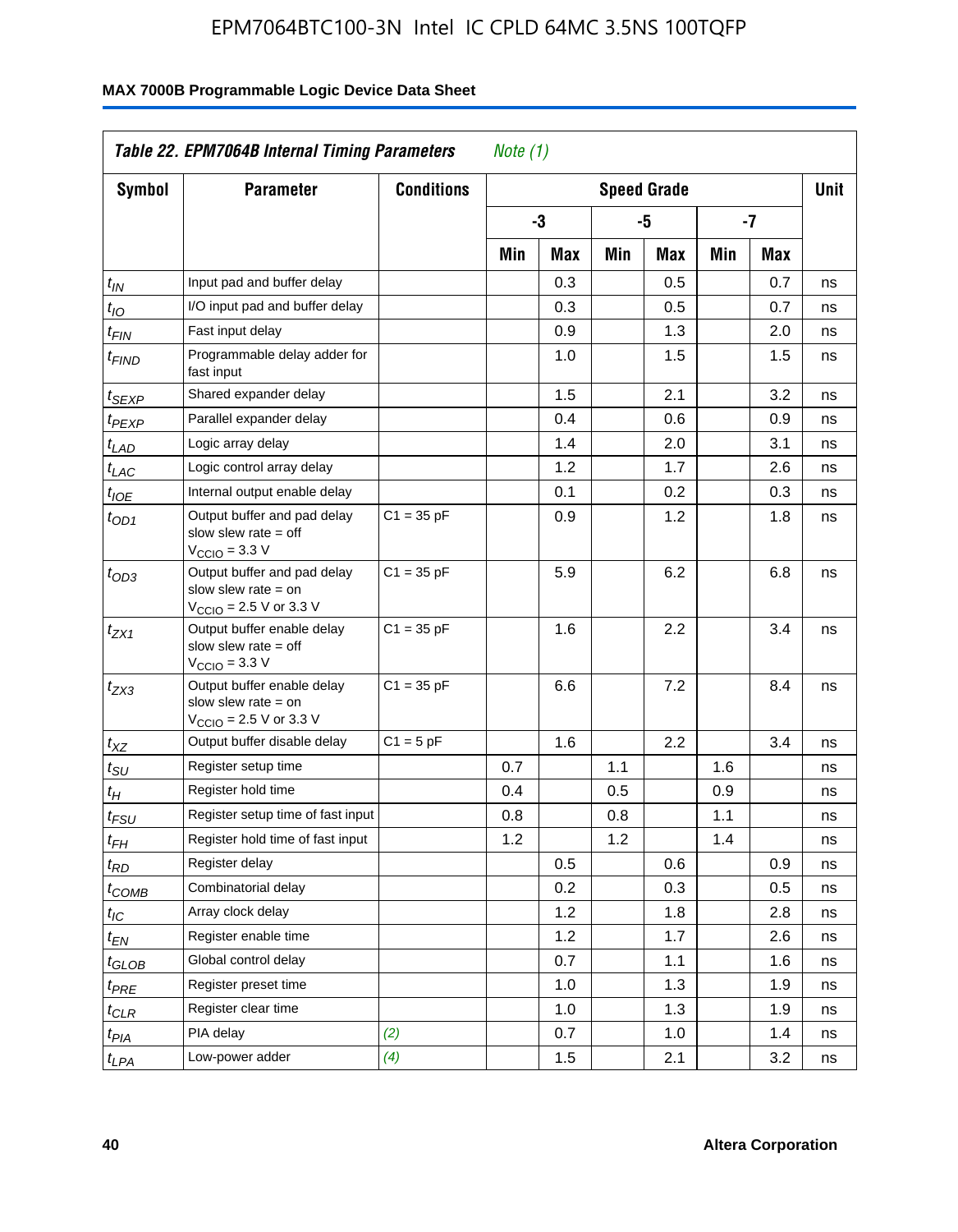**MAX 7000B Programmable Logic Device Data Sheet**

| Table 22. EPM7064B Internal Timing Parameters *Note (1)* | | | | | | | | | |
|---|---|---|---|---|---|---|---|---|---|
| **Symbol** | **Parameter** | **Conditions** | **Speed Grade** | | | | | | **Unit** |
| | | | **-3** | | **-5** | | **-7** | | |
| | | | **Min** | **Max** | **Min** | **Max** | **Min** | **Max** | |
| $t_{IN}$ | Input pad and buffer delay | | | 0.3 | | 0.5 | | 0.7 | ns |
| $t_{IO}$ | I/O input pad and buffer delay | | | 0.3 | | 0.5 | | 0.7 | ns |
| $t_{FIN}$ | Fast input delay | | | 0.9 | | 1.3 | | 2.0 | ns |
| $t_{FIND}$ | Programmable delay adder for fast input | | | 1.0 | | 1.5 | | 1.5 | ns |
| $t_{SEXP}$ | Shared expander delay | | | 1.5 | | 2.1 | | 3.2 | ns |
| $t_{PEXP}$ | Parallel expander delay | | | 0.4 | | 0.6 | | 0.9 | ns |
| $t_{LAD}$ | Logic array delay | | | 1.4 | | 2.0 | | 3.1 | ns |
| $t_{LAC}$ | Logic control array delay | | | 1.2 | | 1.7 | | 2.6 | ns |
| $t_{IOE}$ | Internal output enable delay | | | 0.1 | | 0.2 | | 0.3 | ns |
| $t_{OD1}$ | Output buffer and pad delay slow slew rate = off $V_{CCIO}$ = 3.3 V | C1 = 35 pF | | 0.9 | | 1.2 | | 1.8 | ns |
| $t_{OD3}$ | Output buffer and pad delay slow slew rate = on $V_{CCIO}$ = 2.5 V or 3.3 V | C1 = 35 pF | | 5.9 | | 6.2 | | 6.8 | ns |
| $t_{ZX1}$ | Output buffer enable delay slow slew rate = off $V_{CCIO}$ = 3.3 V | C1 = 35 pF | | 1.6 | | 2.2 | | 3.4 | ns |
| $t_{ZX3}$ | Output buffer enable delay slow slew rate = on $V_{CCIO}$ = 2.5 V or 3.3 V | C1 = 35 pF | | 6.6 | | 7.2 | | 8.4 | ns |
| $t_{XZ}$ | Output buffer disable delay | C1 = 5 pF | | 1.6 | | 2.2 | | 3.4 | ns |
| $t_{SU}$ | Register setup time | | 0.7 | | 1.1 | | 1.6 | | ns |
| $t_{H}$ | Register hold time | | 0.4 | | 0.5 | | 0.9 | | ns |
| $t_{FSU}$ | Register setup time of fast input | | 0.8 | | 0.8 | | 1.1 | | ns |
| $t_{FH}$ | Register hold time of fast input | | 1.2 | | 1.2 | | 1.4 | | ns |
| $t_{RD}$ | Register delay | | | 0.5 | | 0.6 | | 0.9 | ns |
| $t_{COMB}$ | Combinatorial delay | | | 0.2 | | 0.3 | | 0.5 | ns |
| $t_{IC}$ | Array clock delay | | | 1.2 | | 1.8 | | 2.8 | ns |
| $t_{EN}$ | Register enable time | | | 1.2 | | 1.7 | | 2.6 | ns |
| $t_{GLOB}$ | Global control delay | | | 0.7 | | 1.1 | | 1.6 | ns |
| $t_{PRE}$ | Register preset time | | | 1.0 | | 1.3 | | 1.9 | ns |
| $t_{CLR}$ | Register clear time | | | 1.0 | | 1.3 | | 1.9 | ns |
| $t_{PIA}$ | PIA delay | *(2)* | | 0.7 | | 1.0 | | 1.4 | ns |
| $t_{LPA}$ | Low-power adder | *(4)* | | 1.5 | | 2.1 | | 3.2 | ns |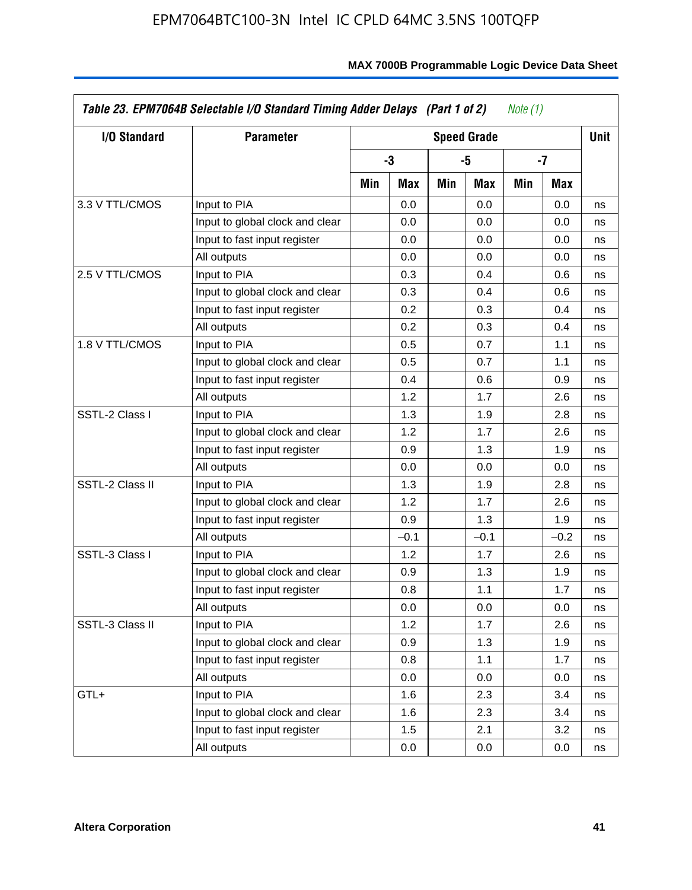*Table 23. EPM7064B Selectable I/O Standard Timing Adder Delays (Part 1 of 2) Note (1)*

| I/O Standard | Parameter | Speed Grade | | | | | | Unit |
|---|---|---|---|---|---|---|---|---|
| | | -3 | | -5 | | -7 | | |
| | | Min | Max | Min | Max | Min | Max | |
| 3.3 V TTL/CMOS | Input to PIA | | 0.0 | | 0.0 | | 0.0 | ns |
| | Input to global clock and clear | | 0.0 | | 0.0 | | 0.0 | ns |
| | Input to fast input register | | 0.0 | | 0.0 | | 0.0 | ns |
| | All outputs | | 0.0 | | 0.0 | | 0.0 | ns |
| 2.5 V TTL/CMOS | Input to PIA | | 0.3 | | 0.4 | | 0.6 | ns |
| | Input to global clock and clear | | 0.3 | | 0.4 | | 0.6 | ns |
| | Input to fast input register | | 0.2 | | 0.3 | | 0.4 | ns |
| | All outputs | | 0.2 | | 0.3 | | 0.4 | ns |
| 1.8 V TTL/CMOS | Input to PIA | | 0.5 | | 0.7 | | 1.1 | ns |
| | Input to global clock and clear | | 0.5 | | 0.7 | | 1.1 | ns |
| | Input to fast input register | | 0.4 | | 0.6 | | 0.9 | ns |
| | All outputs | | 1.2 | | 1.7 | | 2.6 | ns |
| SSTL-2 Class I | Input to PIA | | 1.3 | | 1.9 | | 2.8 | ns |
| | Input to global clock and clear | | 1.2 | | 1.7 | | 2.6 | ns |
| | Input to fast input register | | 0.9 | | 1.3 | | 1.9 | ns |
| | All outputs | | 0.0 | | 0.0 | | 0.0 | ns |
| SSTL-2 Class II | Input to PIA | | 1.3 | | 1.9 | | 2.8 | ns |
| | Input to global clock and clear | | 1.2 | | 1.7 | | 2.6 | ns |
| | Input to fast input register | | 0.9 | | 1.3 | | 1.9 | ns |
| | All outputs | | –0.1 | | –0.1 | | –0.2 | ns |
| SSTL-3 Class I | Input to PIA | | 1.2 | | 1.7 | | 2.6 | ns |
| | Input to global clock and clear | | 0.9 | | 1.3 | | 1.9 | ns |
| | Input to fast input register | | 0.8 | | 1.1 | | 1.7 | ns |
| | All outputs | | 0.0 | | 0.0 | | 0.0 | ns |
| SSTL-3 Class II | Input to PIA | | 1.2 | | 1.7 | | 2.6 | ns |
| | Input to global clock and clear | | 0.9 | | 1.3 | | 1.9 | ns |
| | Input to fast input register | | 0.8 | | 1.1 | | 1.7 | ns |
| | All outputs | | 0.0 | | 0.0 | | 0.0 | ns |
| GTL+ | Input to PIA | | 1.6 | | 2.3 | | 3.4 | ns |
| | Input to global clock and clear | | 1.6 | | 2.3 | | 3.4 | ns |
| | Input to fast input register | | 1.5 | | 2.1 | | 3.2 | ns |
| | All outputs | | 0.0 | | 0.0 | | 0.0 | ns |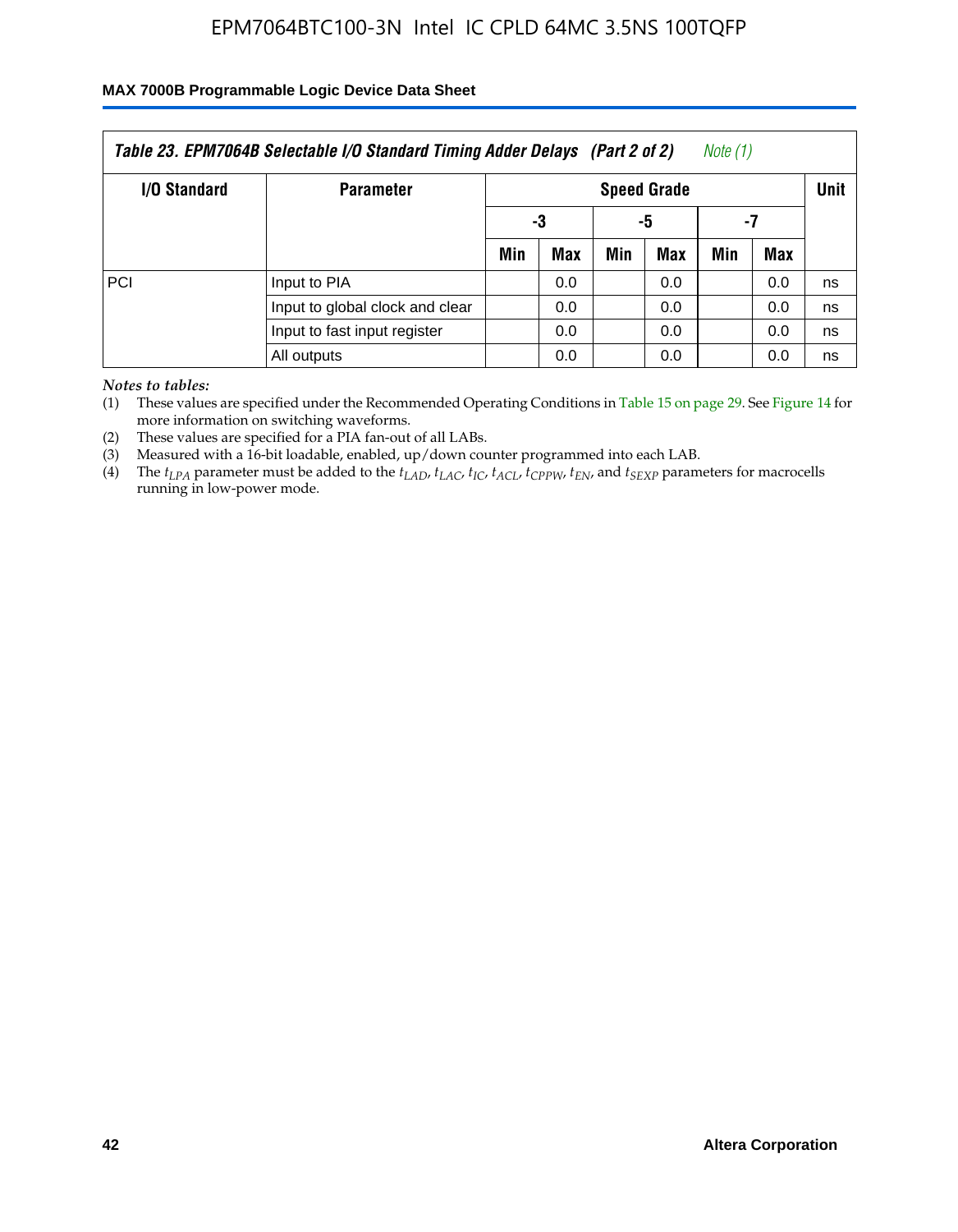| Table 23. EPM7064B Selectable I/O Standard Timing Adder Delays (Part 2 of 2) Note (1) | | | | | | | | |
|---|---|---|---|---|---|---|---|---|
| I/O Standard | Parameter | Speed Grade | | | | | | Unit |
| | | -3 | | -5 | | -7 | | |
| | | Min | Max | Min | Max | Min | Max | |
| PCI | Input to PIA | | 0.0 | | 0.0 | | 0.0 | ns |
| | Input to global clock and clear | | 0.0 | | 0.0 | | 0.0 | ns |
| | Input to fast input register | | 0.0 | | 0.0 | | 0.0 | ns |
| | All outputs | | 0.0 | | 0.0 | | 0.0 | ns |

*Notes to tables:*

(1) These values are specified under the Recommended Operating Conditions in Table 15 on page 29. See Figure 14 for more information on switching waveforms.

(2) These values are specified for a PIA fan-out of all LABs.

(3) Measured with a 16-bit loadable, enabled, up/down counter programmed into each LAB.

(4) The $t_{LPA}$ parameter must be added to the $t_{LAD}$, $t_{LAC}$, $t_{IC}$, $t_{ACL}$, $t_{CPPW}$, $t_{EN}$, and $t_{SEXP}$ parameters for macrocells running in low-power mode.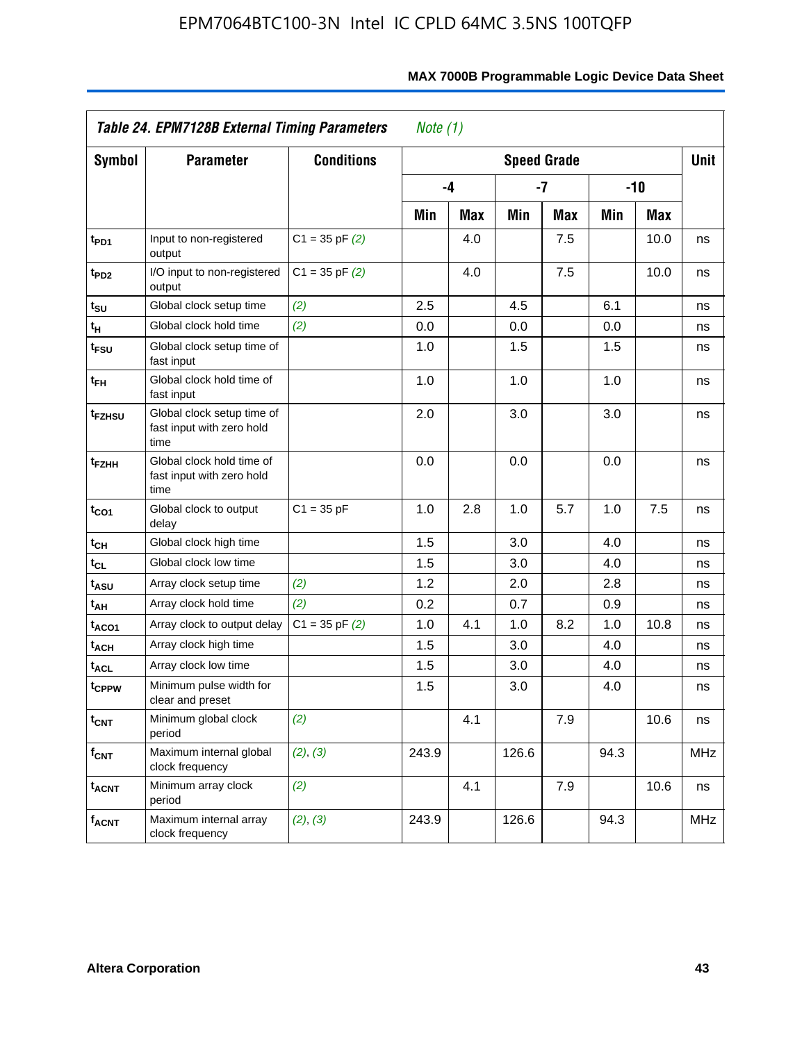**Table 24. EPM7128B External Timing Parameters** *Note (1)*

| Symbol | Parameter | Conditions | Speed Grade | | | | | | Unit |
|---|---|---|---|---|---|---|---|---|---|
| | | | -4 | | -7 | | -10 | | |
| | | | Min | Max | Min | Max | Min | Max | |
| $t_{PD1}$ | Input to non-registered output | C1 = 35 pF *(2)* | | 4.0 | | 7.5 | | 10.0 | ns |
| $t_{PD2}$ | I/O input to non-registered output | C1 = 35 pF *(2)* | | 4.0 | | 7.5 | | 10.0 | ns |
| $t_{SU}$ | Global clock setup time | *(2)* | 2.5 | | 4.5 | | 6.1 | | ns |
| $t_{H}$ | Global clock hold time | *(2)* | 0.0 | | 0.0 | | 0.0 | | ns |
| $t_{FSU}$ | Global clock setup time of fast input | | 1.0 | | 1.5 | | 1.5 | | ns |
| $t_{FH}$ | Global clock hold time of fast input | | 1.0 | | 1.0 | | 1.0 | | ns |
| $t_{FZHSU}$ | Global clock setup time of fast input with zero hold time | | 2.0 | | 3.0 | | 3.0 | | ns |
| $t_{FZHH}$ | Global clock hold time of fast input with zero hold time | | 0.0 | | 0.0 | | 0.0 | | ns |
| $t_{CO1}$ | Global clock to output delay | C1 = 35 pF | 1.0 | 2.8 | 1.0 | 5.7 | 1.0 | 7.5 | ns |
| $t_{CH}$ | Global clock high time | | 1.5 | | 3.0 | | 4.0 | | ns |
| $t_{CL}$ | Global clock low time | | 1.5 | | 3.0 | | 4.0 | | ns |
| $t_{ASU}$ | Array clock setup time | *(2)* | 1.2 | | 2.0 | | 2.8 | | ns |
| $t_{AH}$ | Array clock hold time | *(2)* | 0.2 | | 0.7 | | 0.9 | | ns |
| $t_{ACO1}$ | Array clock to output delay | C1 = 35 pF *(2)* | 1.0 | 4.1 | 1.0 | 8.2 | 1.0 | 10.8 | ns |
| $t_{ACH}$ | Array clock high time | | 1.5 | | 3.0 | | 4.0 | | ns |
| $t_{ACL}$ | Array clock low time | | 1.5 | | 3.0 | | 4.0 | | ns |
| $t_{CPPW}$ | Minimum pulse width for clear and preset | | 1.5 | | 3.0 | | 4.0 | | ns |
| $t_{CNT}$ | Minimum global clock period | *(2)* | | 4.1 | | 7.9 | | 10.6 | ns |
| $f_{CNT}$ | Maximum internal global clock frequency | *(2)*, *(3)* | 243.9 | | 126.6 | | 94.3 | | MHz |
| $t_{ACNT}$ | Minimum array clock period | *(2)* | | 4.1 | | 7.9 | | 10.6 | ns |
| $f_{ACNT}$ | Maximum internal array clock frequency | *(2)*, *(3)* | 243.9 | | 126.6 | | 94.3 | | MHz |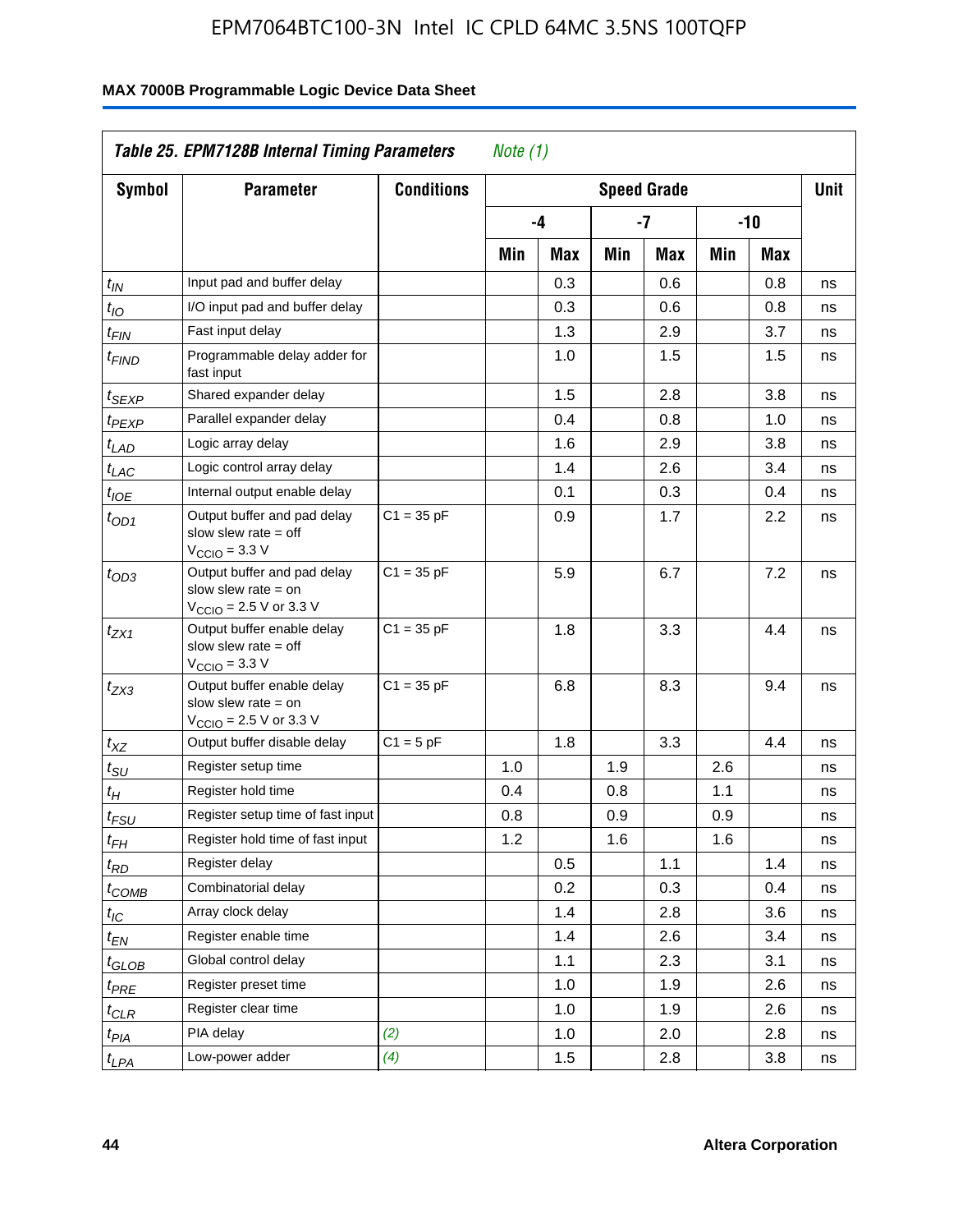### Table 25. EPM7128B Internal Timing Parameters *Note (1)*

| Symbol | Parameter | Conditions | Speed Grade | | | | | | Unit |
|---|---|---|---|---|---|---|---|---|---|
| | | | -4 | | -7 | | -10 | | |
| | | | Min | Max | Min | Max | Min | Max | |
| $t_{IN}$ | Input pad and buffer delay | | | 0.3 | | 0.6 | | 0.8 | ns |
| $t_{IO}$ | I/O input pad and buffer delay | | | 0.3 | | 0.6 | | 0.8 | ns |
| $t_{FIN}$ | Fast input delay | | | 1.3 | | 2.9 | | 3.7 | ns |
| $t_{FIND}$ | Programmable delay adder for fast input | | | 1.0 | | 1.5 | | 1.5 | ns |
| $t_{SEXP}$ | Shared expander delay | | | 1.5 | | 2.8 | | 3.8 | ns |
| $t_{PEXP}$ | Parallel expander delay | | | 0.4 | | 0.8 | | 1.0 | ns |
| $t_{LAD}$ | Logic array delay | | | 1.6 | | 2.9 | | 3.8 | ns |
| $t_{LAC}$ | Logic control array delay | | | 1.4 | | 2.6 | | 3.4 | ns |
| $t_{IOE}$ | Internal output enable delay | | | 0.1 | | 0.3 | | 0.4 | ns |
| $t_{OD1}$ | Output buffer and pad delay slow slew rate = off $V_{CCIO}$ = 3.3 V | C1 = 35 pF | | 0.9 | | 1.7 | | 2.2 | ns |
| $t_{OD3}$ | Output buffer and pad delay slow slew rate = on $V_{CCIO}$ = 2.5 V or 3.3 V | C1 = 35 pF | | 5.9 | | 6.7 | | 7.2 | ns |
| $t_{ZX1}$ | Output buffer enable delay slow slew rate = off $V_{CCIO}$ = 3.3 V | C1 = 35 pF | | 1.8 | | 3.3 | | 4.4 | ns |
| $t_{ZX3}$ | Output buffer enable delay slow slew rate = on $V_{CCIO}$ = 2.5 V or 3.3 V | C1 = 35 pF | | 6.8 | | 8.3 | | 9.4 | ns |
| $t_{XZ}$ | Output buffer disable delay | C1 = 5 pF | | 1.8 | | 3.3 | | 4.4 | ns |
| $t_{SU}$ | Register setup time | | 1.0 | | 1.9 | | 2.6 | | ns |
| $t_{H}$ | Register hold time | | 0.4 | | 0.8 | | 1.1 | | ns |
| $t_{FSU}$ | Register setup time of fast input | | 0.8 | | 0.9 | | 0.9 | | ns |
| $t_{FH}$ | Register hold time of fast input | | 1.2 | | 1.6 | | 1.6 | | ns |
| $t_{RD}$ | Register delay | | | 0.5 | | 1.1 | | 1.4 | ns |
| $t_{COMB}$ | Combinatorial delay | | | 0.2 | | 0.3 | | 0.4 | ns |
| $t_{IC}$ | Array clock delay | | | 1.4 | | 2.8 | | 3.6 | ns |
| $t_{EN}$ | Register enable time | | | 1.4 | | 2.6 | | 3.4 | ns |
| $t_{GLOB}$ | Global control delay | | | 1.1 | | 2.3 | | 3.1 | ns |
| $t_{PRE}$ | Register preset time | | | 1.0 | | 1.9 | | 2.6 | ns |
| $t_{CLR}$ | Register clear time | | | 1.0 | | 1.9 | | 2.6 | ns |
| $t_{PIA}$ | PIA delay | *(2)* | | 1.0 | | 2.0 | | 2.8 | ns |
| $t_{LPA}$ | Low-power adder | *(4)* | | 1.5 | | 2.8 | | 3.8 | ns |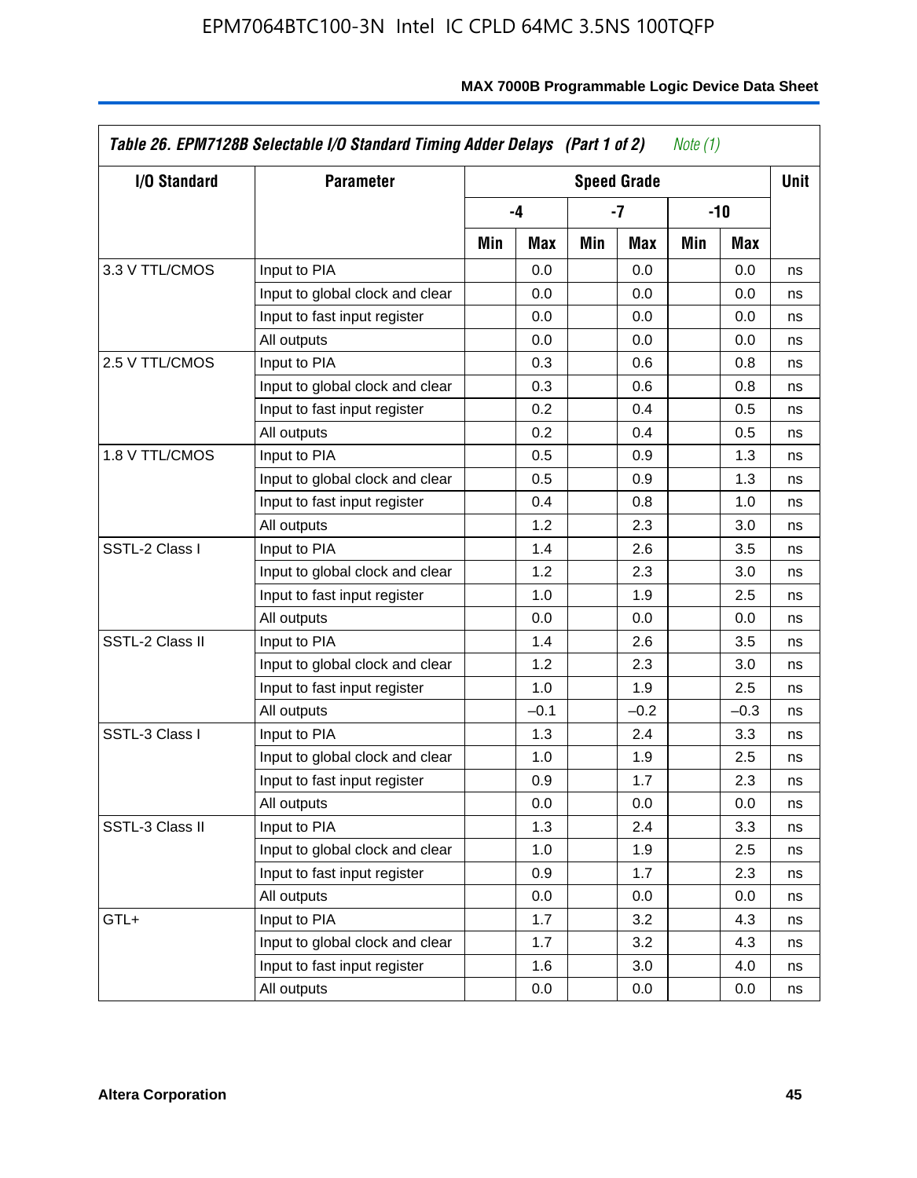| Table 26. EPM7128B Selectable I/O Standard Timing Adder Delays (Part 1 of 2) Note (1) | | | | | | | | |
|---|---|---|---|---|---|---|---|---|
| I/O Standard | Parameter | Speed Grade | | | | | | Unit |
| | | -4 | | -7 | | -10 | | |
| | | Min | Max | Min | Max | Min | Max | |
| 3.3 V TTL/CMOS | Input to PIA | | 0.0 | | 0.0 | | 0.0 | ns |
| | Input to global clock and clear | | 0.0 | | 0.0 | | 0.0 | ns |
| | Input to fast input register | | 0.0 | | 0.0 | | 0.0 | ns |
| | All outputs | | 0.0 | | 0.0 | | 0.0 | ns |
| 2.5 V TTL/CMOS | Input to PIA | | 0.3 | | 0.6 | | 0.8 | ns |
| | Input to global clock and clear | | 0.3 | | 0.6 | | 0.8 | ns |
| | Input to fast input register | | 0.2 | | 0.4 | | 0.5 | ns |
| | All outputs | | 0.2 | | 0.4 | | 0.5 | ns |
| 1.8 V TTL/CMOS | Input to PIA | | 0.5 | | 0.9 | | 1.3 | ns |
| | Input to global clock and clear | | 0.5 | | 0.9 | | 1.3 | ns |
| | Input to fast input register | | 0.4 | | 0.8 | | 1.0 | ns |
| | All outputs | | 1.2 | | 2.3 | | 3.0 | ns |
| SSTL-2 Class I | Input to PIA | | 1.4 | | 2.6 | | 3.5 | ns |
| | Input to global clock and clear | | 1.2 | | 2.3 | | 3.0 | ns |
| | Input to fast input register | | 1.0 | | 1.9 | | 2.5 | ns |
| | All outputs | | 0.0 | | 0.0 | | 0.0 | ns |
| SSTL-2 Class II | Input to PIA | | 1.4 | | 2.6 | | 3.5 | ns |
| | Input to global clock and clear | | 1.2 | | 2.3 | | 3.0 | ns |
| | Input to fast input register | | 1.0 | | 1.9 | | 2.5 | ns |
| | All outputs | | –0.1 | | –0.2 | | –0.3 | ns |
| SSTL-3 Class I | Input to PIA | | 1.3 | | 2.4 | | 3.3 | ns |
| | Input to global clock and clear | | 1.0 | | 1.9 | | 2.5 | ns |
| | Input to fast input register | | 0.9 | | 1.7 | | 2.3 | ns |
| | All outputs | | 0.0 | | 0.0 | | 0.0 | ns |
| SSTL-3 Class II | Input to PIA | | 1.3 | | 2.4 | | 3.3 | ns |
| | Input to global clock and clear | | 1.0 | | 1.9 | | 2.5 | ns |
| | Input to fast input register | | 0.9 | | 1.7 | | 2.3 | ns |
| | All outputs | | 0.0 | | 0.0 | | 0.0 | ns |
| GTL+ | Input to PIA | | 1.7 | | 3.2 | | 4.3 | ns |
| | Input to global clock and clear | | 1.7 | | 3.2 | | 4.3 | ns |
| | Input to fast input register | | 1.6 | | 3.0 | | 4.0 | ns |
| | All outputs | | 0.0 | | 0.0 | | 0.0 | ns |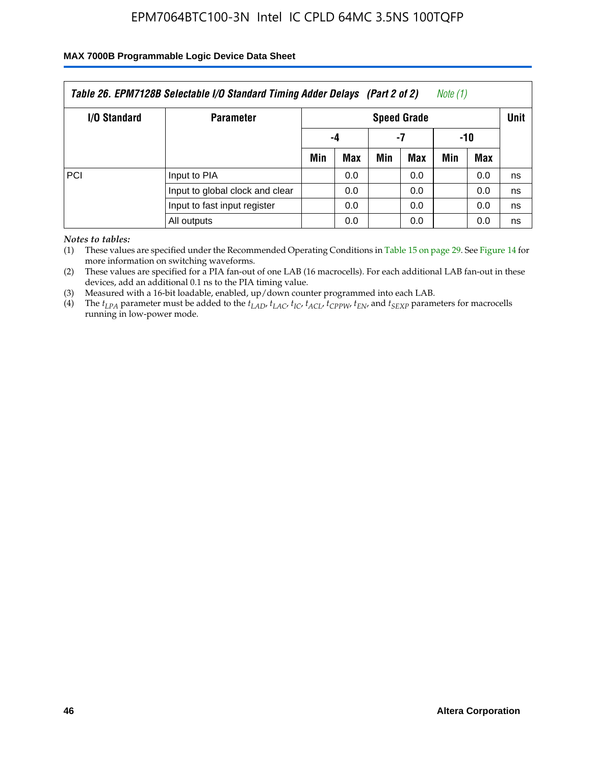| Table 26. EPM7128B Selectable I/O Standard Timing Adder Delays (Part 2 of 2) Note (1) | | | | | | | | |
|---|---|---|---|---|---|---|---|---|
| I/O Standard | Parameter | Speed Grade | | | | | | Unit |
| | | -4 | | -7 | | -10 | | |
| | | Min | Max | Min | Max | Min | Max | |
| PCI | Input to PIA | | 0.0 | | 0.0 | | 0.0 | ns |
| | Input to global clock and clear | | 0.0 | | 0.0 | | 0.0 | ns |
| | Input to fast input register | | 0.0 | | 0.0 | | 0.0 | ns |
| | All outputs | | 0.0 | | 0.0 | | 0.0 | ns |

*Notes to tables:*

(1) These values are specified under the Recommended Operating Conditions in Table 15 on page 29. See Figure 14 for more information on switching waveforms.

(2) These values are specified for a PIA fan-out of one LAB (16 macrocells). For each additional LAB fan-out in these devices, add an additional 0.1 ns to the PIA timing value.

(3) Measured with a 16-bit loadable, enabled, up/down counter programmed into each LAB.

(4) The $t_{LPA}$ parameter must be added to the $t_{LAD}$, $t_{LAC}$, $t_{IC}$, $t_{ACL}$, $t_{CPPW}$, $t_{EN}$, and $t_{SEXP}$ parameters for macrocells running in low-power mode.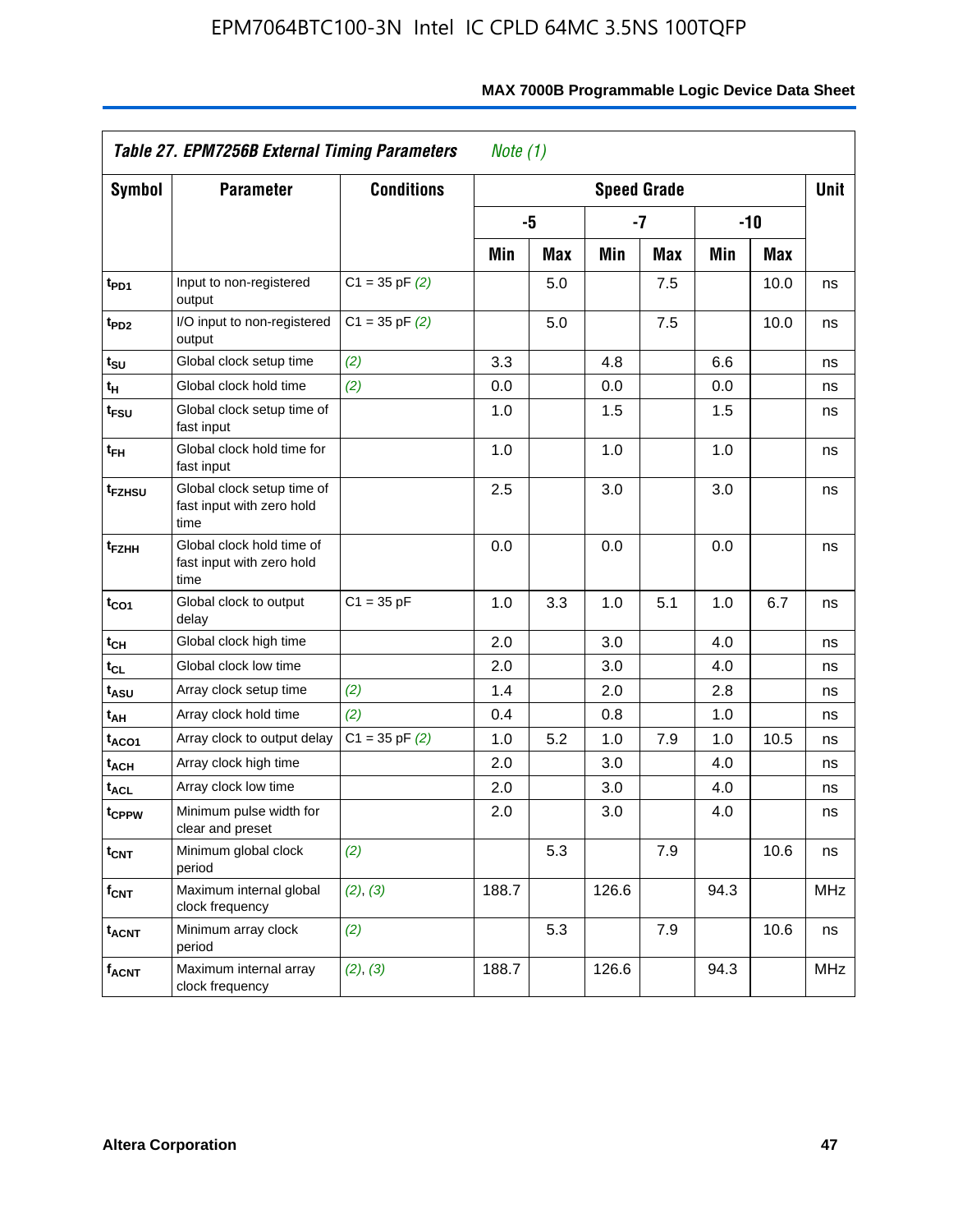## Table 27. EPM7256B External Timing Parameters *Note (1)*

| Symbol | Parameter | Conditions | Speed Grade | | | | | | Unit |
|---|---|---|---|---|---|---|---|---|---|
| | | | -5 | | -7 | | -10 | | |
| | | | Min | Max | Min | Max | Min | Max | |
| $t_{PD1}$ | Input to non-registered output | C1 = 35 pF *(2)* | | 5.0 | | 7.5 | | 10.0 | ns |
| $t_{PD2}$ | I/O input to non-registered output | C1 = 35 pF *(2)* | | 5.0 | | 7.5 | | 10.0 | ns |
| $t_{SU}$ | Global clock setup time | *(2)* | 3.3 | | 4.8 | | 6.6 | | ns |
| $t_{H}$ | Global clock hold time | *(2)* | 0.0 | | 0.0 | | 0.0 | | ns |
| $t_{FSU}$ | Global clock setup time of fast input | | 1.0 | | 1.5 | | 1.5 | | ns |
| $t_{FH}$ | Global clock hold time for fast input | | 1.0 | | 1.0 | | 1.0 | | ns |
| $t_{FZHSU}$ | Global clock setup time of fast input with zero hold time | | 2.5 | | 3.0 | | 3.0 | | ns |
| $t_{FZHH}$ | Global clock hold time of fast input with zero hold time | | 0.0 | | 0.0 | | 0.0 | | ns |
| $t_{CO1}$ | Global clock to output delay | C1 = 35 pF | 1.0 | 3.3 | 1.0 | 5.1 | 1.0 | 6.7 | ns |
| $t_{CH}$ | Global clock high time | | 2.0 | | 3.0 | | 4.0 | | ns |
| $t_{CL}$ | Global clock low time | | 2.0 | | 3.0 | | 4.0 | | ns |
| $t_{ASU}$ | Array clock setup time | *(2)* | 1.4 | | 2.0 | | 2.8 | | ns |
| $t_{AH}$ | Array clock hold time | *(2)* | 0.4 | | 0.8 | | 1.0 | | ns |
| $t_{ACO1}$ | Array clock to output delay | C1 = 35 pF *(2)* | 1.0 | 5.2 | 1.0 | 7.9 | 1.0 | 10.5 | ns |
| $t_{ACH}$ | Array clock high time | | 2.0 | | 3.0 | | 4.0 | | ns |
| $t_{ACL}$ | Array clock low time | | 2.0 | | 3.0 | | 4.0 | | ns |
| $t_{CPPW}$ | Minimum pulse width for clear and preset | | 2.0 | | 3.0 | | 4.0 | | ns |
| $t_{CNT}$ | Minimum global clock period | *(2)* | | 5.3 | | 7.9 | | 10.6 | ns |
| $f_{CNT}$ | Maximum internal global clock frequency | *(2)*, *(3)* | 188.7 | | 126.6 | | 94.3 | | MHz |
| $t_{ACNT}$ | Minimum array clock period | *(2)* | | 5.3 | | 7.9 | | 10.6 | ns |
| $f_{ACNT}$ | Maximum internal array clock frequency | *(2)*, *(3)* | 188.7 | | 126.6 | | 94.3 | | MHz |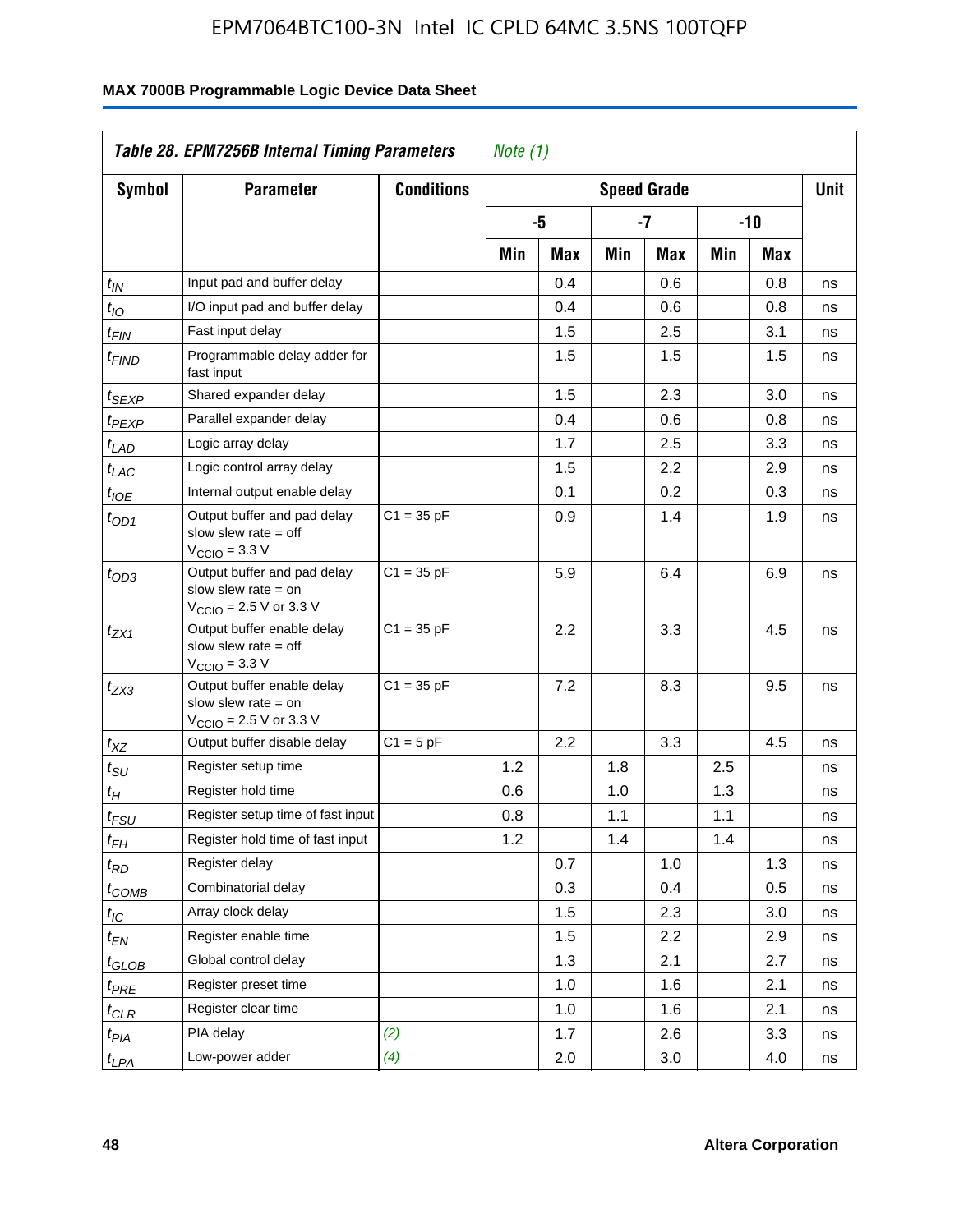EPM7064BTC100-3N Intel IC CPLD 64MC 3.5NS 100TQFP

**MAX 7000B Programmable Logic Device Data Sheet**

| *Table 28. EPM7256B Internal Timing Parameters* *Note (1)* | | | | | | | | | |
|---|---|---|---|---|---|---|---|---|---|
| **Symbol** | **Parameter** | **Conditions** | **Speed Grade** | | | | | | **Unit** |
| | | | **-5** | | **-7** | | **-10** | | |
| | | | **Min** | **Max** | **Min** | **Max** | **Min** | **Max** | |
| $t_{IN}$ | Input pad and buffer delay | | | 0.4 | | 0.6 | | 0.8 | ns |
| $t_{IO}$ | I/O input pad and buffer delay | | | 0.4 | | 0.6 | | 0.8 | ns |
| $t_{FIN}$ | Fast input delay | | | 1.5 | | 2.5 | | 3.1 | ns |
| $t_{FIND}$ | Programmable delay adder for fast input | | | 1.5 | | 1.5 | | 1.5 | ns |
| $t_{SEXP}$ | Shared expander delay | | | 1.5 | | 2.3 | | 3.0 | ns |
| $t_{PEXP}$ | Parallel expander delay | | | 0.4 | | 0.6 | | 0.8 | ns |
| $t_{LAD}$ | Logic array delay | | | 1.7 | | 2.5 | | 3.3 | ns |
| $t_{LAC}$ | Logic control array delay | | | 1.5 | | 2.2 | | 2.9 | ns |
| $t_{IOE}$ | Internal output enable delay | | | 0.1 | | 0.2 | | 0.3 | ns |
| $t_{OD1}$ | Output buffer and pad delay slow slew rate = off $V_{CCIO}$ = 3.3 V | C1 = 35 pF | | 0.9 | | 1.4 | | 1.9 | ns |
| $t_{OD3}$ | Output buffer and pad delay slow slew rate = on $V_{CCIO}$ = 2.5 V or 3.3 V | C1 = 35 pF | | 5.9 | | 6.4 | | 6.9 | ns |
| $t_{ZX1}$ | Output buffer enable delay slow slew rate = off $V_{CCIO}$ = 3.3 V | C1 = 35 pF | | 2.2 | | 3.3 | | 4.5 | ns |
| $t_{ZX3}$ | Output buffer enable delay slow slew rate = on $V_{CCIO}$ = 2.5 V or 3.3 V | C1 = 35 pF | | 7.2 | | 8.3 | | 9.5 | ns |
| $t_{XZ}$ | Output buffer disable delay | C1 = 5 pF | | 2.2 | | 3.3 | | 4.5 | ns |
| $t_{SU}$ | Register setup time | | 1.2 | | 1.8 | | 2.5 | | ns |
| $t_{H}$ | Register hold time | | 0.6 | | 1.0 | | 1.3 | | ns |
| $t_{FSU}$ | Register setup time of fast input | | 0.8 | | 1.1 | | 1.1 | | ns |
| $t_{FH}$ | Register hold time of fast input | | 1.2 | | 1.4 | | 1.4 | | ns |
| $t_{RD}$ | Register delay | | | 0.7 | | 1.0 | | 1.3 | ns |
| $t_{COMB}$ | Combinatorial delay | | | 0.3 | | 0.4 | | 0.5 | ns |
| $t_{IC}$ | Array clock delay | | | 1.5 | | 2.3 | | 3.0 | ns |
| $t_{EN}$ | Register enable time | | | 1.5 | | 2.2 | | 2.9 | ns |
| $t_{GLOB}$ | Global control delay | | | 1.3 | | 2.1 | | 2.7 | ns |
| $t_{PRE}$ | Register preset time | | | 1.0 | | 1.6 | | 2.1 | ns |
| $t_{CLR}$ | Register clear time | | | 1.0 | | 1.6 | | 2.1 | ns |
| $t_{PIA}$ | PIA delay | *(2)* | | 1.7 | | 2.6 | | 3.3 | ns |
| $t_{LPA}$ | Low-power adder | *(4)* | | 2.0 | | 3.0 | | 4.0 | ns |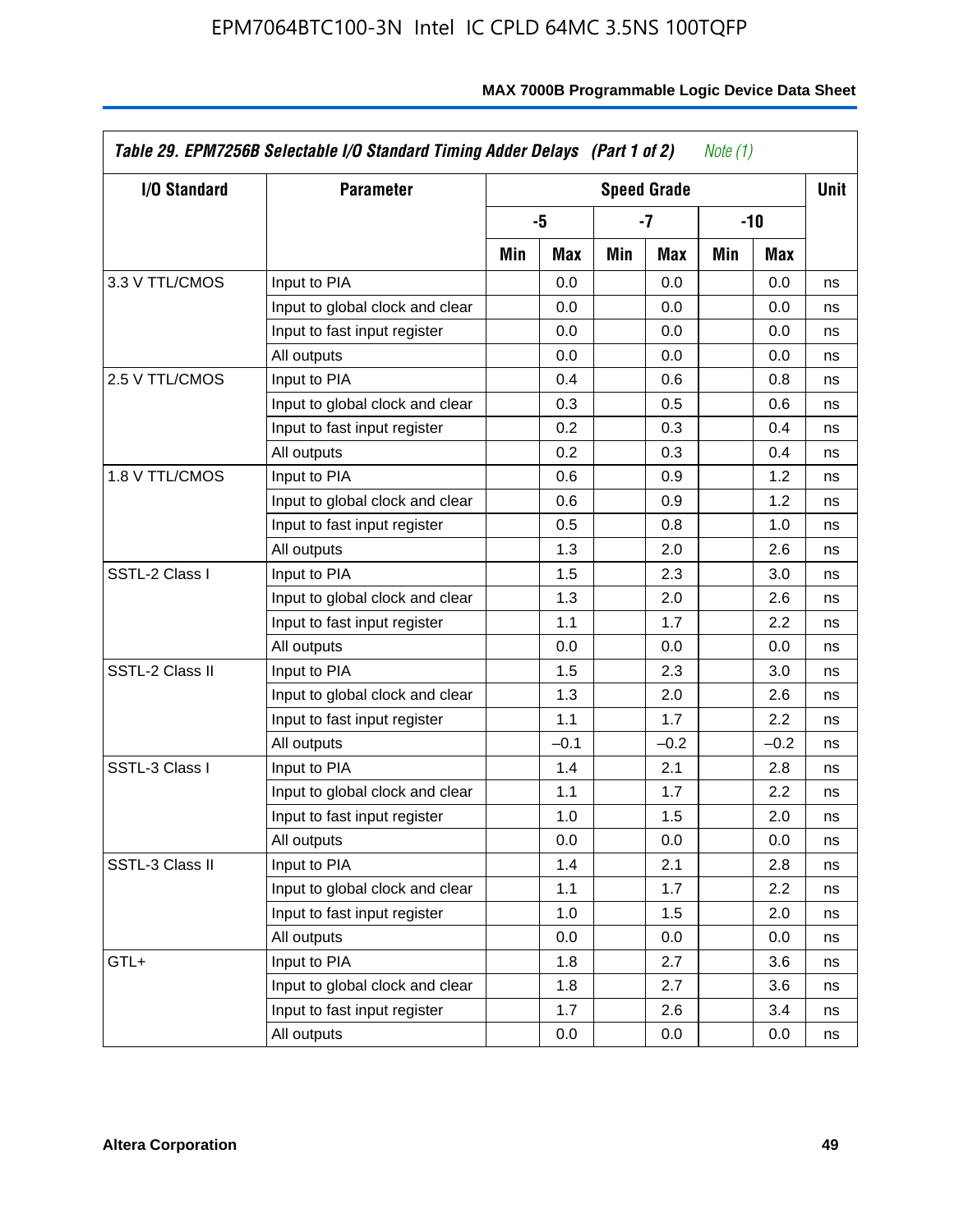**Table 29. EPM7256B Selectable I/O Standard Timing Adder Delays (Part 1 of 2)** *Note (1)*

| I/O Standard | Parameter | Speed Grade | | | | | | Unit |
|---|---|---|---|---|---|---|---|---|
| | | -5 | | -7 | | -10 | | |
| | | Min | Max | Min | Max | Min | Max | |
| 3.3 V TTL/CMOS | Input to PIA | | 0.0 | | 0.0 | | 0.0 | ns |
| | Input to global clock and clear | | 0.0 | | 0.0 | | 0.0 | ns |
| | Input to fast input register | | 0.0 | | 0.0 | | 0.0 | ns |
| | All outputs | | 0.0 | | 0.0 | | 0.0 | ns |
| 2.5 V TTL/CMOS | Input to PIA | | 0.4 | | 0.6 | | 0.8 | ns |
| | Input to global clock and clear | | 0.3 | | 0.5 | | 0.6 | ns |
| | Input to fast input register | | 0.2 | | 0.3 | | 0.4 | ns |
| | All outputs | | 0.2 | | 0.3 | | 0.4 | ns |
| 1.8 V TTL/CMOS | Input to PIA | | 0.6 | | 0.9 | | 1.2 | ns |
| | Input to global clock and clear | | 0.6 | | 0.9 | | 1.2 | ns |
| | Input to fast input register | | 0.5 | | 0.8 | | 1.0 | ns |
| | All outputs | | 1.3 | | 2.0 | | 2.6 | ns |
| SSTL-2 Class I | Input to PIA | | 1.5 | | 2.3 | | 3.0 | ns |
| | Input to global clock and clear | | 1.3 | | 2.0 | | 2.6 | ns |
| | Input to fast input register | | 1.1 | | 1.7 | | 2.2 | ns |
| | All outputs | | 0.0 | | 0.0 | | 0.0 | ns |
| SSTL-2 Class II | Input to PIA | | 1.5 | | 2.3 | | 3.0 | ns |
| | Input to global clock and clear | | 1.3 | | 2.0 | | 2.6 | ns |
| | Input to fast input register | | 1.1 | | 1.7 | | 2.2 | ns |
| | All outputs | | –0.1 | | –0.2 | | –0.2 | ns |
| SSTL-3 Class I | Input to PIA | | 1.4 | | 2.1 | | 2.8 | ns |
| | Input to global clock and clear | | 1.1 | | 1.7 | | 2.2 | ns |
| | Input to fast input register | | 1.0 | | 1.5 | | 2.0 | ns |
| | All outputs | | 0.0 | | 0.0 | | 0.0 | ns |
| SSTL-3 Class II | Input to PIA | | 1.4 | | 2.1 | | 2.8 | ns |
| | Input to global clock and clear | | 1.1 | | 1.7 | | 2.2 | ns |
| | Input to fast input register | | 1.0 | | 1.5 | | 2.0 | ns |
| | All outputs | | 0.0 | | 0.0 | | 0.0 | ns |
| GTL+ | Input to PIA | | 1.8 | | 2.7 | | 3.6 | ns |
| | Input to global clock and clear | | 1.8 | | 2.7 | | 3.6 | ns |
| | Input to fast input register | | 1.7 | | 2.6 | | 3.4 | ns |
| | All outputs | | 0.0 | | 0.0 | | 0.0 | ns |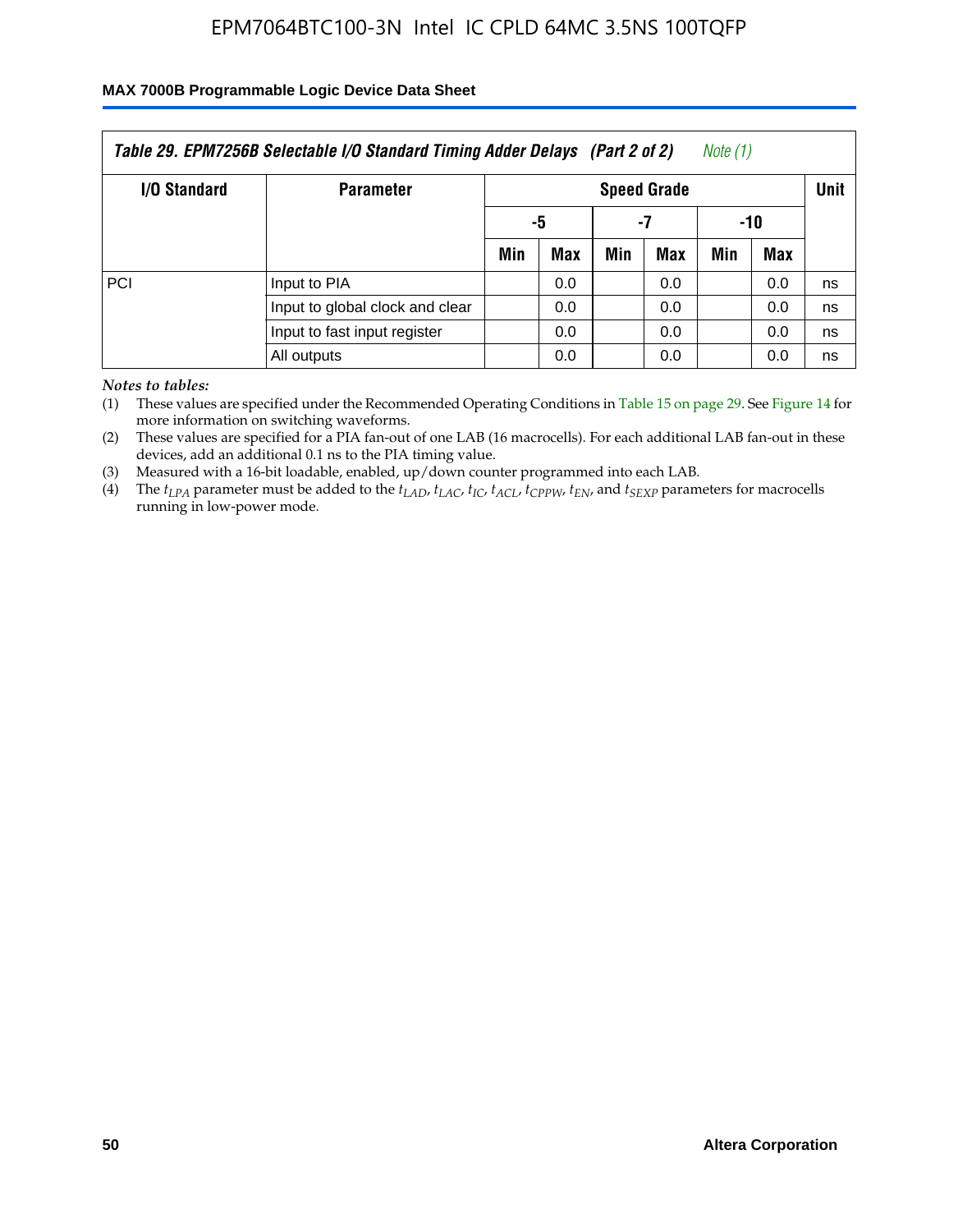| Table 29. EPM7256B Selectable I/O Standard Timing Adder Delays (Part 2 of 2) Note (1) | | | | | | | | |
|---|---|---|---|---|---|---|---|---|
| I/O Standard | Parameter | Speed Grade | | | | | | Unit |
| | | -5 | | -7 | | -10 | | |
| | | Min | Max | Min | Max | Min | Max | |
| PCI | Input to PIA | | 0.0 | | 0.0 | | 0.0 | ns |
| | Input to global clock and clear | | 0.0 | | 0.0 | | 0.0 | ns |
| | Input to fast input register | | 0.0 | | 0.0 | | 0.0 | ns |
| | All outputs | | 0.0 | | 0.0 | | 0.0 | ns |

*Notes to tables:*

(1) These values are specified under the Recommended Operating Conditions in Table 15 on page 29. See Figure 14 for more information on switching waveforms.

(2) These values are specified for a PIA fan-out of one LAB (16 macrocells). For each additional LAB fan-out in these devices, add an additional 0.1 ns to the PIA timing value.

(3) Measured with a 16-bit loadable, enabled, up/down counter programmed into each LAB.

(4) The $t_{LPA}$ parameter must be added to the $t_{LAD}$, $t_{LAC}$, $t_{IC}$, $t_{ACL}$, $t_{CPPW}$, $t_{EN}$, and $t_{SEXP}$ parameters for macrocells running in low-power mode.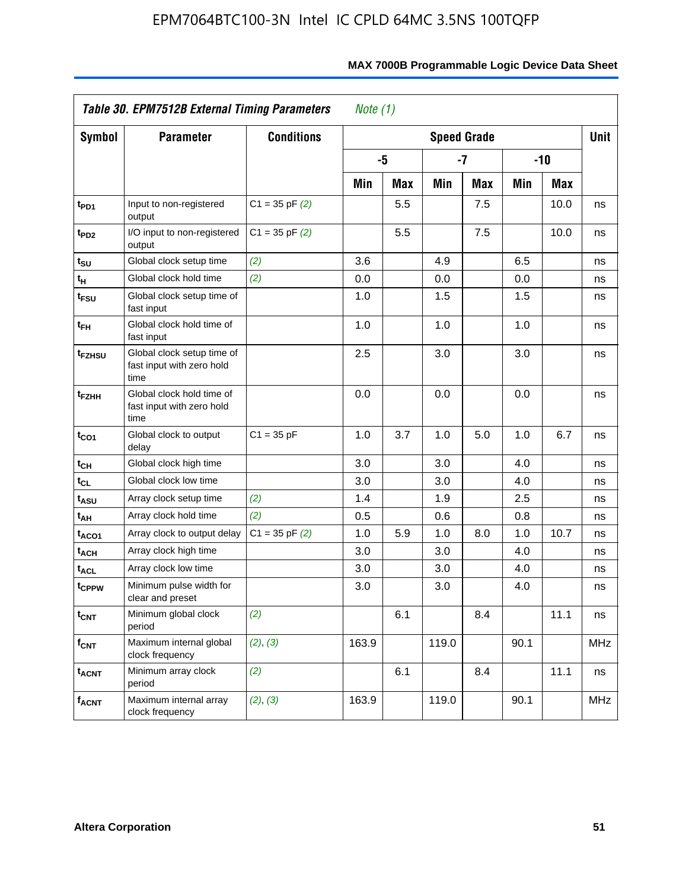| *Table 30. EPM7512B External Timing Parameters* *Note (1)* | | | | | | | | | |
|---|---|---|---|---|---|---|---|---|---|
| **Symbol** | **Parameter** | **Conditions** | **Speed Grade** | | | | | | **Unit** |
| | | | **-5** | | **-7** | | **-10** | | |
| | | | **Min** | **Max** | **Min** | **Max** | **Min** | **Max** | |
| $t_{PD1}$ | Input to non-registered output | C1 = 35 pF *(2)* | | 5.5 | | 7.5 | | 10.0 | ns |
| $t_{PD2}$ | I/O input to non-registered output | C1 = 35 pF *(2)* | | 5.5 | | 7.5 | | 10.0 | ns |
| $t_{SU}$ | Global clock setup time | *(2)* | 3.6 | | 4.9 | | 6.5 | | ns |
| $t_{H}$ | Global clock hold time | *(2)* | 0.0 | | 0.0 | | 0.0 | | ns |
| $t_{FSU}$ | Global clock setup time of fast input | | 1.0 | | 1.5 | | 1.5 | | ns |
| $t_{FH}$ | Global clock hold time of fast input | | 1.0 | | 1.0 | | 1.0 | | ns |
| $t_{FZHSU}$ | Global clock setup time of fast input with zero hold time | | 2.5 | | 3.0 | | 3.0 | | ns |
| $t_{FZHH}$ | Global clock hold time of fast input with zero hold time | | 0.0 | | 0.0 | | 0.0 | | ns |
| $t_{CO1}$ | Global clock to output delay | C1 = 35 pF | 1.0 | 3.7 | 1.0 | 5.0 | 1.0 | 6.7 | ns |
| $t_{CH}$ | Global clock high time | | 3.0 | | 3.0 | | 4.0 | | ns |
| $t_{CL}$ | Global clock low time | | 3.0 | | 3.0 | | 4.0 | | ns |
| $t_{ASU}$ | Array clock setup time | *(2)* | 1.4 | | 1.9 | | 2.5 | | ns |
| $t_{AH}$ | Array clock hold time | *(2)* | 0.5 | | 0.6 | | 0.8 | | ns |
| $t_{ACO1}$ | Array clock to output delay | C1 = 35 pF *(2)* | 1.0 | 5.9 | 1.0 | 8.0 | 1.0 | 10.7 | ns |
| $t_{ACH}$ | Array clock high time | | 3.0 | | 3.0 | | 4.0 | | ns |
| $t_{ACL}$ | Array clock low time | | 3.0 | | 3.0 | | 4.0 | | ns |
| $t_{CPPW}$ | Minimum pulse width for clear and preset | | 3.0 | | 3.0 | | 4.0 | | ns |
| $t_{CNT}$ | Minimum global clock period | *(2)* | | 6.1 | | 8.4 | | 11.1 | ns |
| $f_{CNT}$ | Maximum internal global clock frequency | *(2)*, *(3)* | 163.9 | | 119.0 | | 90.1 | | MHz |
| $t_{ACNT}$ | Minimum array clock period | *(2)* | | 6.1 | | 8.4 | | 11.1 | ns |
| $f_{ACNT}$ | Maximum internal array clock frequency | *(2)*, *(3)* | 163.9 | | 119.0 | | 90.1 | | MHz |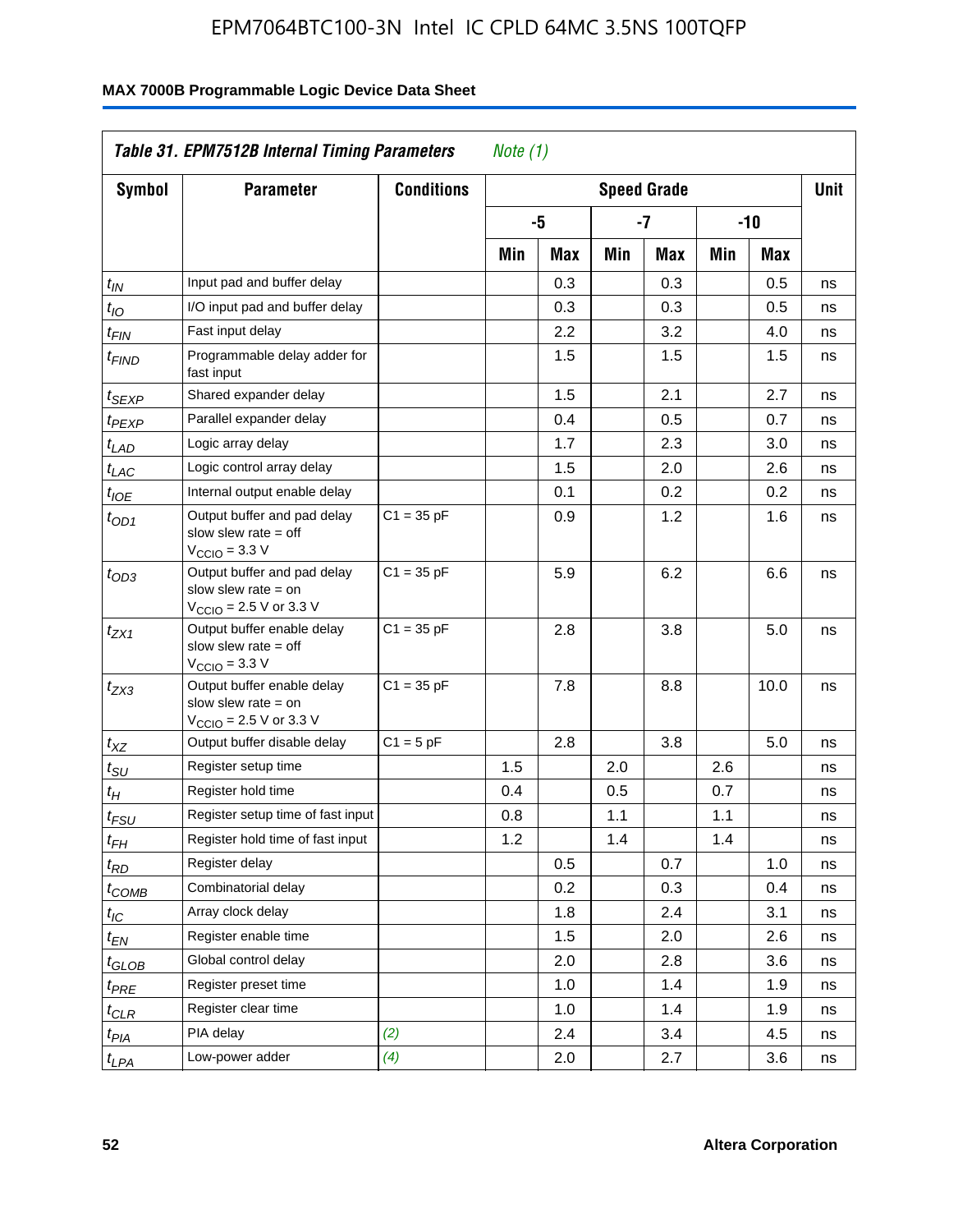## Table 31. EPM7512B Internal Timing Parameters *Note (1)*

| Symbol | Parameter | Conditions | Speed Grade | | | | | | Unit |
|---|---|---|---|---|---|---|---|---|---|
| | | | -5 | | -7 | | -10 | | |
| | | | Min | Max | Min | Max | Min | Max | |
| $t_{IN}$ | Input pad and buffer delay | | | 0.3 | | 0.3 | | 0.5 | ns |
| $t_{IO}$ | I/O input pad and buffer delay | | | 0.3 | | 0.3 | | 0.5 | ns |
| $t_{FIN}$ | Fast input delay | | | 2.2 | | 3.2 | | 4.0 | ns |
| $t_{FIND}$ | Programmable delay adder for fast input | | | 1.5 | | 1.5 | | 1.5 | ns |
| $t_{SEXP}$ | Shared expander delay | | | 1.5 | | 2.1 | | 2.7 | ns |
| $t_{PEXP}$ | Parallel expander delay | | | 0.4 | | 0.5 | | 0.7 | ns |
| $t_{LAD}$ | Logic array delay | | | 1.7 | | 2.3 | | 3.0 | ns |
| $t_{LAC}$ | Logic control array delay | | | 1.5 | | 2.0 | | 2.6 | ns |
| $t_{IOE}$ | Internal output enable delay | | | 0.1 | | 0.2 | | 0.2 | ns |
| $t_{OD1}$ | Output buffer and pad delay slow slew rate = off $V_{CCIO}$ = 3.3 V | C1 = 35 pF | | 0.9 | | 1.2 | | 1.6 | ns |
| $t_{OD3}$ | Output buffer and pad delay slow slew rate = on $V_{CCIO}$ = 2.5 V or 3.3 V | C1 = 35 pF | | 5.9 | | 6.2 | | 6.6 | ns |
| $t_{ZX1}$ | Output buffer enable delay slow slew rate = off $V_{CCIO}$ = 3.3 V | C1 = 35 pF | | 2.8 | | 3.8 | | 5.0 | ns |
| $t_{ZX3}$ | Output buffer enable delay slow slew rate = on $V_{CCIO}$ = 2.5 V or 3.3 V | C1 = 35 pF | | 7.8 | | 8.8 | | 10.0 | ns |
| $t_{XZ}$ | Output buffer disable delay | C1 = 5 pF | | 2.8 | | 3.8 | | 5.0 | ns |
| $t_{SU}$ | Register setup time | | 1.5 | | 2.0 | | 2.6 | | ns |
| $t_{H}$ | Register hold time | | 0.4 | | 0.5 | | 0.7 | | ns |
| $t_{FSU}$ | Register setup time of fast input | | 0.8 | | 1.1 | | 1.1 | | ns |
| $t_{FH}$ | Register hold time of fast input | | 1.2 | | 1.4 | | 1.4 | | ns |
| $t_{RD}$ | Register delay | | | 0.5 | | 0.7 | | 1.0 | ns |
| $t_{COMB}$ | Combinatorial delay | | | 0.2 | | 0.3 | | 0.4 | ns |
| $t_{IC}$ | Array clock delay | | | 1.8 | | 2.4 | | 3.1 | ns |
| $t_{EN}$ | Register enable time | | | 1.5 | | 2.0 | | 2.6 | ns |
| $t_{GLOB}$ | Global control delay | | | 2.0 | | 2.8 | | 3.6 | ns |
| $t_{PRE}$ | Register preset time | | | 1.0 | | 1.4 | | 1.9 | ns |
| $t_{CLR}$ | Register clear time | | | 1.0 | | 1.4 | | 1.9 | ns |
| $t_{PIA}$ | PIA delay | *(2)* | | 2.4 | | 3.4 | | 4.5 | ns |
| $t_{LPA}$ | Low-power adder | *(4)* | | 2.0 | | 2.7 | | 3.6 | ns |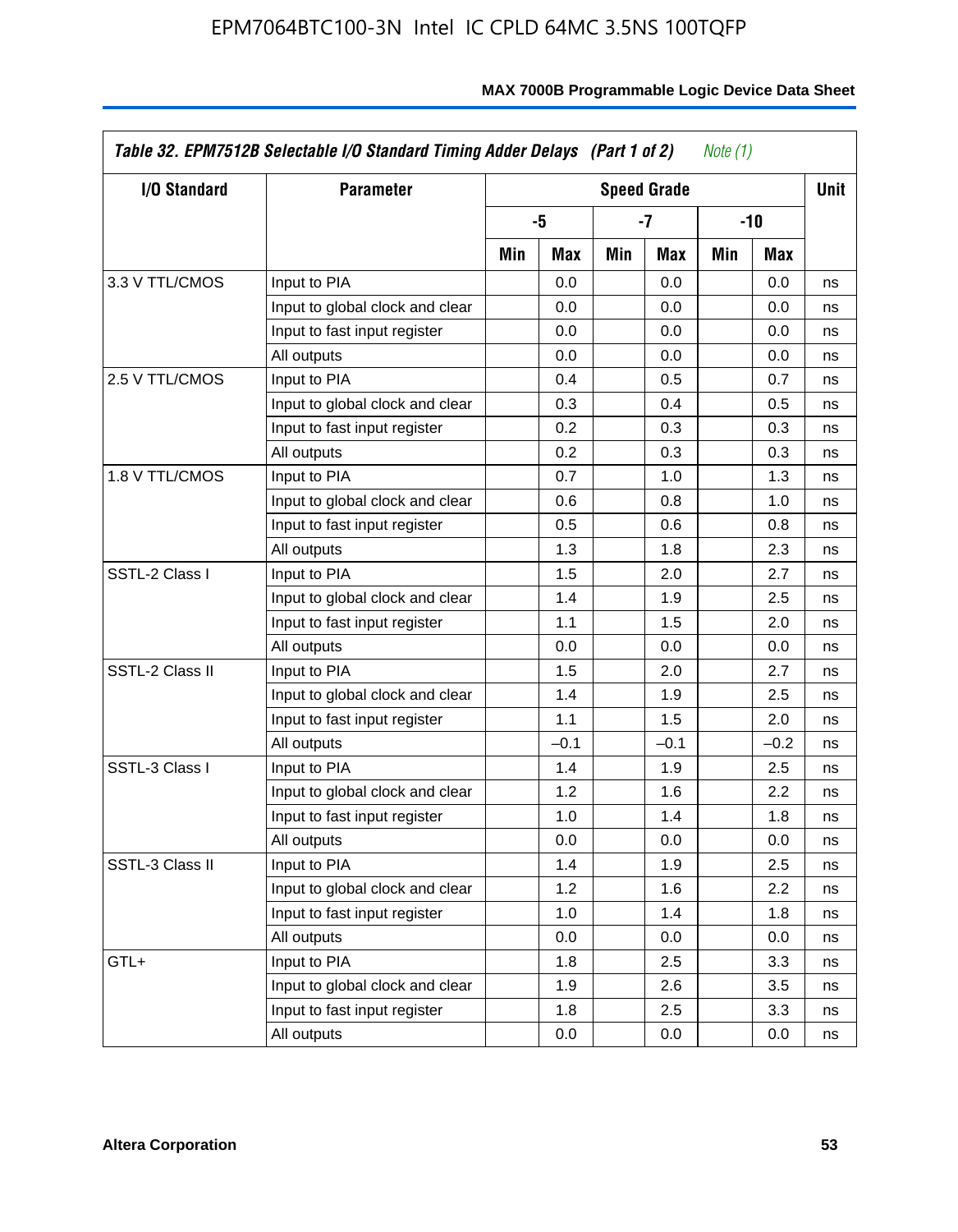| I/O Standard | Parameter | Speed Grade | | | | | | Unit |
|---|---|---|---|---|---|---|---|---|
| | | -5 | | -7 | | -10 | | |
| | | Min | Max | Min | Max | Min | Max | |
| 3.3 V TTL/CMOS | Input to PIA | | 0.0 | | 0.0 | | 0.0 | ns |
| | Input to global clock and clear | | 0.0 | | 0.0 | | 0.0 | ns |
| | Input to fast input register | | 0.0 | | 0.0 | | 0.0 | ns |
| | All outputs | | 0.0 | | 0.0 | | 0.0 | ns |
| 2.5 V TTL/CMOS | Input to PIA | | 0.4 | | 0.5 | | 0.7 | ns |
| | Input to global clock and clear | | 0.3 | | 0.4 | | 0.5 | ns |
| | Input to fast input register | | 0.2 | | 0.3 | | 0.3 | ns |
| | All outputs | | 0.2 | | 0.3 | | 0.3 | ns |
| 1.8 V TTL/CMOS | Input to PIA | | 0.7 | | 1.0 | | 1.3 | ns |
| | Input to global clock and clear | | 0.6 | | 0.8 | | 1.0 | ns |
| | Input to fast input register | | 0.5 | | 0.6 | | 0.8 | ns |
| | All outputs | | 1.3 | | 1.8 | | 2.3 | ns |
| SSTL-2 Class I | Input to PIA | | 1.5 | | 2.0 | | 2.7 | ns |
| | Input to global clock and clear | | 1.4 | | 1.9 | | 2.5 | ns |
| | Input to fast input register | | 1.1 | | 1.5 | | 2.0 | ns |
| | All outputs | | 0.0 | | 0.0 | | 0.0 | ns |
| SSTL-2 Class II | Input to PIA | | 1.5 | | 2.0 | | 2.7 | ns |
| | Input to global clock and clear | | 1.4 | | 1.9 | | 2.5 | ns |
| | Input to fast input register | | 1.1 | | 1.5 | | 2.0 | ns |
| | All outputs | | –0.1 | | –0.1 | | –0.2 | ns |
| SSTL-3 Class I | Input to PIA | | 1.4 | | 1.9 | | 2.5 | ns |
| | Input to global clock and clear | | 1.2 | | 1.6 | | 2.2 | ns |
| | Input to fast input register | | 1.0 | | 1.4 | | 1.8 | ns |
| | All outputs | | 0.0 | | 0.0 | | 0.0 | ns |
| SSTL-3 Class II | Input to PIA | | 1.4 | | 1.9 | | 2.5 | ns |
| | Input to global clock and clear | | 1.2 | | 1.6 | | 2.2 | ns |
| | Input to fast input register | | 1.0 | | 1.4 | | 1.8 | ns |
| | All outputs | | 0.0 | | 0.0 | | 0.0 | ns |
| GTL+ | Input to PIA | | 1.8 | | 2.5 | | 3.3 | ns |
| | Input to global clock and clear | | 1.9 | | 2.6 | | 3.5 | ns |
| | Input to fast input register | | 1.8 | | 2.5 | | 3.3 | ns |
| | All outputs | | 0.0 | | 0.0 | | 0.0 | ns |

*Table 32. EPM7512B Selectable I/O Standard Timing Adder Delays (Part 1 of 2) Note (1)*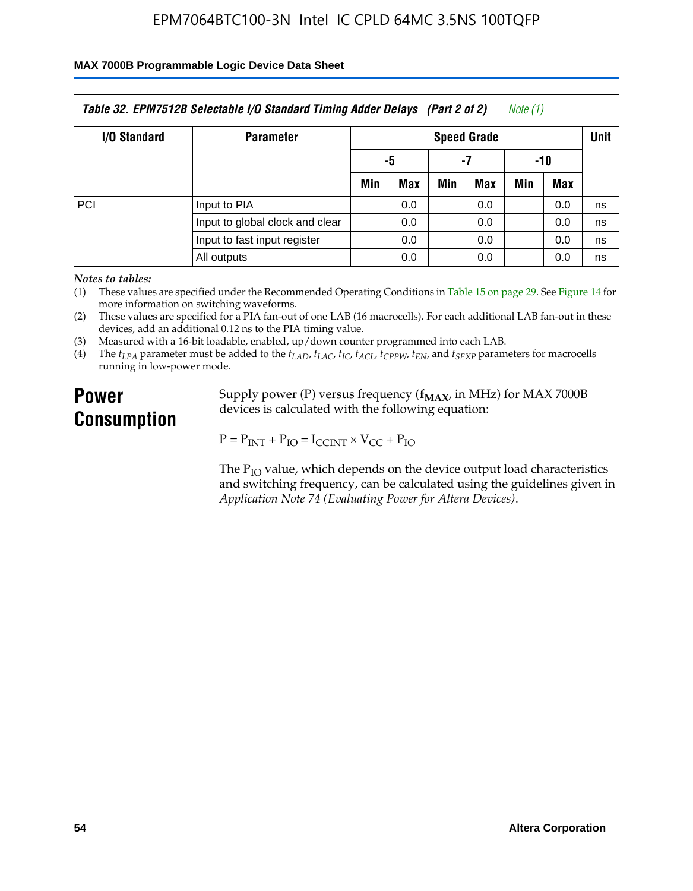| Table 32. EPM7512B Selectable I/O Standard Timing Adder Delays (Part 2 of 2) Note (1) | | | | | | | | |
|---|---|---|---|---|---|---|---|---|
| I/O Standard | Parameter | Speed Grade | | | | | | Unit |
| | | -5 | | -7 | | -10 | | |
| | | Min | Max | Min | Max | Min | Max | |
| PCI | Input to PIA | | 0.0 | | 0.0 | | 0.0 | ns |
| | Input to global clock and clear | | 0.0 | | 0.0 | | 0.0 | ns |
| | Input to fast input register | | 0.0 | | 0.0 | | 0.0 | ns |
| | All outputs | | 0.0 | | 0.0 | | 0.0 | ns |

*Notes to tables:*

(1) These values are specified under the Recommended Operating Conditions in Table 15 on page 29. See Figure 14 for more information on switching waveforms.

(2) These values are specified for a PIA fan-out of one LAB (16 macrocells). For each additional LAB fan-out in these devices, add an additional 0.12 ns to the PIA timing value.

(3) Measured with a 16-bit loadable, enabled, up/down counter programmed into each LAB.

(4) The $t_{LPA}$ parameter must be added to the $t_{LAD}$, $t_{LAC}$, $t_{IC}$, $t_{ACL}$, $t_{CPPW}$, $t_{EN}$, and $t_{SEXP}$ parameters for macrocells running in low-power mode.

## Power Consumption

Supply power (P) versus frequency ($f_{MAX}$, in MHz) for MAX 7000B devices is calculated with the following equation:

$$P = P_{INT} + P_{IO} = I_{CCINT} \times V_{CC} + P_{IO}$$

The $P_{IO}$ value, which depends on the device output load characteristics and switching frequency, can be calculated using the guidelines given in *Application Note 74 (Evaluating Power for Altera Devices)*.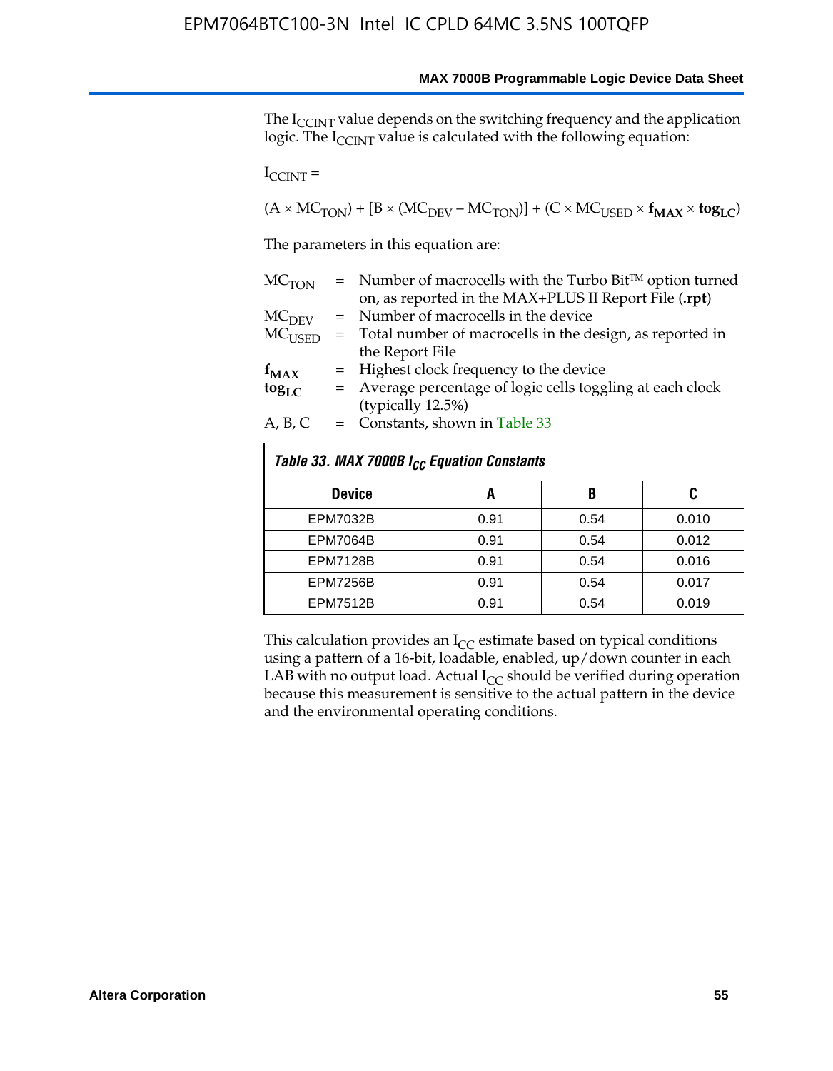The $I_{CCINT}$ value depends on the switching frequency and the application logic. The $I_{CCINT}$ value is calculated with the following equation:

$I_{CCINT}$ =

$$(A \times MC_{TON}) + [B \times (MC_{DEV} - MC_{TON})] + (C \times MC_{USED} \times \mathbf{f_{MAX}} \times \mathbf{tog_{LC}})$$

The parameters in this equation are:

| | | |
|---|---|---|
| $MC_{TON}$ | = | Number of macrocells with the Turbo Bit™ option turned on, as reported in the MAX+PLUS II Report File (**.rpt**) |
| $MC_{DEV}$ | = | Number of macrocells in the device |
| $MC_{USED}$ | = | Total number of macrocells in the design, as reported in the Report File |
| $\mathbf{f_{MAX}}$ | = | Highest clock frequency to the device |
| $\mathbf{tog_{LC}}$ | = | Average percentage of logic cells toggling at each clock (typically 12.5%) |
| A, B, C | = | Constants, shown in Table 33 |

*Table 33. MAX 7000B $I_{CC}$ Equation Constants*

| Device | A | B | C |
|---|---|---|---|
| EPM7032B | 0.91 | 0.54 | 0.010 |
| EPM7064B | 0.91 | 0.54 | 0.012 |
| EPM7128B | 0.91 | 0.54 | 0.016 |
| EPM7256B | 0.91 | 0.54 | 0.017 |
| EPM7512B | 0.91 | 0.54 | 0.019 |

This calculation provides an $I_{CC}$ estimate based on typical conditions using a pattern of a 16-bit, loadable, enabled, up/down counter in each LAB with no output load. Actual $I_{CC}$ should be verified during operation because this measurement is sensitive to the actual pattern in the device and the environmental operating conditions.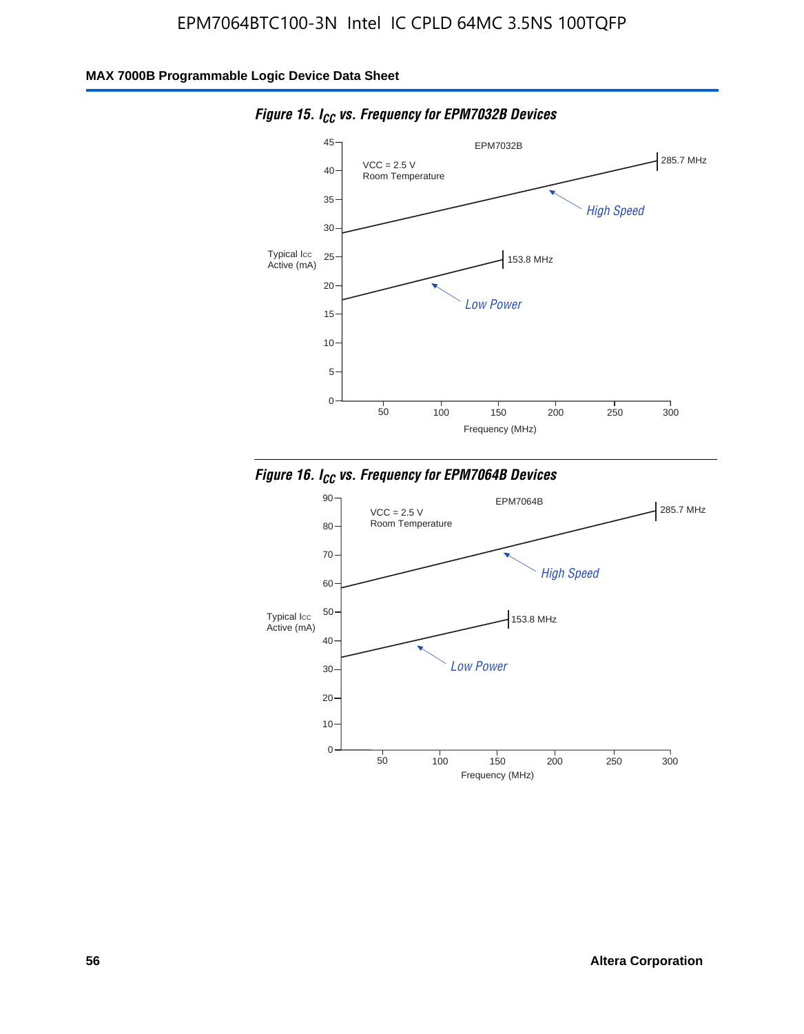*Figure 15. $I_{CC}$ vs. Frequency for EPM7032B Devices*

*Figure 16. $I_{CC}$ vs. Frequency for EPM7064B Devices*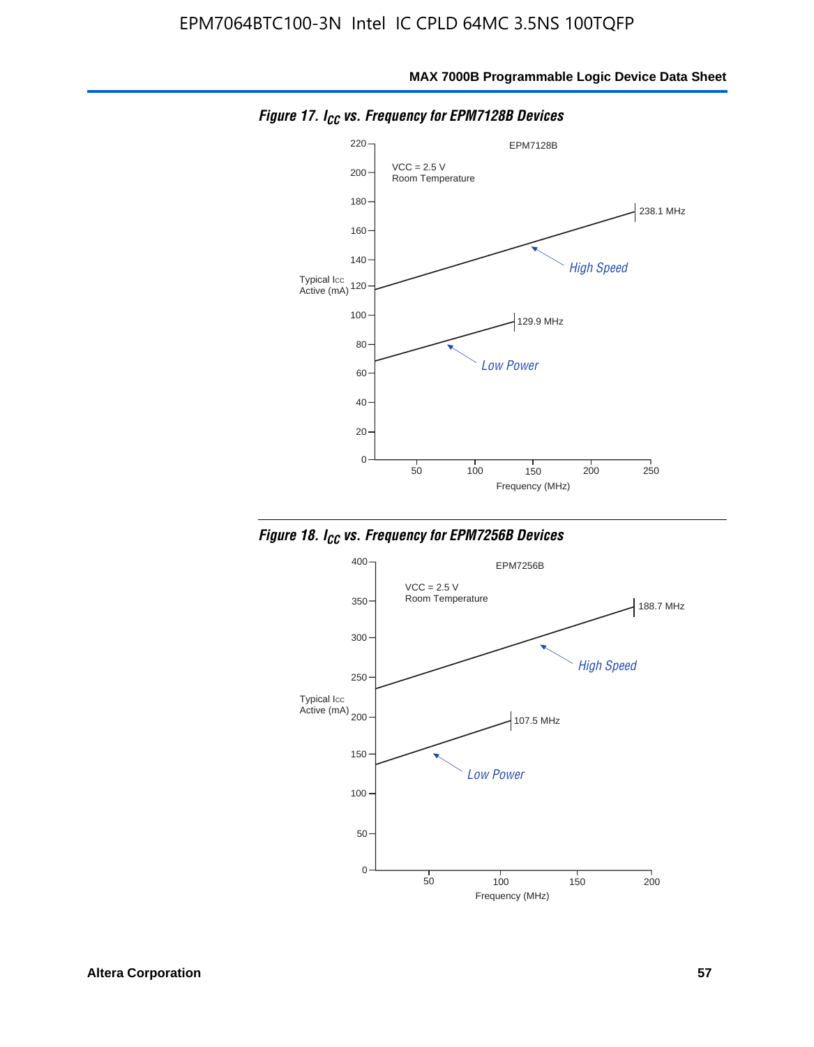**Figure 17. $I_{CC}$ vs. Frequency for EPM7128B Devices**

EPM7128B

VCC = 2.5 V
Room Temperature

Typical ICC Active (mA)

Frequency (MHz)

High Speed — 238.1 MHz

Low Power — 129.9 MHz

**Figure 18. $I_{CC}$ vs. Frequency for EPM7256B Devices**

EPM7256B

VCC = 2.5 V
Room Temperature

Typical ICC Active (mA)

Frequency (MHz)

High Speed — 188.7 MHz

Low Power — 107.5 MHz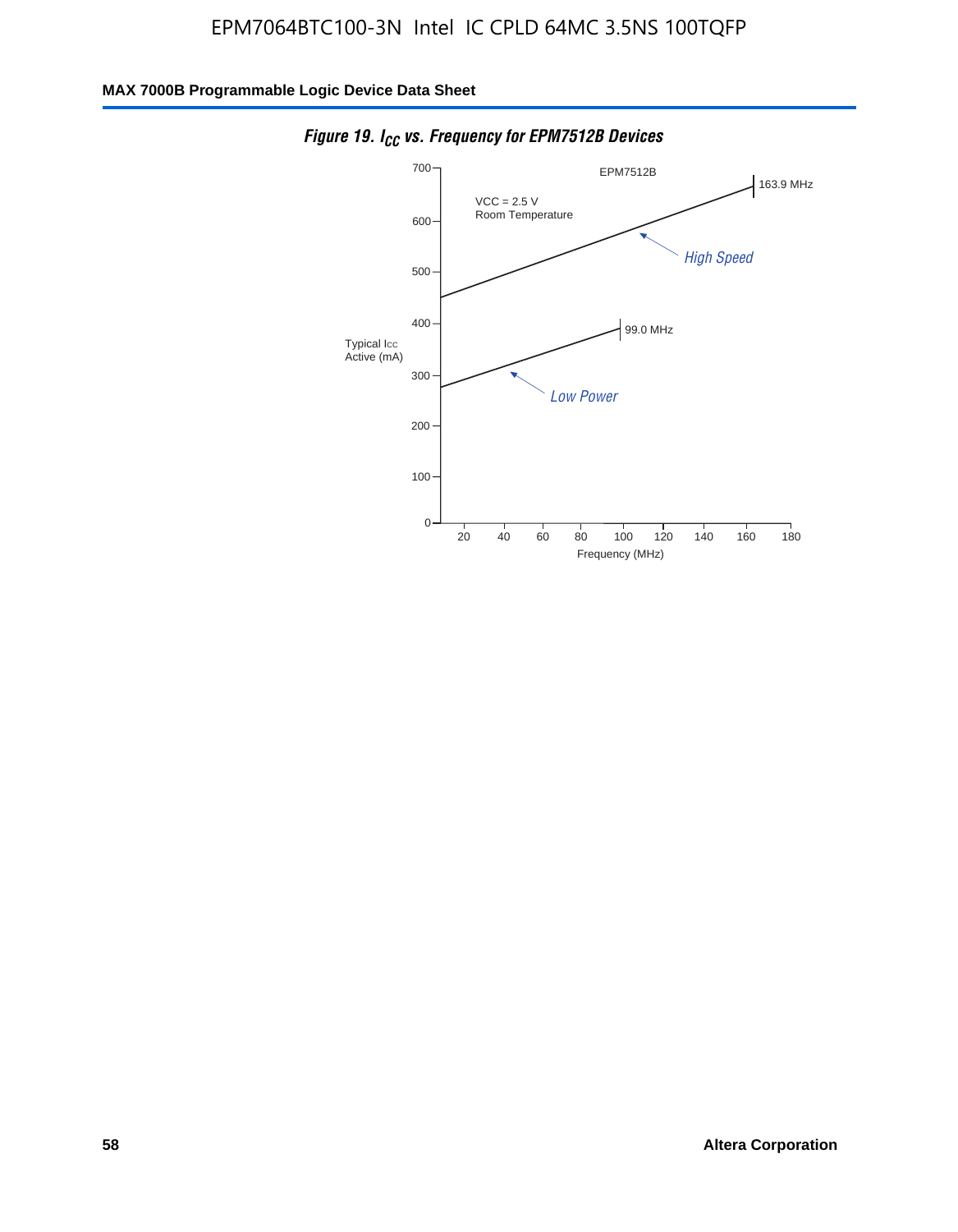*Figure 19. $I_{CC}$ vs. Frequency for EPM7512B Devices*

EPM7512B

VCC = 2.5 V
Room Temperature

Typical Icc Active (mA)

163.9 MHz

High Speed

99.0 MHz

Low Power

Frequency (MHz)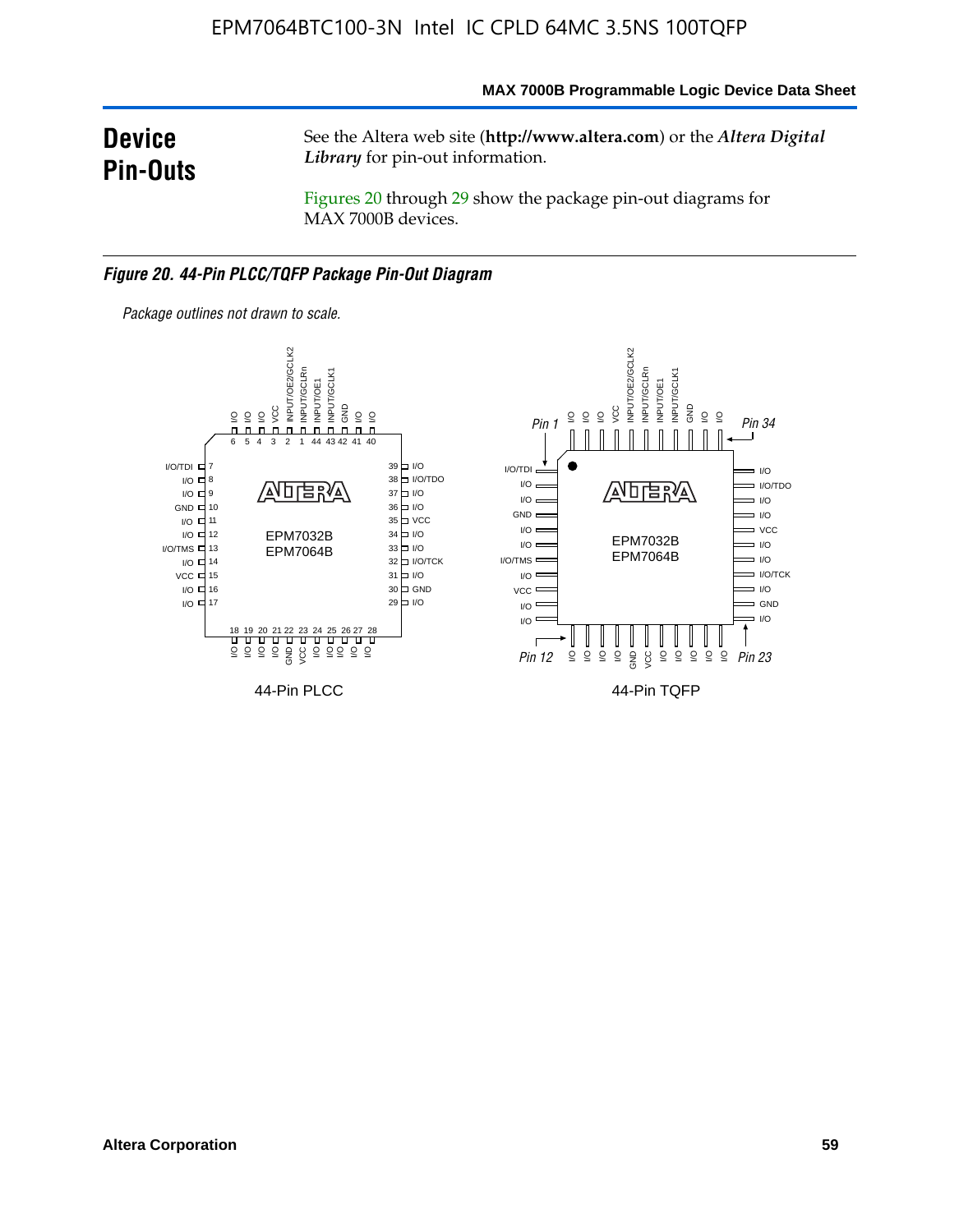## Device Pin-Outs

See the Altera web site (**http://www.altera.com**) or the *Altera Digital Library* for pin-out information.

Figures 20 through 29 show the package pin-out diagrams for MAX 7000B devices.

***Figure 20. 44-Pin PLCC/TQFP Package Pin-Out Diagram***

*Package outlines not drawn to scale.*

44-Pin PLCC

44-Pin TQFP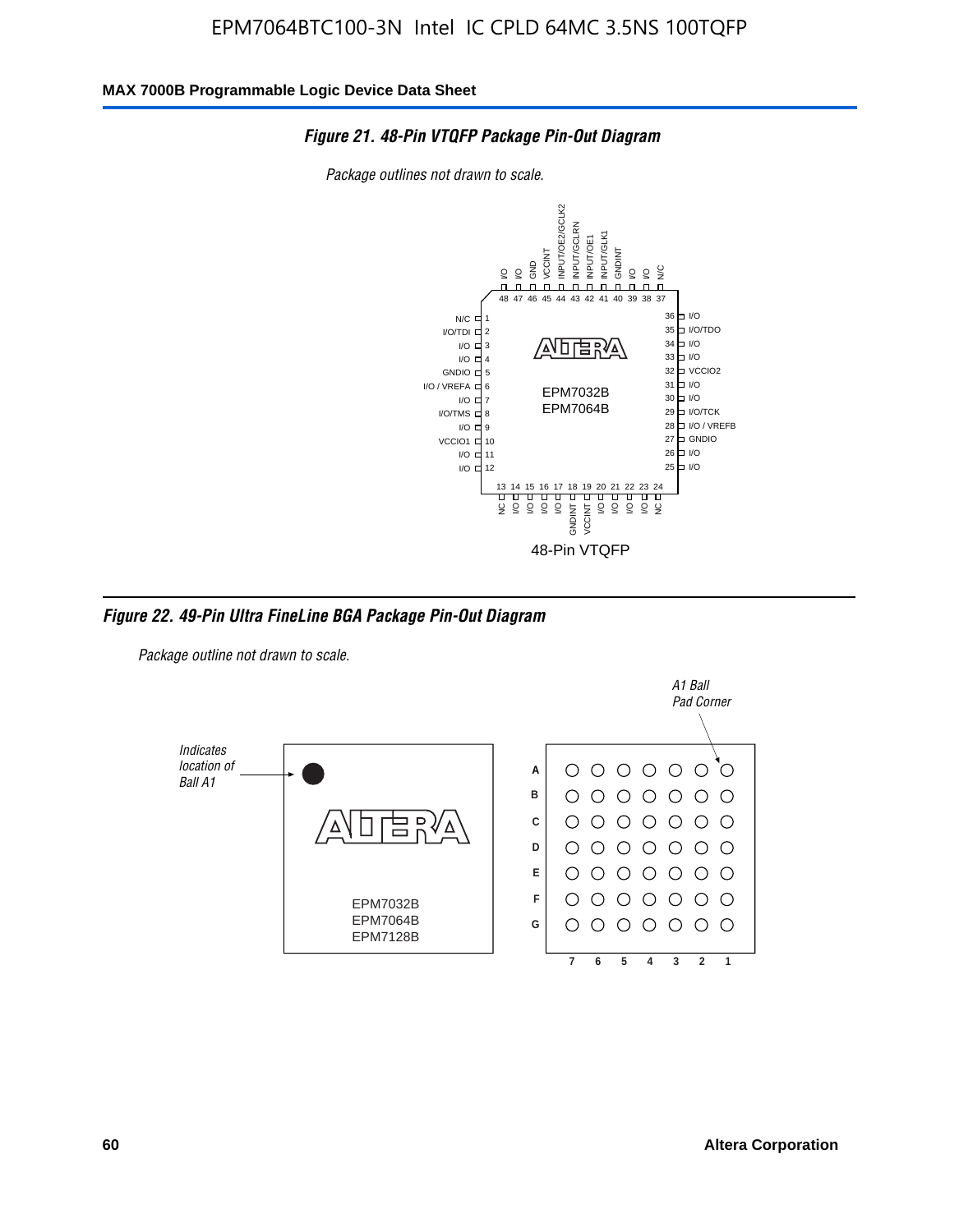EPM7064BTC100-3N Intel IC CPLD 64MC 3.5NS 100TQFP

**MAX 7000B Programmable Logic Device Data Sheet**

***Figure 21. 48-Pin VTQFP Package Pin-Out Diagram***

*Package outlines not drawn to scale.*

| Pin | Function | Pin | Function |
|---|---|---|---|
| 1 | N/C | 25 | I/O |
| 2 | I/O/TDI | 26 | I/O |
| 3 | I/O | 27 | GNDIO |
| 4 | I/O | 28 | I/O / VREFB |
| 5 | GNDIO | 29 | I/O/TCK |
| 6 | I/O / VREFA | 30 | I/O |
| 7 | I/O | 31 | I/O |
| 8 | I/O/TMS | 32 | VCCIO2 |
| 9 | I/O | 33 | I/O |
| 10 | VCCIO1 | 34 | I/O |
| 11 | I/O | 35 | I/O/TDO |
| 12 | I/O | 36 | I/O |
| 13 | NC | 37 | N/C |
| 14 | I/O | 38 | I/O |
| 15 | I/O | 39 | I/O |
| 16 | I/O | 40 | GNDINT |
| 17 | I/O | 41 | INPUT/GLK1 |
| 18 | GNDINT | 42 | INPUT/OE1 |
| 19 | VCCINT | 43 | INPUT/GCLRN |
| 20 | I/O | 44 | INPUT/OE2/GCLK2 |
| 21 | I/O | 45 | VCCINT |
| 22 | I/O | 46 | GND |
| 23 | I/O | 47 | I/O |
| 24 | NC | 48 | I/O |

EPM7032B
EPM7064B

48-Pin VTQFP

***Figure 22. 49-Pin Ultra FineLine BGA Package Pin-Out Diagram***

*Package outline not drawn to scale.*

*Indicates location of Ball A1*

EPM7032B
EPM7064B
EPM7128B

*A1 Ball Pad Corner*

Rows: A, B, C, D, E, F, G
Columns: 7, 6, 5, 4, 3, 2, 1

**Altera Corporation**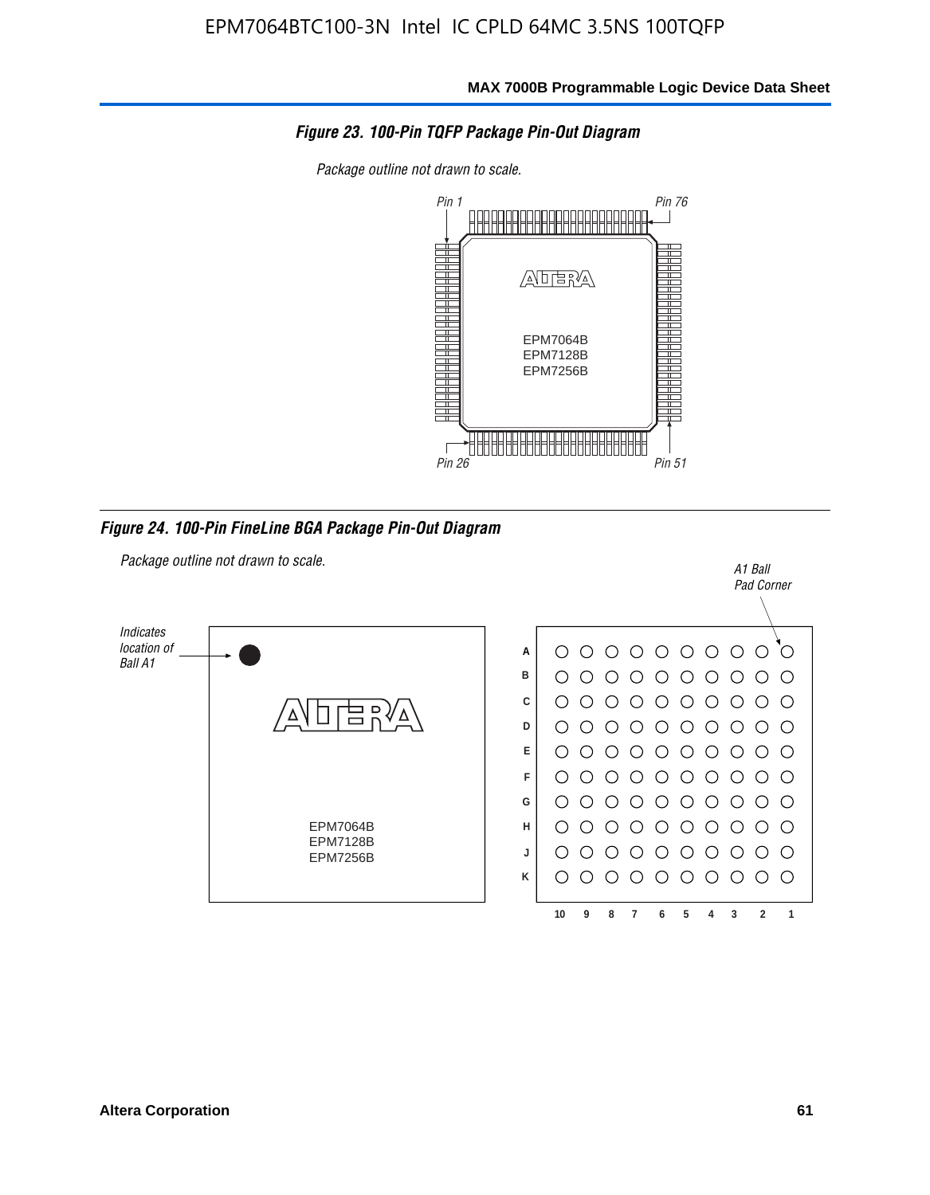**Figure 23. 100-Pin TQFP Package Pin-Out Diagram**

*Package outline not drawn to scale.*

Pin 1

Pin 76

EPM7064B
EPM7128B
EPM7256B

Pin 26

Pin 51

**Figure 24. 100-Pin FineLine BGA Package Pin-Out Diagram**

*Package outline not drawn to scale.*

*Indicates location of Ball A1*

EPM7064B
EPM7128B
EPM7256B

*A1 Ball Pad Corner*

A
B
C
D
E
F
G
H
J
K

10 9 8 7 6 5 4 3 2 1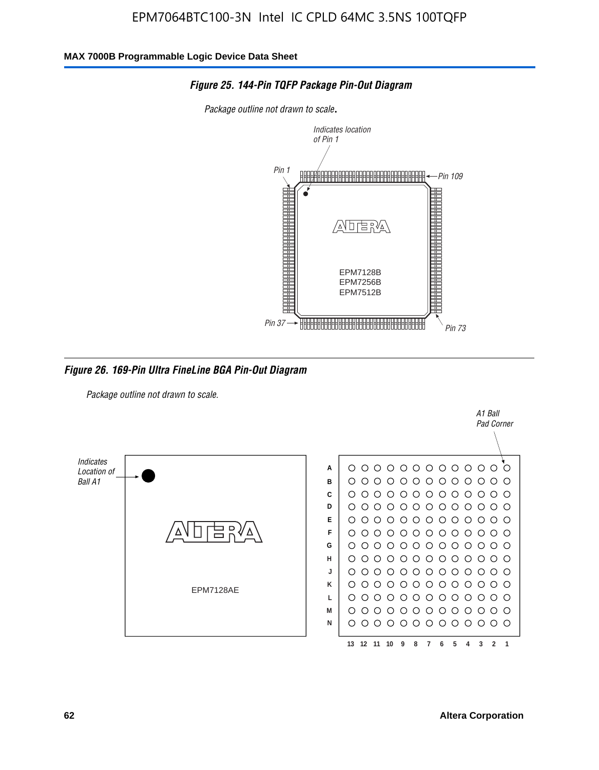**Figure 25. 144-Pin TQFP Package Pin-Out Diagram**

*Package outline not drawn to scale.*

Indicates location of Pin 1

Pin 1

Pin 109

Pin 37

Pin 73

EPM7128B
EPM7256B
EPM7512B

**Figure 26. 169-Pin Ultra FineLine BGA Pin-Out Diagram**

*Package outline not drawn to scale.*

Indicates Location of Ball A1

A1 Ball Pad Corner

EPM7128AE

A B C D E F G H J K L M N

13 12 11 10 9 8 7 6 5 4 3 2 1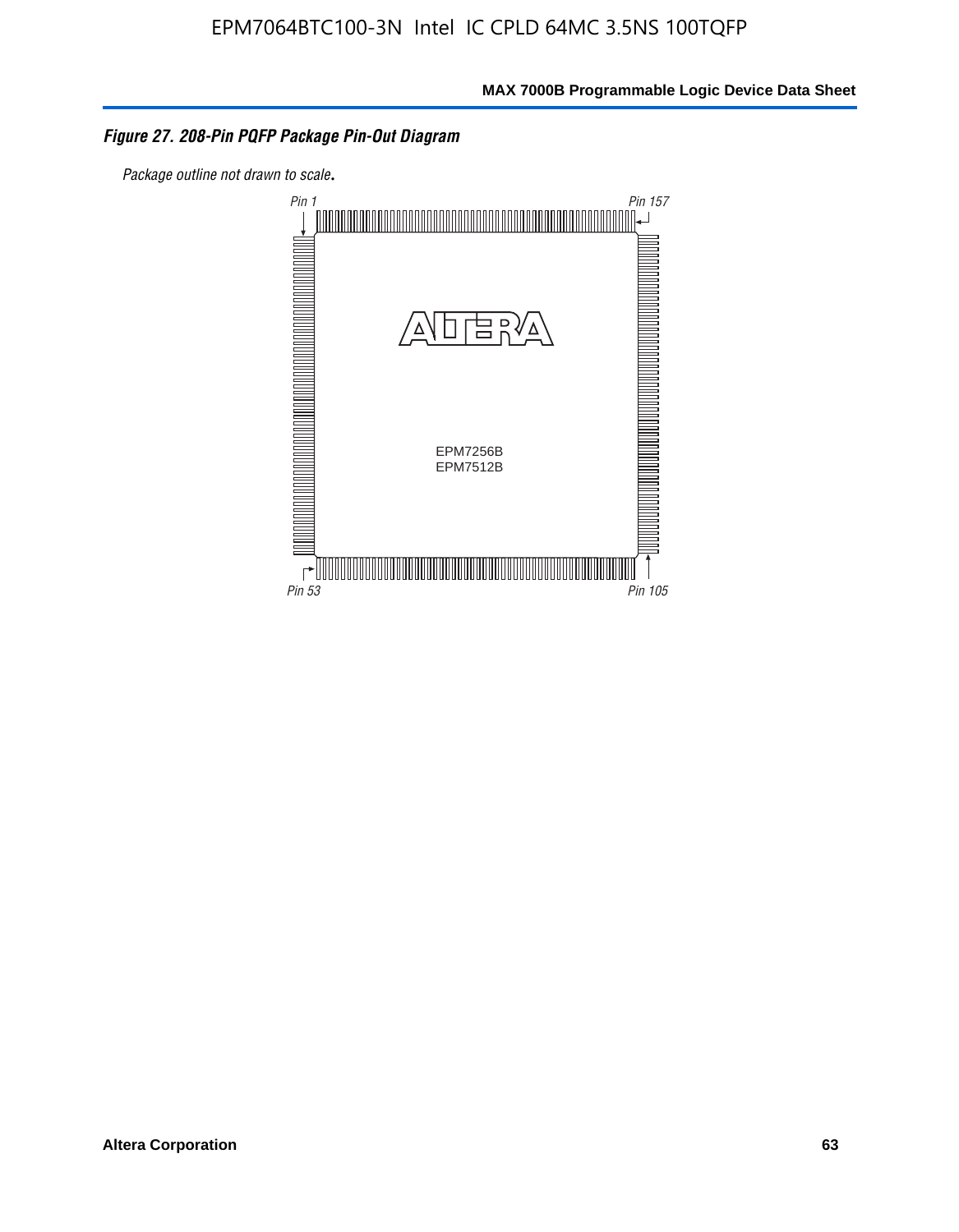*Figure 27. 208-Pin PQFP Package Pin-Out Diagram*

*Package outline not drawn to scale.*

Pin 1

Pin 157

EPM7256B
EPM7512B

Pin 53

Pin 105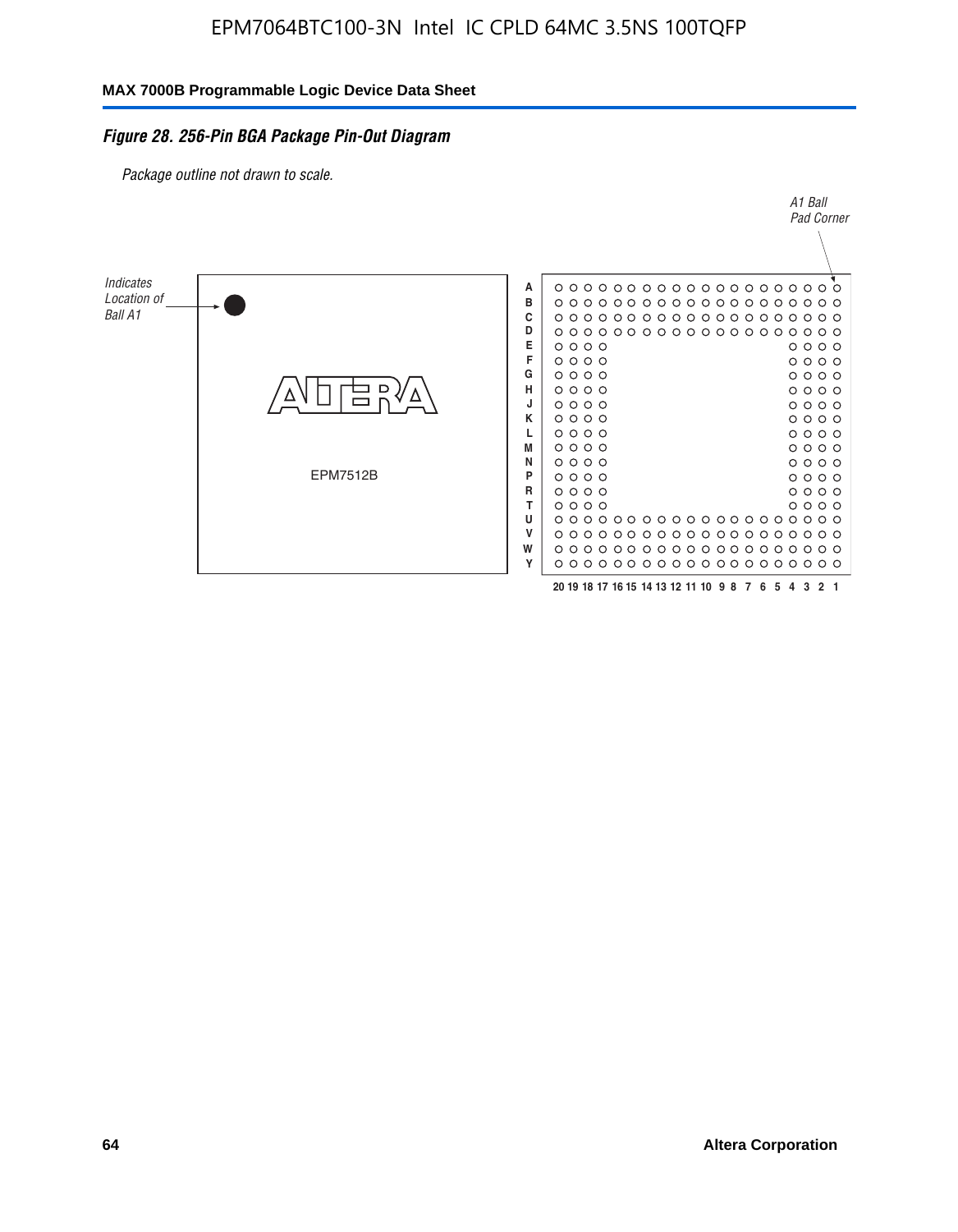*Figure 28. 256-Pin BGA Package Pin-Out Diagram*

*Package outline not drawn to scale.*

*A1 Ball Pad Corner*

*Indicates Location of Ball A1*

EPM7512B

A B C D E F G H J K L M N P R T U V W Y

20 19 18 17 16 15 14 13 12 11 10 9 8 7 6 5 4 3 2 1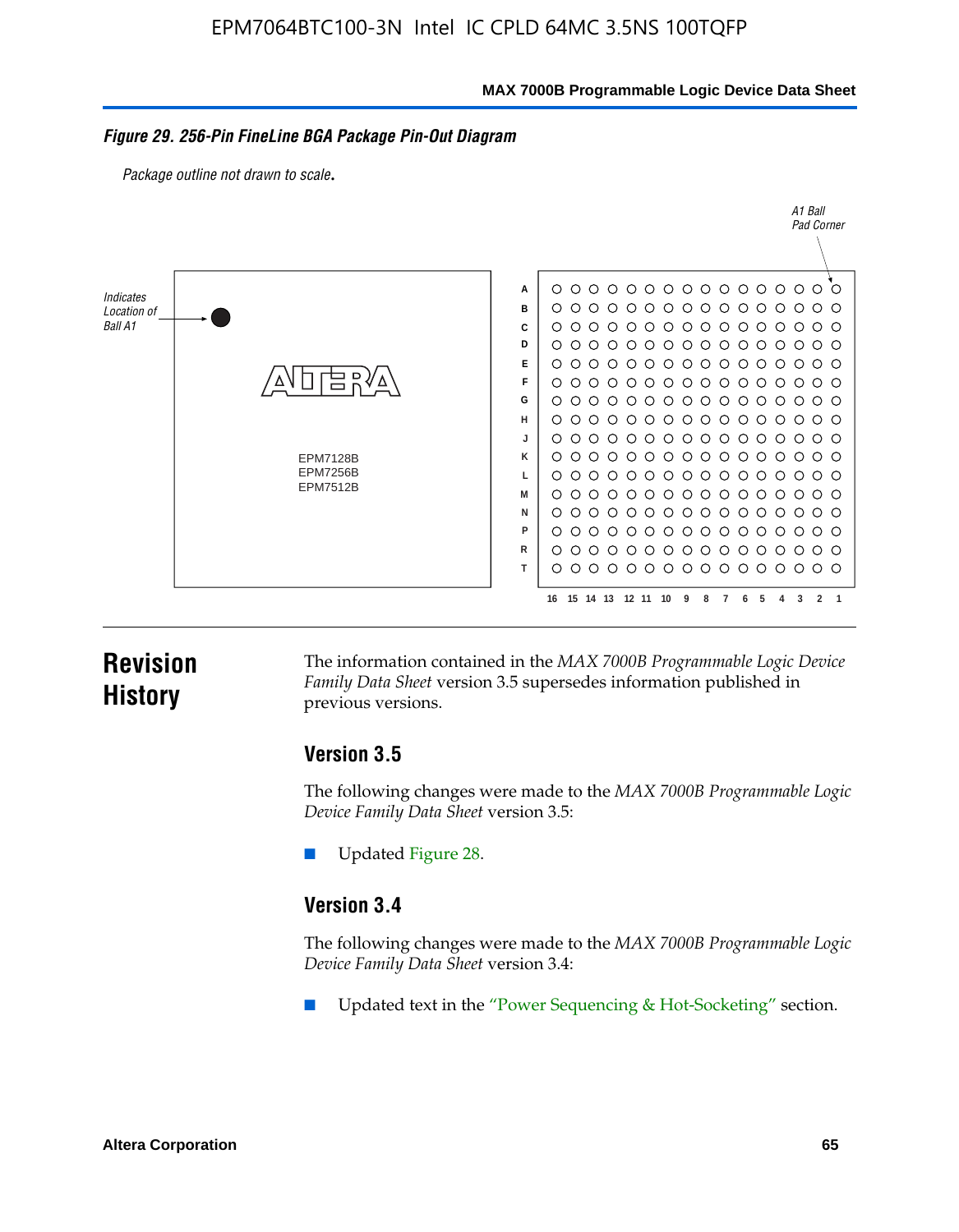**Figure 29. 256-Pin FineLine BGA Package Pin-Out Diagram**

*Package outline not drawn to scale.*

Indicates Location of Ball A1

A1 Ball Pad Corner

EPM7128B
EPM7256B
EPM7512B

A B C D E F G H J K L M N P R T

16 15 14 13 12 11 10 9 8 7 6 5 4 3 2 1

# Revision History

The information contained in the *MAX 7000B Programmable Logic Device Family Data Sheet* version 3.5 supersedes information published in previous versions.

## Version 3.5

The following changes were made to the *MAX 7000B Programmable Logic Device Family Data Sheet* version 3.5:

- Updated Figure 28.

## Version 3.4

The following changes were made to the *MAX 7000B Programmable Logic Device Family Data Sheet* version 3.4:

- Updated text in the "Power Sequencing & Hot-Socketing" section.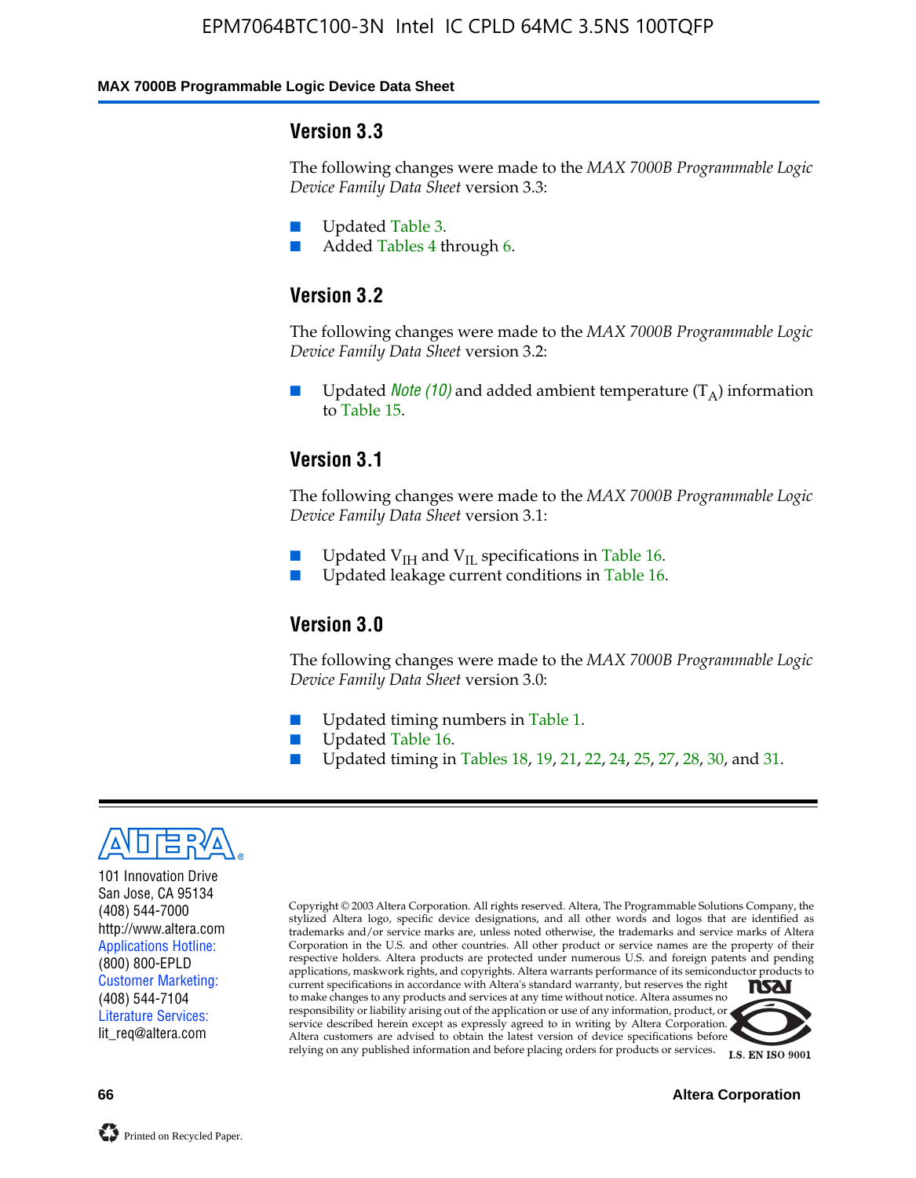### Version 3.3

The following changes were made to the *MAX 7000B Programmable Logic Device Family Data Sheet* version 3.3:

- Updated Table 3.
- Added Tables 4 through 6.

### Version 3.2

The following changes were made to the *MAX 7000B Programmable Logic Device Family Data Sheet* version 3.2:

- Updated *Note (10)* and added ambient temperature ($T_A$) information to Table 15.

### Version 3.1

The following changes were made to the *MAX 7000B Programmable Logic Device Family Data Sheet* version 3.1:

- Updated $V_{IH}$ and $V_{IL}$ specifications in Table 16.
- Updated leakage current conditions in Table 16.

### Version 3.0

The following changes were made to the *MAX 7000B Programmable Logic Device Family Data Sheet* version 3.0:

- Updated timing numbers in Table 1.
- Updated Table 16.
- Updated timing in Tables 18, 19, 21, 22, 24, 25, 27, 28, 30, and 31.

101 Innovation Drive
San Jose, CA 95134
(408) 544-7000
http://www.altera.com
Applications Hotline:
(800) 800-EPLD
Customer Marketing:
(408) 544-7104
Literature Services:
lit_req@altera.com

Copyright © 2003 Altera Corporation. All rights reserved. Altera, The Programmable Solutions Company, the stylized Altera logo, specific device designations, and all other words and logos that are identified as trademarks and/or service marks are, unless noted otherwise, the trademarks and service marks of Altera Corporation in the U.S. and other countries. All other product or service names are the property of their respective holders. Altera products are protected under numerous U.S. and foreign patents and pending applications, maskwork rights, and copyrights. Altera warrants performance of its semiconductor products to current specifications in accordance with Altera's standard warranty, but reserves the right to make changes to any products and services at any time without notice. Altera assumes no responsibility or liability arising out of the application or use of any information, product, or service described herein except as expressly agreed to in writing by Altera Corporation. Altera customers are advised to obtain the latest version of device specifications before relying on any published information and before placing orders for products or services.

I.S. EN ISO 9001

Printed on Recycled Paper.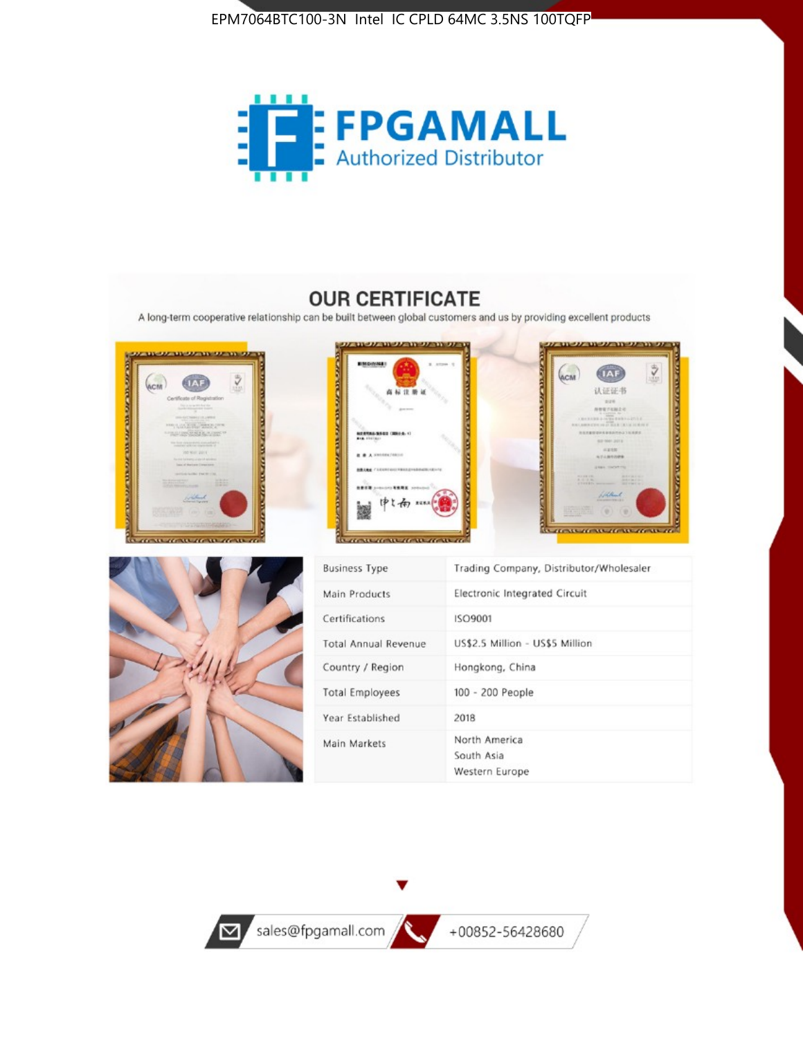FPGAMALL
Authorized Distributor

## OUR CERTIFICATE

A long-term cooperative relationship can be built between global customers and us by providing excellent products

| | |
|---|---|
| Business Type | Trading Company, Distributor/Wholesaler |
| Main Products | Electronic Integrated Circuit |
| Certifications | ISO9001 |
| Total Annual Revenue | US$2.5 Million - US$5 Million |
| Country / Region | Hongkong, China |
| Total Employees | 100 - 200 People |
| Year Established | 2018 |
| Main Markets | North America<br>South Asia<br>Western Europe |

sales@fpgamall.com

+00852-56428680